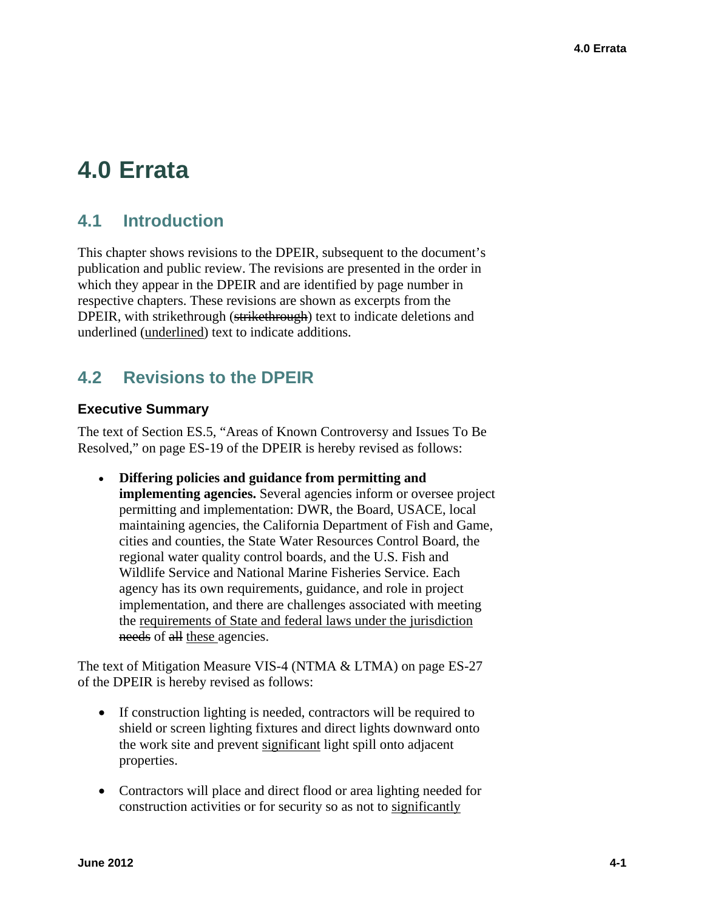# 4.0 Errata

## 4.1 Introduction

This chapter shows revisions to the DPEIR, subsequent to the document's publication and public review. The revisions are presented in the order in which they appear in the DPEIR and are identified by page number in respective chapters. These revisions are shown as excerpts from the DPEIR, with strikethrough (~~strikethrough~~) text to indicate deletions and underlined (<u>underlined</u>) text to indicate additions.

## 4.2 Revisions to the DPEIR

### Executive Summary

The text of Section ES.5, "Areas of Known Controversy and Issues To Be Resolved," on page ES-19 of the DPEIR is hereby revised as follows:

- **Differing policies and guidance from permitting and implementing agencies.** Several agencies inform or oversee project permitting and implementation: DWR, the Board, USACE, local maintaining agencies, the California Department of Fish and Game, cities and counties, the State Water Resources Control Board, the regional water quality control boards, and the U.S. Fish and Wildlife Service and National Marine Fisheries Service. Each agency has its own requirements, guidance, and role in project implementation, and there are challenges associated with meeting the <u>requirements of State and federal laws under the jurisdiction</u> ~~needs~~ of ~~all~~ <u>these</u> agencies.

The text of Mitigation Measure VIS-4 (NTMA & LTMA) on page ES-27 of the DPEIR is hereby revised as follows:

- If construction lighting is needed, contractors will be required to shield or screen lighting fixtures and direct lights downward onto the work site and prevent <u>significant</u> light spill onto adjacent properties.

- Contractors will place and direct flood or area lighting needed for construction activities or for security so as not to <u>significantly</u>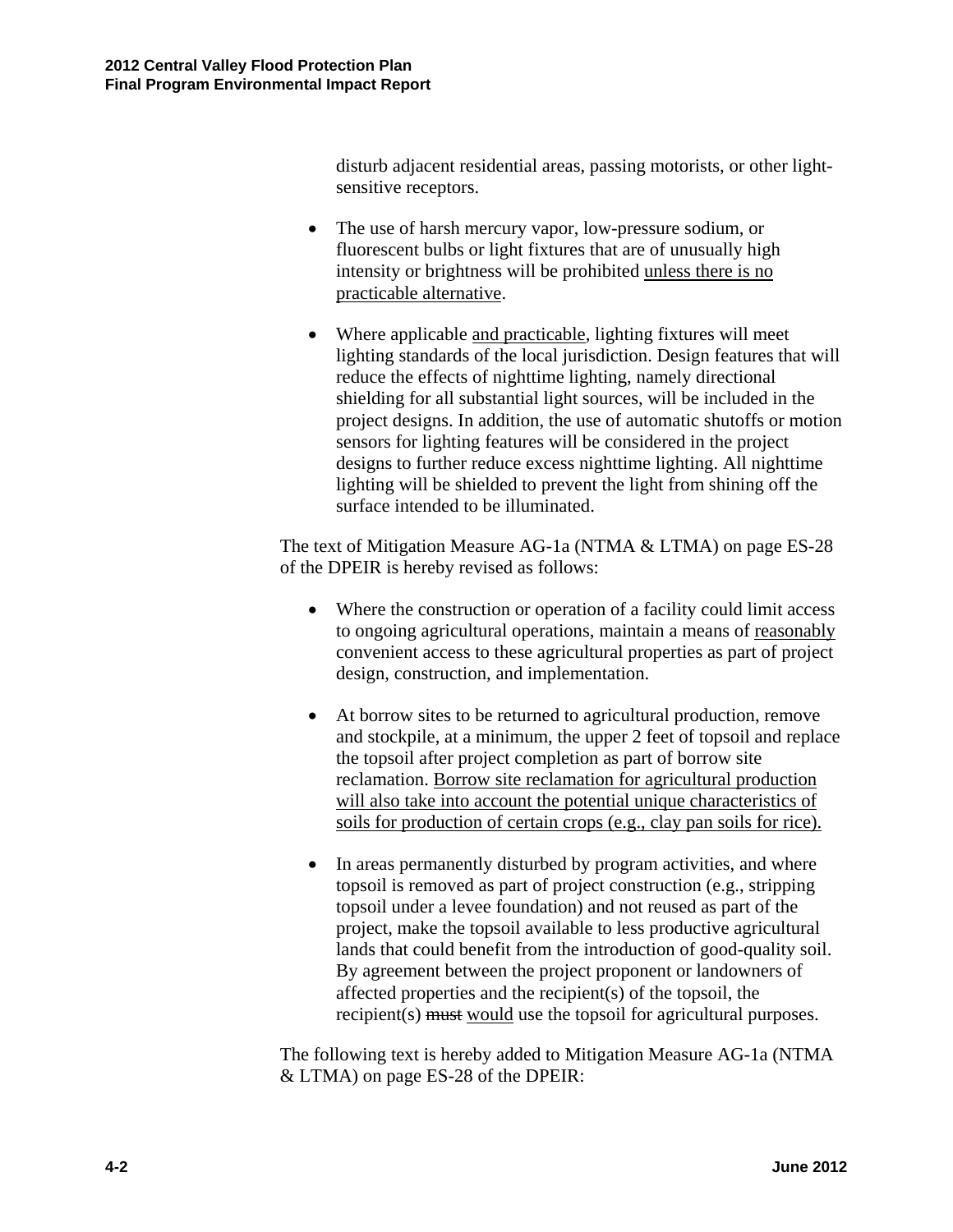disturb adjacent residential areas, passing motorists, or other light-sensitive receptors.

- The use of harsh mercury vapor, low-pressure sodium, or fluorescent bulbs or light fixtures that are of unusually high intensity or brightness will be prohibited <u>unless there is no practicable alternative</u>.

- Where applicable <u>and practicable</u>, lighting fixtures will meet lighting standards of the local jurisdiction. Design features that will reduce the effects of nighttime lighting, namely directional shielding for all substantial light sources, will be included in the project designs. In addition, the use of automatic shutoffs or motion sensors for lighting features will be considered in the project designs to further reduce excess nighttime lighting. All nighttime lighting will be shielded to prevent the light from shining off the surface intended to be illuminated.

The text of Mitigation Measure AG-1a (NTMA & LTMA) on page ES-28 of the DPEIR is hereby revised as follows:

- Where the construction or operation of a facility could limit access to ongoing agricultural operations, maintain a means of <u>reasonably</u> convenient access to these agricultural properties as part of project design, construction, and implementation.

- At borrow sites to be returned to agricultural production, remove and stockpile, at a minimum, the upper 2 feet of topsoil and replace the topsoil after project completion as part of borrow site reclamation. <u>Borrow site reclamation for agricultural production will also take into account the potential unique characteristics of soils for production of certain crops (e.g., clay pan soils for rice).</u>

- In areas permanently disturbed by program activities, and where topsoil is removed as part of project construction (e.g., stripping topsoil under a levee foundation) and not reused as part of the project, make the topsoil available to less productive agricultural lands that could benefit from the introduction of good-quality soil. By agreement between the project proponent or landowners of affected properties and the recipient(s) of the topsoil, the recipient(s) ~~must~~ <u>would</u> use the topsoil for agricultural purposes.

The following text is hereby added to Mitigation Measure AG-1a (NTMA & LTMA) on page ES-28 of the DPEIR: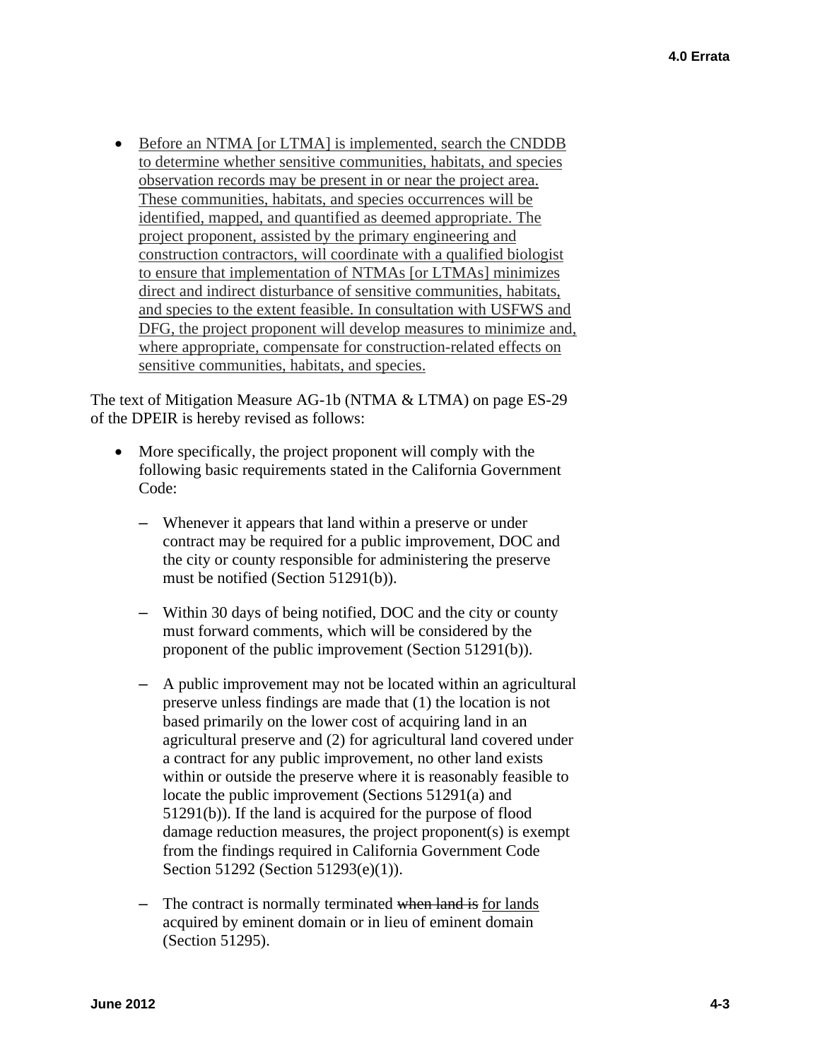- <u>Before an NTMA [or LTMA] is implemented, search the CNDDB to determine whether sensitive communities, habitats, and species observation records may be present in or near the project area. These communities, habitats, and species occurrences will be identified, mapped, and quantified as deemed appropriate. The project proponent, assisted by the primary engineering and construction contractors, will coordinate with a qualified biologist to ensure that implementation of NTMAs [or LTMAs] minimizes direct and indirect disturbance of sensitive communities, habitats, and species to the extent feasible. In consultation with USFWS and DFG, the project proponent will develop measures to minimize and, where appropriate, compensate for construction-related effects on sensitive communities, habitats, and species.</u>

The text of Mitigation Measure AG-1b (NTMA & LTMA) on page ES-29 of the DPEIR is hereby revised as follows:

- More specifically, the project proponent will comply with the following basic requirements stated in the California Government Code:
  - Whenever it appears that land within a preserve or under contract may be required for a public improvement, DOC and the city or county responsible for administering the preserve must be notified (Section 51291(b)).
  - Within 30 days of being notified, DOC and the city or county must forward comments, which will be considered by the proponent of the public improvement (Section 51291(b)).
  - A public improvement may not be located within an agricultural preserve unless findings are made that (1) the location is not based primarily on the lower cost of acquiring land in an agricultural preserve and (2) for agricultural land covered under a contract for any public improvement, no other land exists within or outside the preserve where it is reasonably feasible to locate the public improvement (Sections 51291(a) and 51291(b)). If the land is acquired for the purpose of flood damage reduction measures, the project proponent(s) is exempt from the findings required in California Government Code Section 51292 (Section 51293(e)(1)).
  - The contract is normally terminated ~~when land is~~ <u>for lands</u> acquired by eminent domain or in lieu of eminent domain (Section 51295).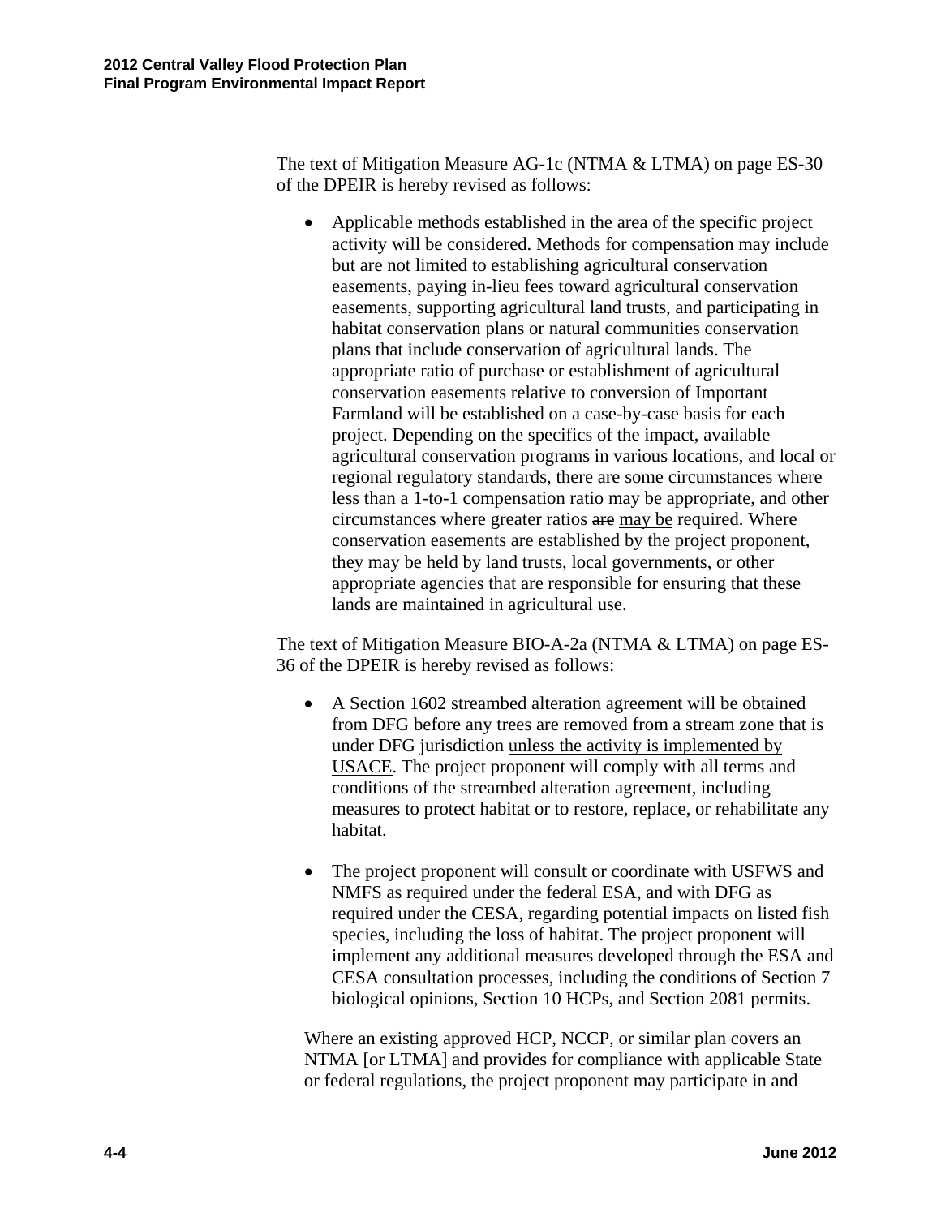The text of Mitigation Measure AG-1c (NTMA & LTMA) on page ES-30 of the DPEIR is hereby revised as follows:

- Applicable methods established in the area of the specific project activity will be considered. Methods for compensation may include but are not limited to establishing agricultural conservation easements, paying in-lieu fees toward agricultural conservation easements, supporting agricultural land trusts, and participating in habitat conservation plans or natural communities conservation plans that include conservation of agricultural lands. The appropriate ratio of purchase or establishment of agricultural conservation easements relative to conversion of Important Farmland will be established on a case-by-case basis for each project. Depending on the specifics of the impact, available agricultural conservation programs in various locations, and local or regional regulatory standards, there are some circumstances where less than a 1-to-1 compensation ratio may be appropriate, and other circumstances where greater ratios ~~are~~ <u>may be</u> required. Where conservation easements are established by the project proponent, they may be held by land trusts, local governments, or other appropriate agencies that are responsible for ensuring that these lands are maintained in agricultural use.

The text of Mitigation Measure BIO-A-2a (NTMA & LTMA) on page ES-36 of the DPEIR is hereby revised as follows:

- A Section 1602 streambed alteration agreement will be obtained from DFG before any trees are removed from a stream zone that is under DFG jurisdiction <u>unless the activity is implemented by USACE</u>. The project proponent will comply with all terms and conditions of the streambed alteration agreement, including measures to protect habitat or to restore, replace, or rehabilitate any habitat.

- The project proponent will consult or coordinate with USFWS and NMFS as required under the federal ESA, and with DFG as required under the CESA, regarding potential impacts on listed fish species, including the loss of habitat. The project proponent will implement any additional measures developed through the ESA and CESA consultation processes, including the conditions of Section 7 biological opinions, Section 10 HCPs, and Section 2081 permits.

Where an existing approved HCP, NCCP, or similar plan covers an NTMA [or LTMA] and provides for compliance with applicable State or federal regulations, the project proponent may participate in and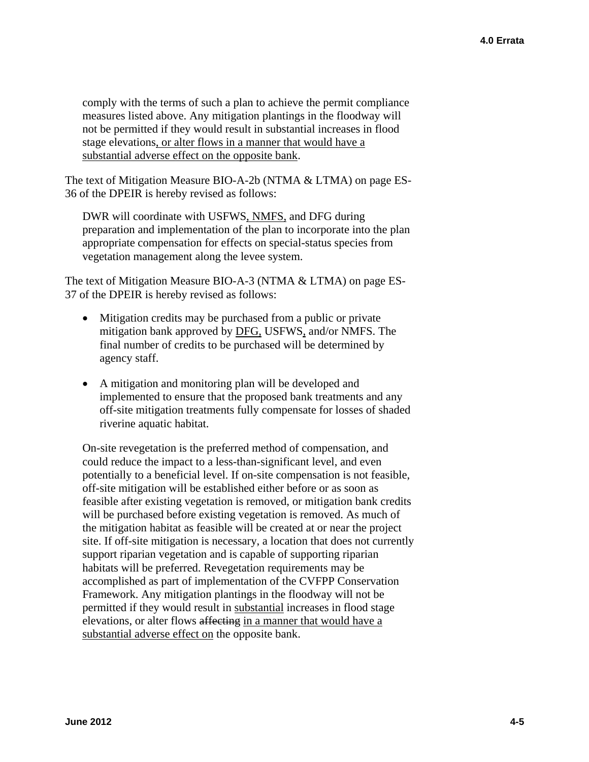comply with the terms of such a plan to achieve the permit compliance measures listed above. Any mitigation plantings in the floodway will not be permitted if they would result in substantial increases in flood stage elevations<u>, or alter flows in a manner that would have a substantial adverse effect on the opposite bank</u>.

The text of Mitigation Measure BIO-A-2b (NTMA & LTMA) on page ES-36 of the DPEIR is hereby revised as follows:

> DWR will coordinate with USFWS<u>, NMFS,</u> and DFG during preparation and implementation of the plan to incorporate into the plan appropriate compensation for effects on special-status species from vegetation management along the levee system.

The text of Mitigation Measure BIO-A-3 (NTMA & LTMA) on page ES-37 of the DPEIR is hereby revised as follows:

- Mitigation credits may be purchased from a public or private mitigation bank approved by <u>DFG,</u> USFWS<u>,</u> and/or NMFS. The final number of credits to be purchased will be determined by agency staff.
- A mitigation and monitoring plan will be developed and implemented to ensure that the proposed bank treatments and any off-site mitigation treatments fully compensate for losses of shaded riverine aquatic habitat.

On-site revegetation is the preferred method of compensation, and could reduce the impact to a less-than-significant level, and even potentially to a beneficial level. If on-site compensation is not feasible, off-site mitigation will be established either before or as soon as feasible after existing vegetation is removed, or mitigation bank credits will be purchased before existing vegetation is removed. As much of the mitigation habitat as feasible will be created at or near the project site. If off-site mitigation is necessary, a location that does not currently support riparian vegetation and is capable of supporting riparian habitats will be preferred. Revegetation requirements may be accomplished as part of implementation of the CVFPP Conservation Framework. Any mitigation plantings in the floodway will not be permitted if they would result in <u>substantial</u> increases in flood stage elevations, or alter flows ~~affecting~~ <u>in a manner that would have a substantial adverse effect on</u> the opposite bank.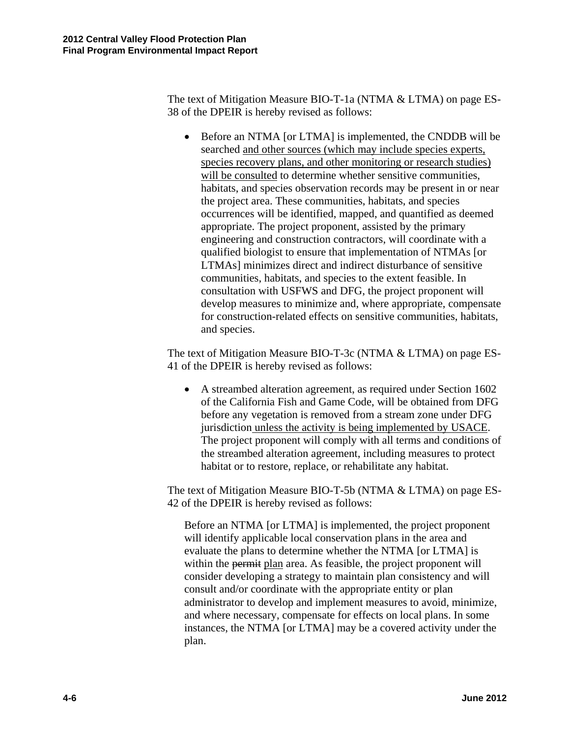The text of Mitigation Measure BIO-T-1a (NTMA & LTMA) on page ES-38 of the DPEIR is hereby revised as follows:

- Before an NTMA [or LTMA] is implemented, the CNDDB will be searched <u>and other sources (which may include species experts, species recovery plans, and other monitoring or research studies) will be consulted</u> to determine whether sensitive communities, habitats, and species observation records may be present in or near the project area. These communities, habitats, and species occurrences will be identified, mapped, and quantified as deemed appropriate. The project proponent, assisted by the primary engineering and construction contractors, will coordinate with a qualified biologist to ensure that implementation of NTMAs [or LTMAs] minimizes direct and indirect disturbance of sensitive communities, habitats, and species to the extent feasible. In consultation with USFWS and DFG, the project proponent will develop measures to minimize and, where appropriate, compensate for construction-related effects on sensitive communities, habitats, and species.

The text of Mitigation Measure BIO-T-3c (NTMA & LTMA) on page ES-41 of the DPEIR is hereby revised as follows:

- A streambed alteration agreement, as required under Section 1602 of the California Fish and Game Code, will be obtained from DFG before any vegetation is removed from a stream zone under DFG jurisdiction<u> unless the activity is being implemented by USACE</u>. The project proponent will comply with all terms and conditions of the streambed alteration agreement, including measures to protect habitat or to restore, replace, or rehabilitate any habitat.

The text of Mitigation Measure BIO-T-5b (NTMA & LTMA) on page ES-42 of the DPEIR is hereby revised as follows:

> Before an NTMA [or LTMA] is implemented, the project proponent will identify applicable local conservation plans in the area and evaluate the plans to determine whether the NTMA [or LTMA] is within the ~~permit~~ <u>plan</u> area. As feasible, the project proponent will consider developing a strategy to maintain plan consistency and will consult and/or coordinate with the appropriate entity or plan administrator to develop and implement measures to avoid, minimize, and where necessary, compensate for effects on local plans. In some instances, the NTMA [or LTMA] may be a covered activity under the plan.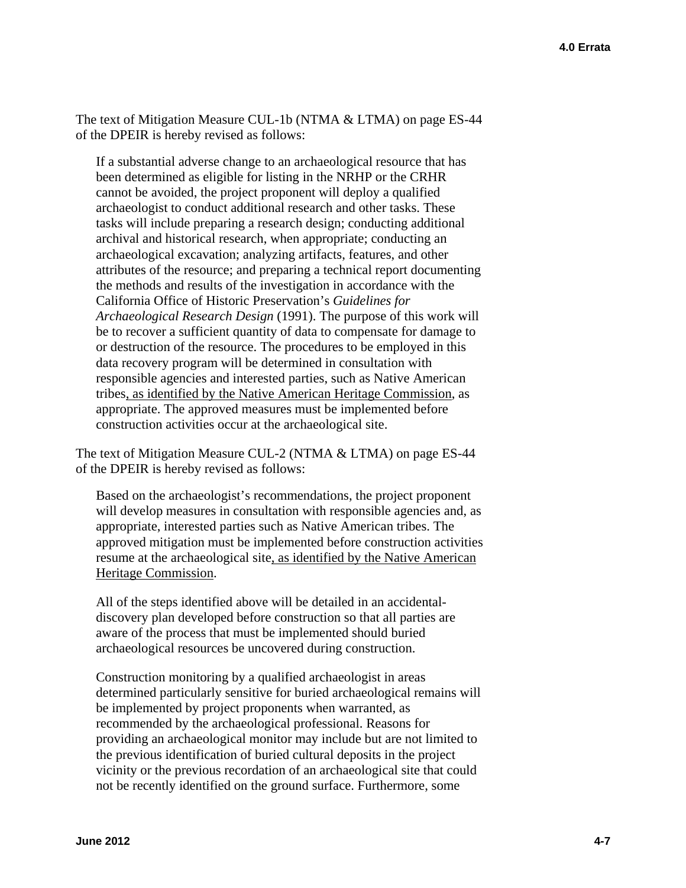The text of Mitigation Measure CUL-1b (NTMA & LTMA) on page ES-44 of the DPEIR is hereby revised as follows:

> If a substantial adverse change to an archaeological resource that has been determined as eligible for listing in the NRHP or the CRHR cannot be avoided, the project proponent will deploy a qualified archaeologist to conduct additional research and other tasks. These tasks will include preparing a research design; conducting additional archival and historical research, when appropriate; conducting an archaeological excavation; analyzing artifacts, features, and other attributes of the resource; and preparing a technical report documenting the methods and results of the investigation in accordance with the California Office of Historic Preservation's *Guidelines for Archaeological Research Design* (1991). The purpose of this work will be to recover a sufficient quantity of data to compensate for damage to or destruction of the resource. The procedures to be employed in this data recovery program will be determined in consultation with responsible agencies and interested parties, such as Native American tribes<u>, as identified by the Native American Heritage Commission</u>, as appropriate. The approved measures must be implemented before construction activities occur at the archaeological site.

The text of Mitigation Measure CUL-2 (NTMA & LTMA) on page ES-44 of the DPEIR is hereby revised as follows:

> Based on the archaeologist's recommendations, the project proponent will develop measures in consultation with responsible agencies and, as appropriate, interested parties such as Native American tribes. The approved mitigation must be implemented before construction activities resume at the archaeological site<u>, as identified by the Native American Heritage Commission</u>.
>
> All of the steps identified above will be detailed in an accidental-discovery plan developed before construction so that all parties are aware of the process that must be implemented should buried archaeological resources be uncovered during construction.
>
> Construction monitoring by a qualified archaeologist in areas determined particularly sensitive for buried archaeological remains will be implemented by project proponents when warranted, as recommended by the archaeological professional. Reasons for providing an archaeological monitor may include but are not limited to the previous identification of buried cultural deposits in the project vicinity or the previous recordation of an archaeological site that could not be recently identified on the ground surface. Furthermore, some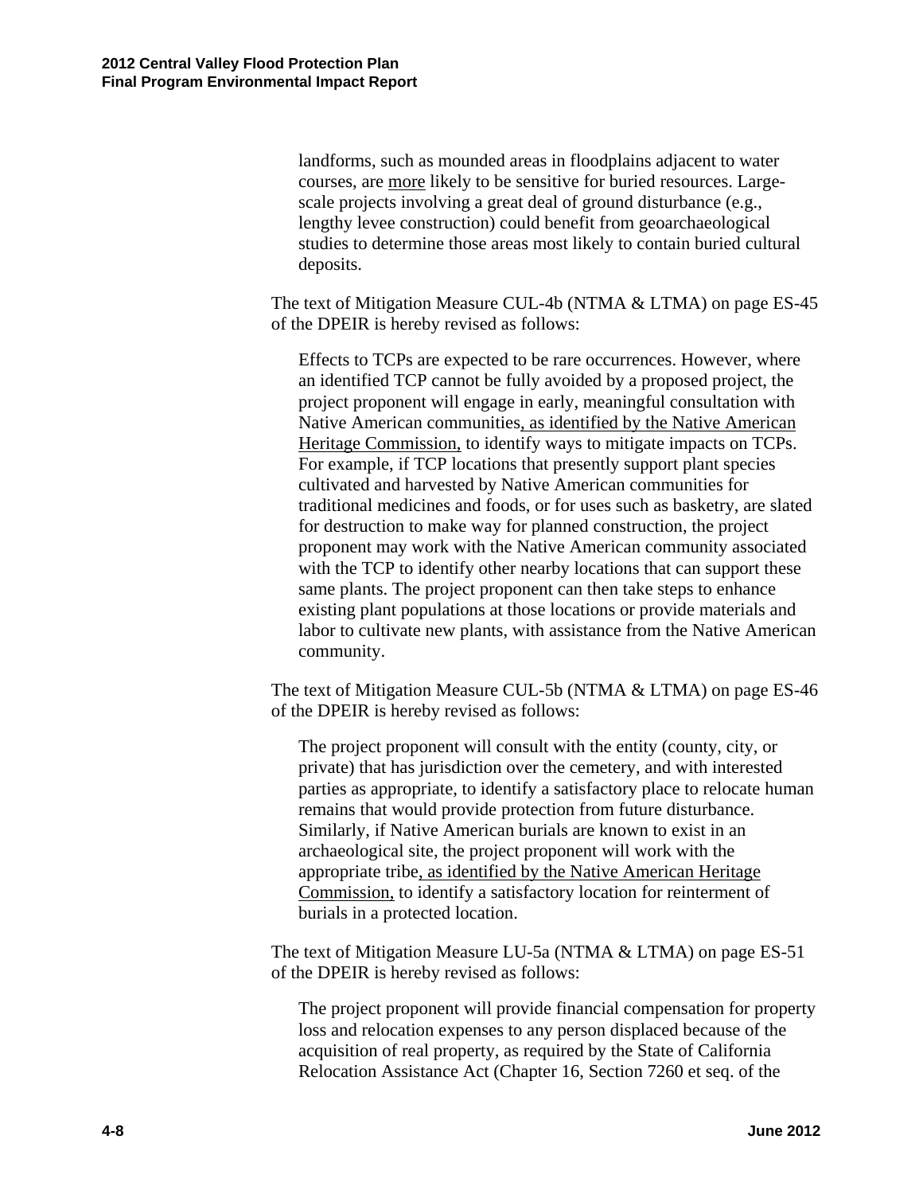landforms, such as mounded areas in floodplains adjacent to water courses, are <u>more</u> likely to be sensitive for buried resources. Large-scale projects involving a great deal of ground disturbance (e.g., lengthy levee construction) could benefit from geoarchaeological studies to determine those areas most likely to contain buried cultural deposits.

The text of Mitigation Measure CUL-4b (NTMA & LTMA) on page ES-45 of the DPEIR is hereby revised as follows:

> Effects to TCPs are expected to be rare occurrences. However, where an identified TCP cannot be fully avoided by a proposed project, the project proponent will engage in early, meaningful consultation with Native American communities<u>, as identified by the Native American Heritage Commission,</u> to identify ways to mitigate impacts on TCPs. For example, if TCP locations that presently support plant species cultivated and harvested by Native American communities for traditional medicines and foods, or for uses such as basketry, are slated for destruction to make way for planned construction, the project proponent may work with the Native American community associated with the TCP to identify other nearby locations that can support these same plants. The project proponent can then take steps to enhance existing plant populations at those locations or provide materials and labor to cultivate new plants, with assistance from the Native American community.

The text of Mitigation Measure CUL-5b (NTMA & LTMA) on page ES-46 of the DPEIR is hereby revised as follows:

> The project proponent will consult with the entity (county, city, or private) that has jurisdiction over the cemetery, and with interested parties as appropriate, to identify a satisfactory place to relocate human remains that would provide protection from future disturbance. Similarly, if Native American burials are known to exist in an archaeological site, the project proponent will work with the appropriate tribe<u>, as identified by the Native American Heritage Commission,</u> to identify a satisfactory location for reinterment of burials in a protected location.

The text of Mitigation Measure LU-5a (NTMA & LTMA) on page ES-51 of the DPEIR is hereby revised as follows:

> The project proponent will provide financial compensation for property loss and relocation expenses to any person displaced because of the acquisition of real property, as required by the State of California Relocation Assistance Act (Chapter 16, Section 7260 et seq. of the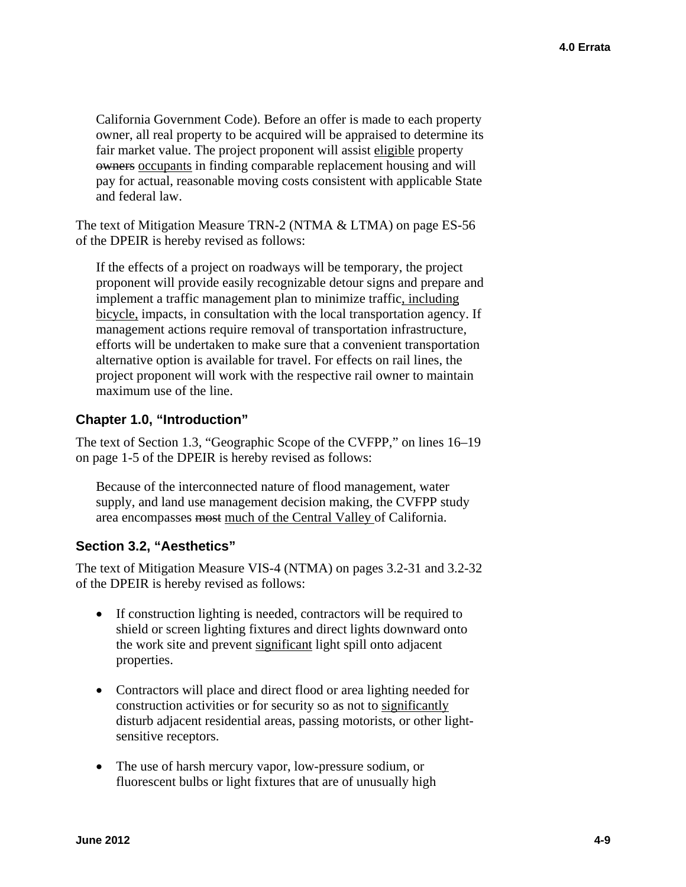California Government Code). Before an offer is made to each property owner, all real property to be acquired will be appraised to determine its fair market value. The project proponent will assist <u>eligible</u> property ~~owners~~ <u>occupants</u> in finding comparable replacement housing and will pay for actual, reasonable moving costs consistent with applicable State and federal law.

The text of Mitigation Measure TRN-2 (NTMA & LTMA) on page ES-56 of the DPEIR is hereby revised as follows:

> If the effects of a project on roadways will be temporary, the project proponent will provide easily recognizable detour signs and prepare and implement a traffic management plan to minimize traffic<u>, including bicycle,</u> impacts, in consultation with the local transportation agency. If management actions require removal of transportation infrastructure, efforts will be undertaken to make sure that a convenient transportation alternative option is available for travel. For effects on rail lines, the project proponent will work with the respective rail owner to maintain maximum use of the line.

### Chapter 1.0, "Introduction"

The text of Section 1.3, "Geographic Scope of the CVFPP," on lines 16–19 on page 1-5 of the DPEIR is hereby revised as follows:

> Because of the interconnected nature of flood management, water supply, and land use management decision making, the CVFPP study area encompasses ~~most~~ <u>much of the Central Valley</u> of California.

### Section 3.2, "Aesthetics"

The text of Mitigation Measure VIS-4 (NTMA) on pages 3.2-31 and 3.2-32 of the DPEIR is hereby revised as follows:

- If construction lighting is needed, contractors will be required to shield or screen lighting fixtures and direct lights downward onto the work site and prevent <u>significant</u> light spill onto adjacent properties.

- Contractors will place and direct flood or area lighting needed for construction activities or for security so as not to <u>significantly</u> disturb adjacent residential areas, passing motorists, or other light-sensitive receptors.

- The use of harsh mercury vapor, low-pressure sodium, or fluorescent bulbs or light fixtures that are of unusually high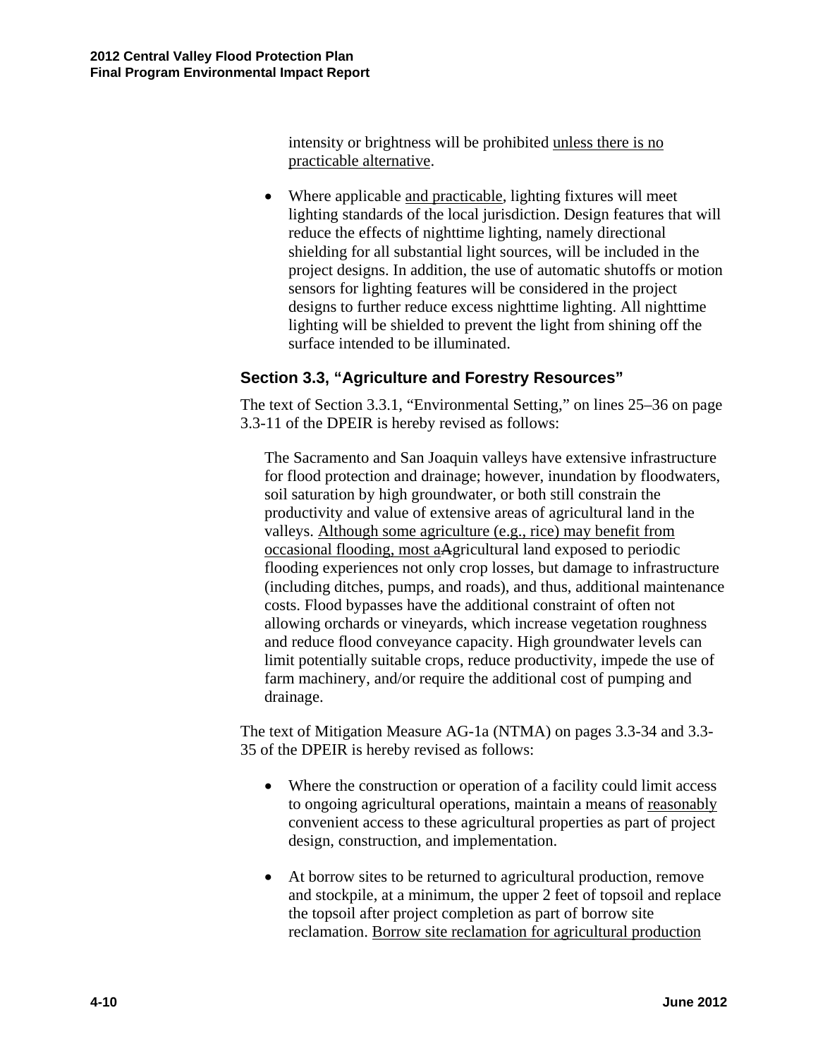intensity or brightness will be prohibited unless there is no practicable alternative.

- Where applicable and practicable, lighting fixtures will meet lighting standards of the local jurisdiction. Design features that will reduce the effects of nighttime lighting, namely directional shielding for all substantial light sources, will be included in the project designs. In addition, the use of automatic shutoffs or motion sensors for lighting features will be considered in the project designs to further reduce excess nighttime lighting. All nighttime lighting will be shielded to prevent the light from shining off the surface intended to be illuminated.

## Section 3.3, "Agriculture and Forestry Resources"

The text of Section 3.3.1, "Environmental Setting," on lines 25–36 on page 3.3-11 of the DPEIR is hereby revised as follows:

> The Sacramento and San Joaquin valleys have extensive infrastructure for flood protection and drainage; however, inundation by floodwaters, soil saturation by high groundwater, or both still constrain the productivity and value of extensive areas of agricultural land in the valleys. Although some agriculture (e.g., rice) may benefit from occasional flooding, most aAgricultural land exposed to periodic flooding experiences not only crop losses, but damage to infrastructure (including ditches, pumps, and roads), and thus, additional maintenance costs. Flood bypasses have the additional constraint of often not allowing orchards or vineyards, which increase vegetation roughness and reduce flood conveyance capacity. High groundwater levels can limit potentially suitable crops, reduce productivity, impede the use of farm machinery, and/or require the additional cost of pumping and drainage.

The text of Mitigation Measure AG-1a (NTMA) on pages 3.3-34 and 3.3-35 of the DPEIR is hereby revised as follows:

- Where the construction or operation of a facility could limit access to ongoing agricultural operations, maintain a means of reasonably convenient access to these agricultural properties as part of project design, construction, and implementation.

- At borrow sites to be returned to agricultural production, remove and stockpile, at a minimum, the upper 2 feet of topsoil and replace the topsoil after project completion as part of borrow site reclamation. Borrow site reclamation for agricultural production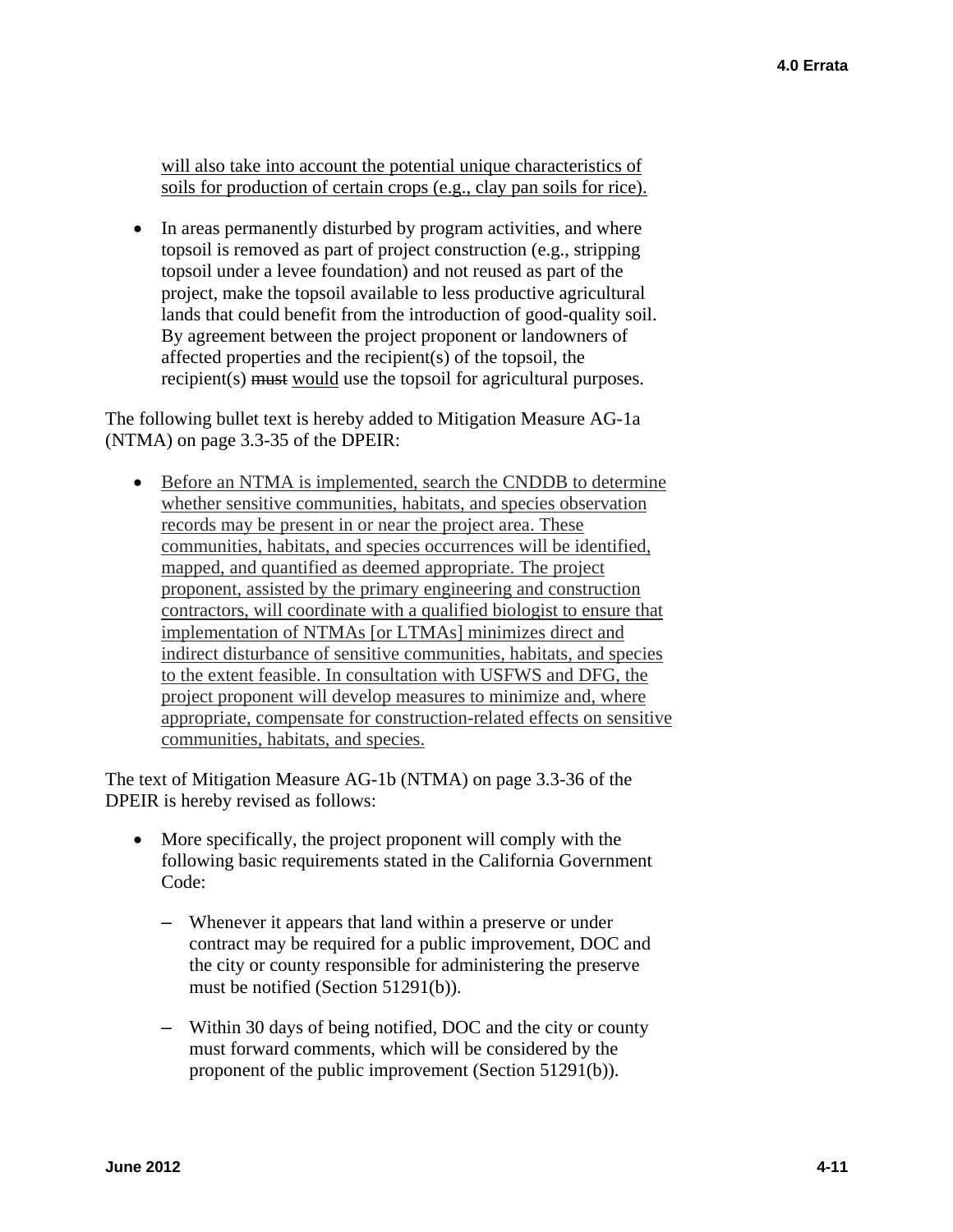will also take into account the potential unique characteristics of soils for production of certain crops (e.g., clay pan soils for rice).

- In areas permanently disturbed by program activities, and where topsoil is removed as part of project construction (e.g., stripping topsoil under a levee foundation) and not reused as part of the project, make the topsoil available to less productive agricultural lands that could benefit from the introduction of good-quality soil. By agreement between the project proponent or landowners of affected properties and the recipient(s) of the topsoil, the recipient(s) ~~must~~ would use the topsoil for agricultural purposes.

The following bullet text is hereby added to Mitigation Measure AG-1a (NTMA) on page 3.3-35 of the DPEIR:

- Before an NTMA is implemented, search the CNDDB to determine whether sensitive communities, habitats, and species observation records may be present in or near the project area. These communities, habitats, and species occurrences will be identified, mapped, and quantified as deemed appropriate. The project proponent, assisted by the primary engineering and construction contractors, will coordinate with a qualified biologist to ensure that implementation of NTMAs [or LTMAs] minimizes direct and indirect disturbance of sensitive communities, habitats, and species to the extent feasible. In consultation with USFWS and DFG, the project proponent will develop measures to minimize and, where appropriate, compensate for construction-related effects on sensitive communities, habitats, and species.

The text of Mitigation Measure AG-1b (NTMA) on page 3.3-36 of the DPEIR is hereby revised as follows:

- More specifically, the project proponent will comply with the following basic requirements stated in the California Government Code:
  - Whenever it appears that land within a preserve or under contract may be required for a public improvement, DOC and the city or county responsible for administering the preserve must be notified (Section 51291(b)).
  - Within 30 days of being notified, DOC and the city or county must forward comments, which will be considered by the proponent of the public improvement (Section 51291(b)).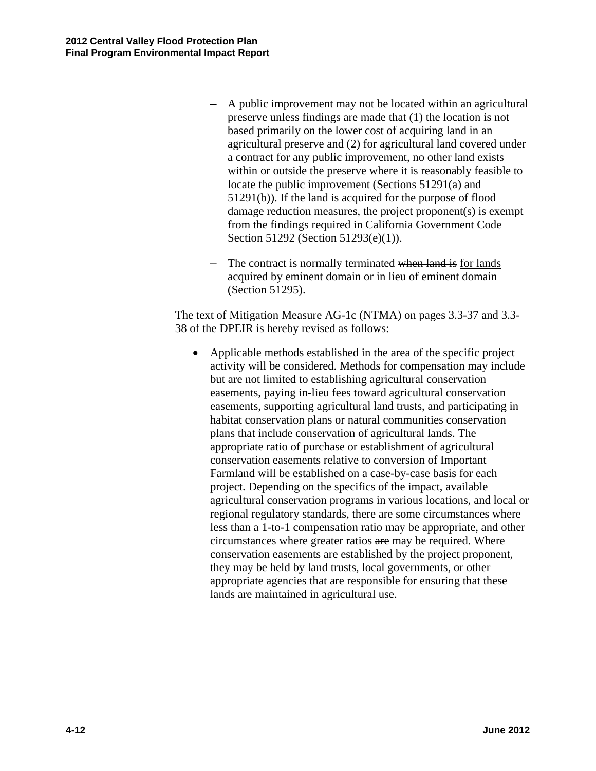- A public improvement may not be located within an agricultural preserve unless findings are made that (1) the location is not based primarily on the lower cost of acquiring land in an agricultural preserve and (2) for agricultural land covered under a contract for any public improvement, no other land exists within or outside the preserve where it is reasonably feasible to locate the public improvement (Sections 51291(a) and 51291(b)). If the land is acquired for the purpose of flood damage reduction measures, the project proponent(s) is exempt from the findings required in California Government Code Section 51292 (Section 51293(e)(1)).

- The contract is normally terminated ~~when land is~~ <u>for lands</u> acquired by eminent domain or in lieu of eminent domain (Section 51295).

The text of Mitigation Measure AG-1c (NTMA) on pages 3.3-37 and 3.3-38 of the DPEIR is hereby revised as follows:

- Applicable methods established in the area of the specific project activity will be considered. Methods for compensation may include but are not limited to establishing agricultural conservation easements, paying in-lieu fees toward agricultural conservation easements, supporting agricultural land trusts, and participating in habitat conservation plans or natural communities conservation plans that include conservation of agricultural lands. The appropriate ratio of purchase or establishment of agricultural conservation easements relative to conversion of Important Farmland will be established on a case-by-case basis for each project. Depending on the specifics of the impact, available agricultural conservation programs in various locations, and local or regional regulatory standards, there are some circumstances where less than a 1-to-1 compensation ratio may be appropriate, and other circumstances where greater ratios ~~are~~ <u>may be</u> required. Where conservation easements are established by the project proponent, they may be held by land trusts, local governments, or other appropriate agencies that are responsible for ensuring that these lands are maintained in agricultural use.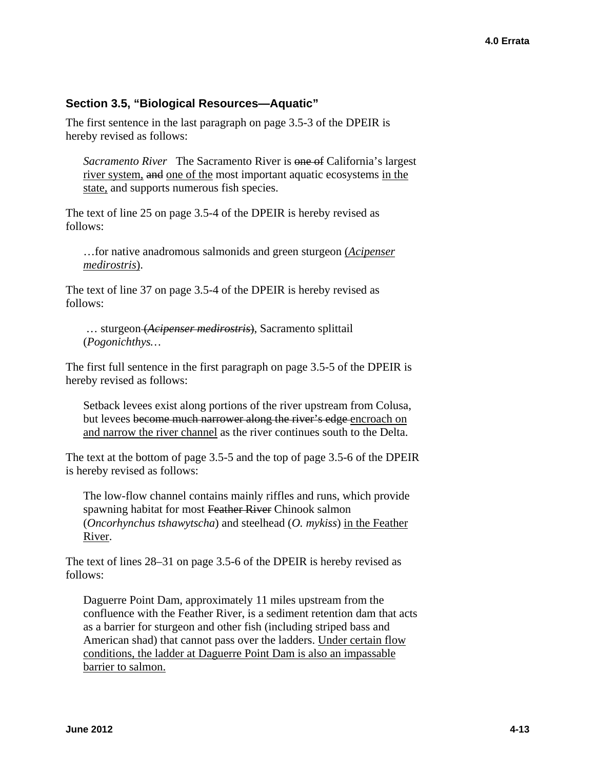### Section 3.5, "Biological Resources—Aquatic"

The first sentence in the last paragraph on page 3.5-3 of the DPEIR is hereby revised as follows:

> *Sacramento River* The Sacramento River is ~~one of~~ California's largest <u>river system,</u> ~~and~~ <u>one of the</u> most important aquatic ecosystems <u>in the state,</u> and supports numerous fish species.

The text of line 25 on page 3.5-4 of the DPEIR is hereby revised as follows:

> …for native anadromous salmonids and green sturgeon (<u>*Acipenser medirostris*</u>).

The text of line 37 on page 3.5-4 of the DPEIR is hereby revised as follows:

> … sturgeon ~~(*Acipenser medirostris*)~~, Sacramento splittail (*Pogonichthys…*

The first full sentence in the first paragraph on page 3.5-5 of the DPEIR is hereby revised as follows:

> Setback levees exist along portions of the river upstream from Colusa, but levees ~~become much narrower along the river's edge~~ <u>encroach on and narrow the river channel</u> as the river continues south to the Delta.

The text at the bottom of page 3.5-5 and the top of page 3.5-6 of the DPEIR is hereby revised as follows:

> The low-flow channel contains mainly riffles and runs, which provide spawning habitat for most ~~Feather River~~ Chinook salmon (*Oncorhynchus tshawytscha*) and steelhead (*O. mykiss*) <u>in the Feather River</u>.

The text of lines 28–31 on page 3.5-6 of the DPEIR is hereby revised as follows:

> Daguerre Point Dam, approximately 11 miles upstream from the confluence with the Feather River, is a sediment retention dam that acts as a barrier for sturgeon and other fish (including striped bass and American shad) that cannot pass over the ladders. <u>Under certain flow conditions, the ladder at Daguerre Point Dam is also an impassable barrier to salmon.</u>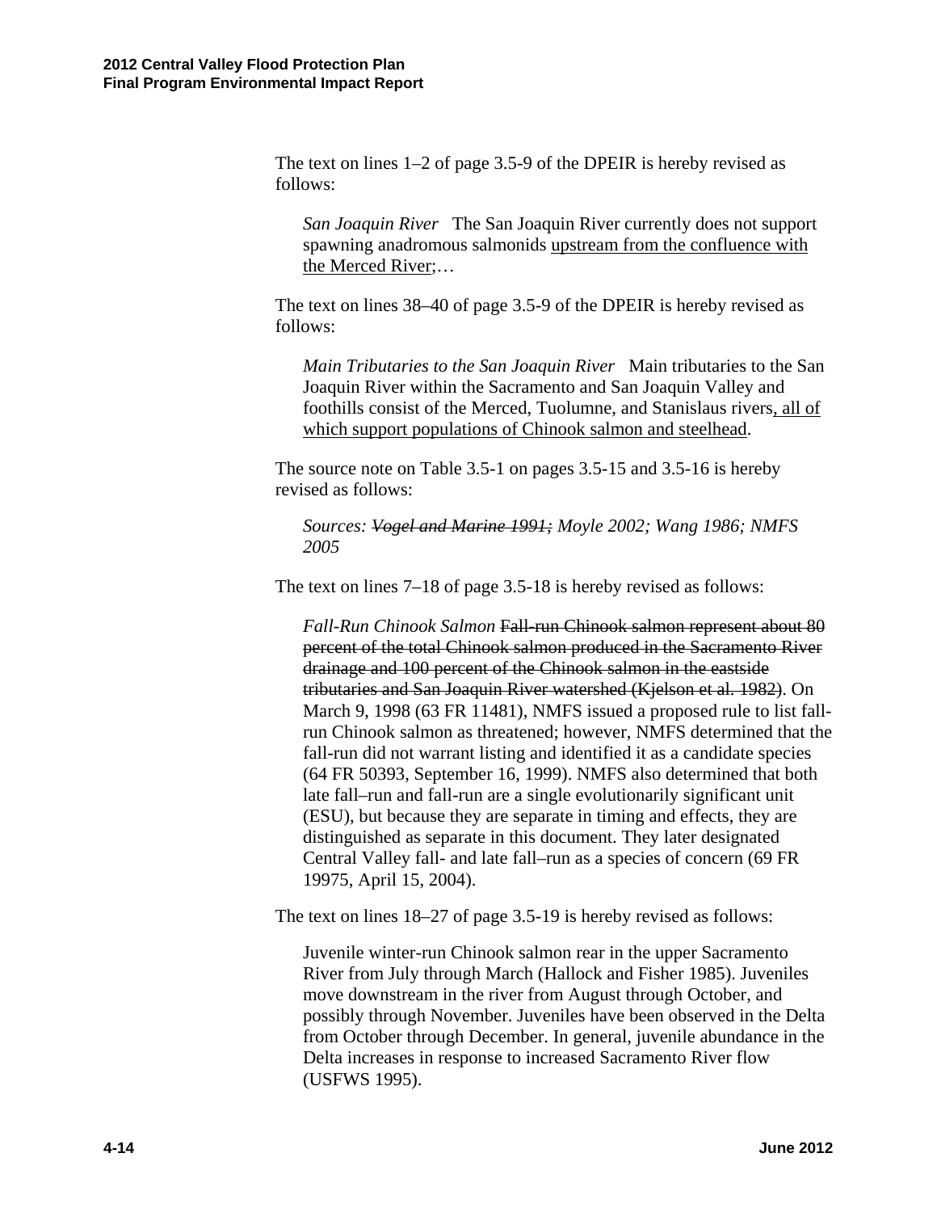The text on lines 1–2 of page 3.5-9 of the DPEIR is hereby revised as follows:

> *San Joaquin River* The San Joaquin River currently does not support spawning anadromous salmonids <u>upstream from the confluence with the Merced River</u>;…

The text on lines 38–40 of page 3.5-9 of the DPEIR is hereby revised as follows:

> *Main Tributaries to the San Joaquin River* Main tributaries to the San Joaquin River within the Sacramento and San Joaquin Valley and foothills consist of the Merced, Tuolumne, and Stanislaus rivers<u>, all of which support populations of Chinook salmon and steelhead</u>.

The source note on Table 3.5-1 on pages 3.5-15 and 3.5-16 is hereby revised as follows:

> *Sources: ~~Vogel and Marine 1991;~~ Moyle 2002; Wang 1986; NMFS 2005*

The text on lines 7–18 of page 3.5-18 is hereby revised as follows:

> *Fall-Run Chinook Salmon* ~~Fall-run Chinook salmon represent about 80 percent of the total Chinook salmon produced in the Sacramento River drainage and 100 percent of the Chinook salmon in the eastside tributaries and San Joaquin River watershed (Kjelson et al. 1982)~~. On March 9, 1998 (63 FR 11481), NMFS issued a proposed rule to list fall-run Chinook salmon as threatened; however, NMFS determined that the fall-run did not warrant listing and identified it as a candidate species (64 FR 50393, September 16, 1999). NMFS also determined that both late fall–run and fall-run are a single evolutionarily significant unit (ESU), but because they are separate in timing and effects, they are distinguished as separate in this document. They later designated Central Valley fall- and late fall–run as a species of concern (69 FR 19975, April 15, 2004).

The text on lines 18–27 of page 3.5-19 is hereby revised as follows:

> Juvenile winter-run Chinook salmon rear in the upper Sacramento River from July through March (Hallock and Fisher 1985). Juveniles move downstream in the river from August through October, and possibly through November. Juveniles have been observed in the Delta from October through December. In general, juvenile abundance in the Delta increases in response to increased Sacramento River flow (USFWS 1995).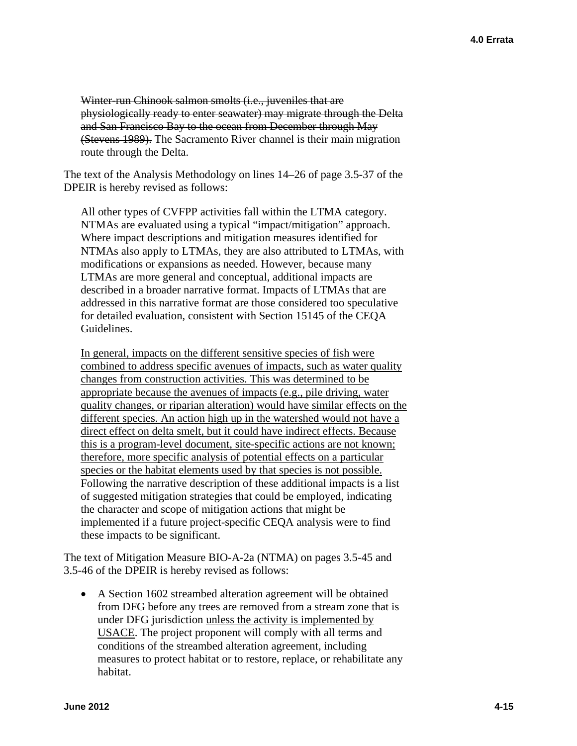> ~~Winter-run Chinook salmon smolts (i.e., juveniles that are physiologically ready to enter seawater) may migrate through the Delta and San Francisco Bay to the ocean from December through May (Stevens 1989).~~ The Sacramento River channel is their main migration route through the Delta.

The text of the Analysis Methodology on lines 14–26 of page 3.5-37 of the DPEIR is hereby revised as follows:

> All other types of CVFPP activities fall within the LTMA category. NTMAs are evaluated using a typical "impact/mitigation" approach. Where impact descriptions and mitigation measures identified for NTMAs also apply to LTMAs, they are also attributed to LTMAs, with modifications or expansions as needed. However, because many LTMAs are more general and conceptual, additional impacts are described in a broader narrative format. Impacts of LTMAs that are addressed in this narrative format are those considered too speculative for detailed evaluation, consistent with Section 15145 of the CEQA Guidelines.
>
> <u>In general, impacts on the different sensitive species of fish were combined to address specific avenues of impacts, such as water quality changes from construction activities. This was determined to be appropriate because the avenues of impacts (e.g., pile driving, water quality changes, or riparian alteration) would have similar effects on the different species. An action high up in the watershed would not have a direct effect on delta smelt, but it could have indirect effects. Because this is a program-level document, site-specific actions are not known; therefore, more specific analysis of potential effects on a particular species or the habitat elements used by that species is not possible.</u> Following the narrative description of these additional impacts is a list of suggested mitigation strategies that could be employed, indicating the character and scope of mitigation actions that might be implemented if a future project-specific CEQA analysis were to find these impacts to be significant.

The text of Mitigation Measure BIO-A-2a (NTMA) on pages 3.5-45 and 3.5-46 of the DPEIR is hereby revised as follows:

- A Section 1602 streambed alteration agreement will be obtained from DFG before any trees are removed from a stream zone that is under DFG jurisdiction <u>unless the activity is implemented by USACE</u>. The project proponent will comply with all terms and conditions of the streambed alteration agreement, including measures to protect habitat or to restore, replace, or rehabilitate any habitat.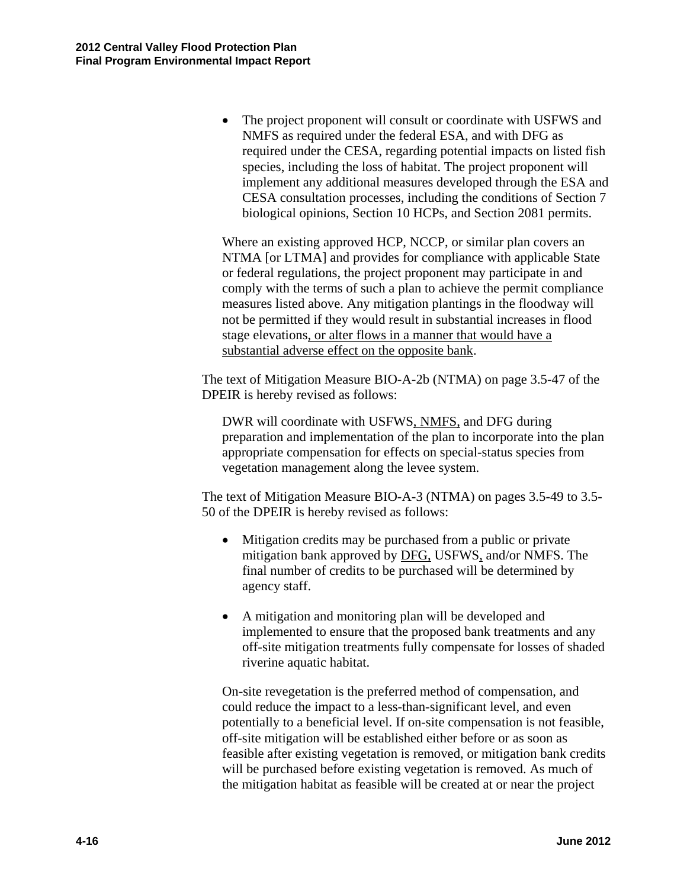- The project proponent will consult or coordinate with USFWS and NMFS as required under the federal ESA, and with DFG as required under the CESA, regarding potential impacts on listed fish species, including the loss of habitat. The project proponent will implement any additional measures developed through the ESA and CESA consultation processes, including the conditions of Section 7 biological opinions, Section 10 HCPs, and Section 2081 permits.

Where an existing approved HCP, NCCP, or similar plan covers an NTMA [or LTMA] and provides for compliance with applicable State or federal regulations, the project proponent may participate in and comply with the terms of such a plan to achieve the permit compliance measures listed above. Any mitigation plantings in the floodway will not be permitted if they would result in substantial increases in flood stage elevations<u>, or alter flows in a manner that would have a substantial adverse effect on the opposite bank</u>.

The text of Mitigation Measure BIO-A-2b (NTMA) on page 3.5-47 of the DPEIR is hereby revised as follows:

DWR will coordinate with USFWS<u>, NMFS,</u> and DFG during preparation and implementation of the plan to incorporate into the plan appropriate compensation for effects on special-status species from vegetation management along the levee system.

The text of Mitigation Measure BIO-A-3 (NTMA) on pages 3.5-49 to 3.5-50 of the DPEIR is hereby revised as follows:

- Mitigation credits may be purchased from a public or private mitigation bank approved by <u>DFG,</u> USFWS<u>,</u> and/or NMFS. The final number of credits to be purchased will be determined by agency staff.
- A mitigation and monitoring plan will be developed and implemented to ensure that the proposed bank treatments and any off-site mitigation treatments fully compensate for losses of shaded riverine aquatic habitat.

On-site revegetation is the preferred method of compensation, and could reduce the impact to a less-than-significant level, and even potentially to a beneficial level. If on-site compensation is not feasible, off-site mitigation will be established either before or as soon as feasible after existing vegetation is removed, or mitigation bank credits will be purchased before existing vegetation is removed. As much of the mitigation habitat as feasible will be created at or near the project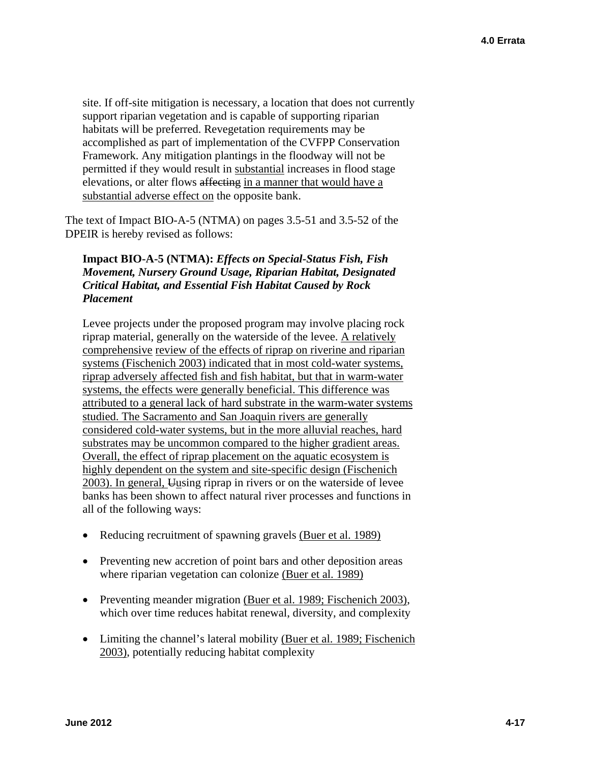site. If off-site mitigation is necessary, a location that does not currently support riparian vegetation and is capable of supporting riparian habitats will be preferred. Revegetation requirements may be accomplished as part of implementation of the CVFPP Conservation Framework. Any mitigation plantings in the floodway will not be permitted if they would result in <u>substantial</u> increases in flood stage elevations, or alter flows ~~affecting~~ <u>in a manner that would have a substantial adverse effect on</u> the opposite bank.

The text of Impact BIO-A-5 (NTMA) on pages 3.5-51 and 3.5-52 of the DPEIR is hereby revised as follows:

**Impact BIO-A-5 (NTMA):** ***Effects on Special-Status Fish, Fish Movement, Nursery Ground Usage, Riparian Habitat, Designated Critical Habitat, and Essential Fish Habitat Caused by Rock Placement***

Levee projects under the proposed program may involve placing rock riprap material, generally on the waterside of the levee. <u>A relatively comprehensive review of the effects of riprap on riverine and riparian systems (Fischenich 2003) indicated that in most cold-water systems, riprap adversely affected fish and fish habitat, but that in warm-water systems, the effects were generally beneficial. This difference was attributed to a general lack of hard substrate in the warm-water systems studied. The Sacramento and San Joaquin rivers are generally considered cold-water systems, but in the more alluvial reaches, hard substrates may be uncommon compared to the higher gradient areas. Overall, the effect of riprap placement on the aquatic ecosystem is highly dependent on the system and site-specific design (Fischenich 2003). In general, </u>~~U~~<u>u</u>sing riprap in rivers or on the waterside of levee banks has been shown to affect natural river processes and functions in all of the following ways:

- Reducing recruitment of spawning gravels <u>(Buer et al. 1989)</u>
- Preventing new accretion of point bars and other deposition areas where riparian vegetation can colonize <u>(Buer et al. 1989)</u>
- Preventing meander migration <u>(Buer et al. 1989; Fischenich 2003)</u>, which over time reduces habitat renewal, diversity, and complexity
- Limiting the channel's lateral mobility <u>(Buer et al. 1989; Fischenich 2003)</u>, potentially reducing habitat complexity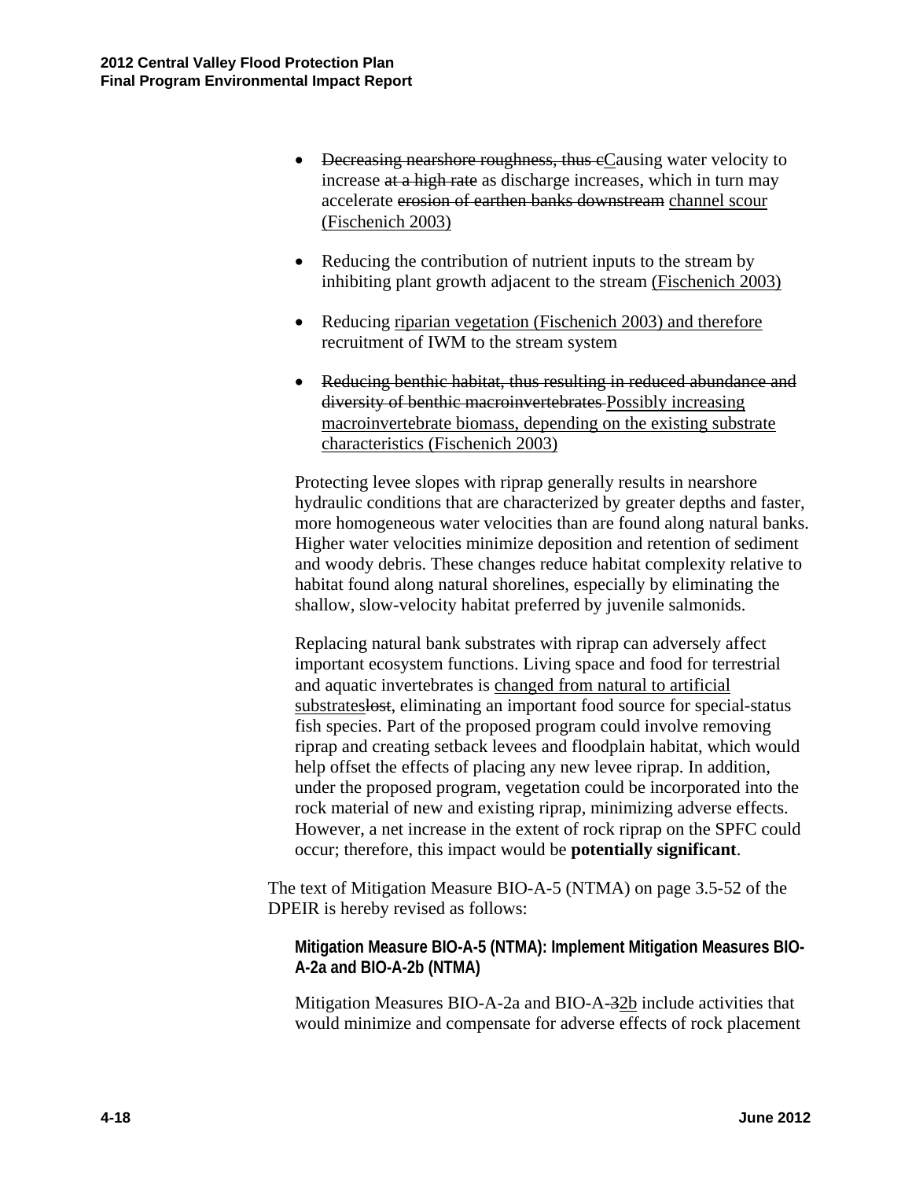- ~~Decreasing nearshore roughness, thus c~~<u>C</u>ausing water velocity to increase ~~at a high rate~~ as discharge increases, which in turn may accelerate ~~erosion of earthen banks downstream~~ <u>channel scour (Fischenich 2003)</u>

- Reducing the contribution of nutrient inputs to the stream by inhibiting plant growth adjacent to the stream <u>(Fischenich 2003)</u>

- Reducing <u>riparian vegetation (Fischenich 2003) and therefore</u> recruitment of IWM to the stream system

- ~~Reducing benthic habitat, thus resulting in reduced abundance and diversity of benthic macroinvertebrates~~ <u>Possibly increasing macroinvertebrate biomass, depending on the existing substrate characteristics (Fischenich 2003)</u>

Protecting levee slopes with riprap generally results in nearshore hydraulic conditions that are characterized by greater depths and faster, more homogeneous water velocities than are found along natural banks. Higher water velocities minimize deposition and retention of sediment and woody debris. These changes reduce habitat complexity relative to habitat found along natural shorelines, especially by eliminating the shallow, slow-velocity habitat preferred by juvenile salmonids.

Replacing natural bank substrates with riprap can adversely affect important ecosystem functions. Living space and food for terrestrial and aquatic invertebrates is <u>changed from natural to artificial substrates</u>~~lost~~, eliminating an important food source for special-status fish species. Part of the proposed program could involve removing riprap and creating setback levees and floodplain habitat, which would help offset the effects of placing any new levee riprap. In addition, under the proposed program, vegetation could be incorporated into the rock material of new and existing riprap, minimizing adverse effects. However, a net increase in the extent of rock riprap on the SPFC could occur; therefore, this impact would be **potentially significant**.

The text of Mitigation Measure BIO-A-5 (NTMA) on page 3.5-52 of the DPEIR is hereby revised as follows:

**Mitigation Measure BIO-A-5 (NTMA): Implement Mitigation Measures BIO-A-2a and BIO-A-2b (NTMA)**

Mitigation Measures BIO-A-2a and BIO-A-~~3~~<u>2b</u> include activities that would minimize and compensate for adverse effects of rock placement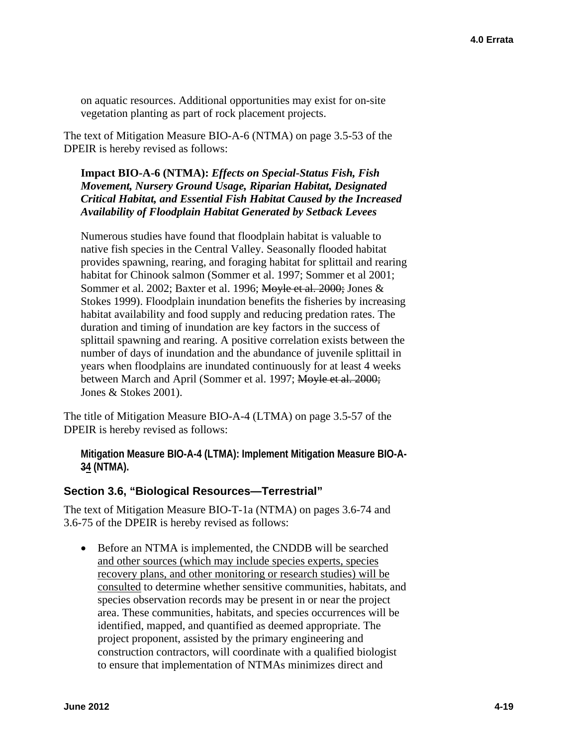on aquatic resources. Additional opportunities may exist for on-site vegetation planting as part of rock placement projects.

The text of Mitigation Measure BIO-A-6 (NTMA) on page 3.5-53 of the DPEIR is hereby revised as follows:

**Impact BIO-A-6 (NTMA):** ***Effects on Special-Status Fish, Fish Movement, Nursery Ground Usage, Riparian Habitat, Designated Critical Habitat, and Essential Fish Habitat Caused by the Increased Availability of Floodplain Habitat Generated by Setback Levees***

Numerous studies have found that floodplain habitat is valuable to native fish species in the Central Valley. Seasonally flooded habitat provides spawning, rearing, and foraging habitat for splittail and rearing habitat for Chinook salmon (Sommer et al. 1997; Sommer et al 2001; Sommer et al. 2002; Baxter et al. 1996; ~~Moyle et al. 2000;~~ Jones & Stokes 1999). Floodplain inundation benefits the fisheries by increasing habitat availability and food supply and reducing predation rates. The duration and timing of inundation are key factors in the success of splittail spawning and rearing. A positive correlation exists between the number of days of inundation and the abundance of juvenile splittail in years when floodplains are inundated continuously for at least 4 weeks between March and April (Sommer et al. 1997; ~~Moyle et al. 2000;~~ Jones & Stokes 2001).

The title of Mitigation Measure BIO-A-4 (LTMA) on page 3.5-57 of the DPEIR is hereby revised as follows:

**Mitigation Measure BIO-A-4 (LTMA): Implement Mitigation Measure BIO-A-~~3~~<u>4</u> (NTMA).**

## Section 3.6, "Biological Resources—Terrestrial"

The text of Mitigation Measure BIO-T-1a (NTMA) on pages 3.6-74 and 3.6-75 of the DPEIR is hereby revised as follows:

- Before an NTMA is implemented, the CNDDB will be searched <u>and other sources (which may include species experts, species recovery plans, and other monitoring or research studies) will be consulted</u> to determine whether sensitive communities, habitats, and species observation records may be present in or near the project area. These communities, habitats, and species occurrences will be identified, mapped, and quantified as deemed appropriate. The project proponent, assisted by the primary engineering and construction contractors, will coordinate with a qualified biologist to ensure that implementation of NTMAs minimizes direct and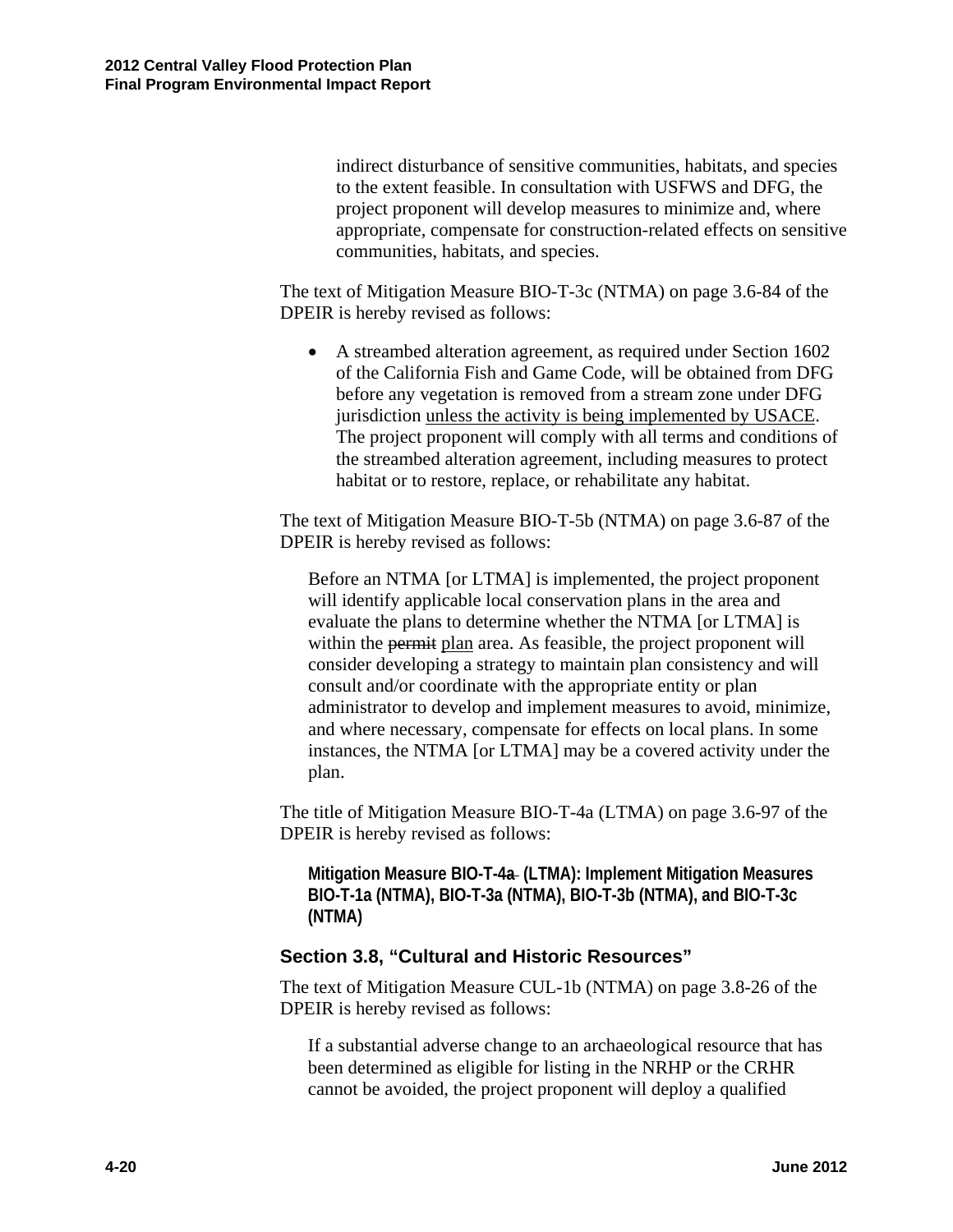indirect disturbance of sensitive communities, habitats, and species to the extent feasible. In consultation with USFWS and DFG, the project proponent will develop measures to minimize and, where appropriate, compensate for construction-related effects on sensitive communities, habitats, and species.

The text of Mitigation Measure BIO-T-3c (NTMA) on page 3.6-84 of the DPEIR is hereby revised as follows:

- A streambed alteration agreement, as required under Section 1602 of the California Fish and Game Code, will be obtained from DFG before any vegetation is removed from a stream zone under DFG jurisdiction <u>unless the activity is being implemented by USACE</u>. The project proponent will comply with all terms and conditions of the streambed alteration agreement, including measures to protect habitat or to restore, replace, or rehabilitate any habitat.

The text of Mitigation Measure BIO-T-5b (NTMA) on page 3.6-87 of the DPEIR is hereby revised as follows:

> Before an NTMA [or LTMA] is implemented, the project proponent will identify applicable local conservation plans in the area and evaluate the plans to determine whether the NTMA [or LTMA] is within the ~~permit~~ <u>plan</u> area. As feasible, the project proponent will consider developing a strategy to maintain plan consistency and will consult and/or coordinate with the appropriate entity or plan administrator to develop and implement measures to avoid, minimize, and where necessary, compensate for effects on local plans. In some instances, the NTMA [or LTMA] may be a covered activity under the plan.

The title of Mitigation Measure BIO-T-4a (LTMA) on page 3.6-97 of the DPEIR is hereby revised as follows:

> **Mitigation Measure BIO-T-4~~a~~ (LTMA): Implement Mitigation Measures BIO-T-1a (NTMA), BIO-T-3a (NTMA), BIO-T-3b (NTMA), and BIO-T-3c (NTMA)**

### Section 3.8, "Cultural and Historic Resources"

The text of Mitigation Measure CUL-1b (NTMA) on page 3.8-26 of the DPEIR is hereby revised as follows:

> If a substantial adverse change to an archaeological resource that has been determined as eligible for listing in the NRHP or the CRHR cannot be avoided, the project proponent will deploy a qualified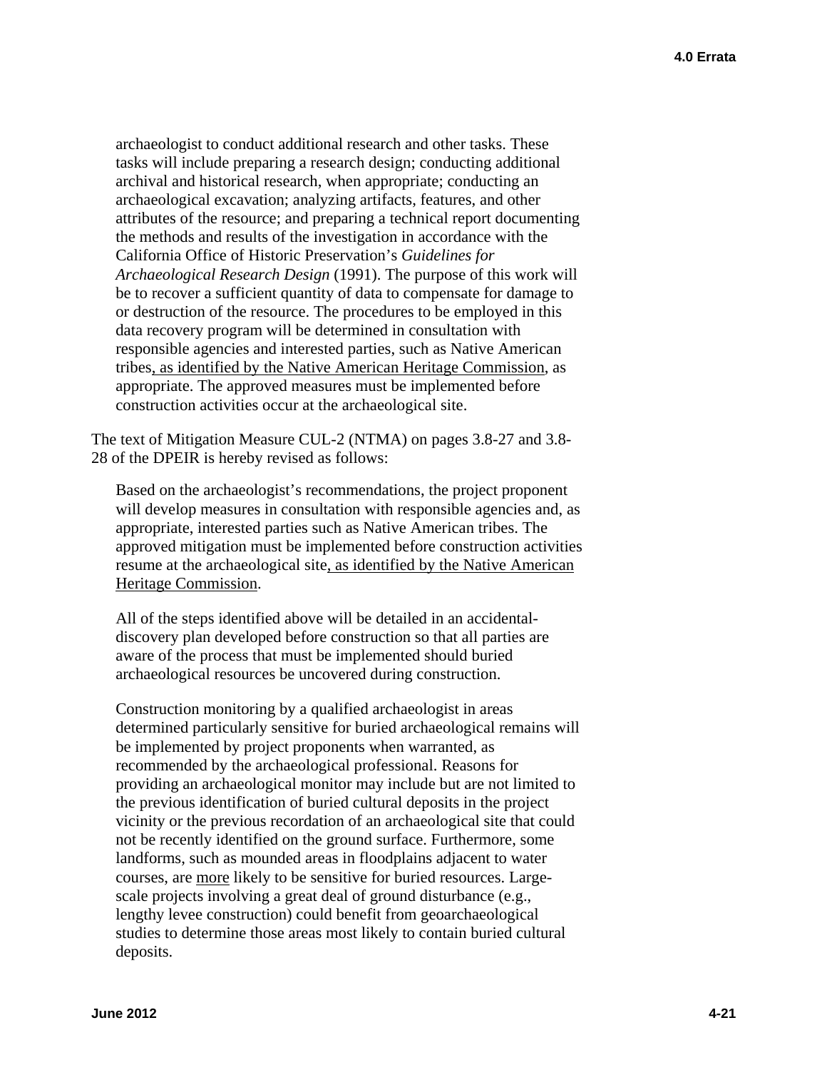archaeologist to conduct additional research and other tasks. These tasks will include preparing a research design; conducting additional archival and historical research, when appropriate; conducting an archaeological excavation; analyzing artifacts, features, and other attributes of the resource; and preparing a technical report documenting the methods and results of the investigation in accordance with the California Office of Historic Preservation's *Guidelines for Archaeological Research Design* (1991). The purpose of this work will be to recover a sufficient quantity of data to compensate for damage to or destruction of the resource. The procedures to be employed in this data recovery program will be determined in consultation with responsible agencies and interested parties, such as Native American tribes<u>, as identified by the Native American Heritage Commission</u>, as appropriate. The approved measures must be implemented before construction activities occur at the archaeological site.

The text of Mitigation Measure CUL-2 (NTMA) on pages 3.8-27 and 3.8-28 of the DPEIR is hereby revised as follows:

Based on the archaeologist's recommendations, the project proponent will develop measures in consultation with responsible agencies and, as appropriate, interested parties such as Native American tribes. The approved mitigation must be implemented before construction activities resume at the archaeological site<u>, as identified by the Native American Heritage Commission</u>.

All of the steps identified above will be detailed in an accidental-discovery plan developed before construction so that all parties are aware of the process that must be implemented should buried archaeological resources be uncovered during construction.

Construction monitoring by a qualified archaeologist in areas determined particularly sensitive for buried archaeological remains will be implemented by project proponents when warranted, as recommended by the archaeological professional. Reasons for providing an archaeological monitor may include but are not limited to the previous identification of buried cultural deposits in the project vicinity or the previous recordation of an archaeological site that could not be recently identified on the ground surface. Furthermore, some landforms, such as mounded areas in floodplains adjacent to water courses, are <u>more</u> likely to be sensitive for buried resources. Large-scale projects involving a great deal of ground disturbance (e.g., lengthy levee construction) could benefit from geoarchaeological studies to determine those areas most likely to contain buried cultural deposits.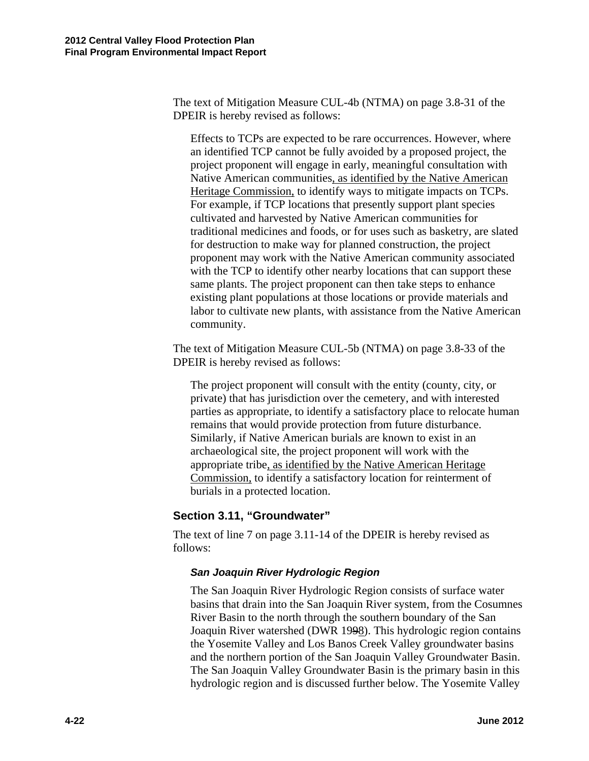The text of Mitigation Measure CUL-4b (NTMA) on page 3.8-31 of the DPEIR is hereby revised as follows:

> Effects to TCPs are expected to be rare occurrences. However, where an identified TCP cannot be fully avoided by a proposed project, the project proponent will engage in early, meaningful consultation with Native American communities<u>, as identified by the Native American Heritage Commission,</u> to identify ways to mitigate impacts on TCPs. For example, if TCP locations that presently support plant species cultivated and harvested by Native American communities for traditional medicines and foods, or for uses such as basketry, are slated for destruction to make way for planned construction, the project proponent may work with the Native American community associated with the TCP to identify other nearby locations that can support these same plants. The project proponent can then take steps to enhance existing plant populations at those locations or provide materials and labor to cultivate new plants, with assistance from the Native American community.

The text of Mitigation Measure CUL-5b (NTMA) on page 3.8-33 of the DPEIR is hereby revised as follows:

> The project proponent will consult with the entity (county, city, or private) that has jurisdiction over the cemetery, and with interested parties as appropriate, to identify a satisfactory place to relocate human remains that would provide protection from future disturbance. Similarly, if Native American burials are known to exist in an archaeological site, the project proponent will work with the appropriate tribe<u>, as identified by the Native American Heritage Commission,</u> to identify a satisfactory location for reinterment of burials in a protected location.

## Section 3.11, "Groundwater"

The text of line 7 on page 3.11-14 of the DPEIR is hereby revised as follows:

> ***San Joaquin River Hydrologic Region***
>
> The San Joaquin River Hydrologic Region consists of surface water basins that drain into the San Joaquin River system, from the Cosumnes River Basin to the north through the southern boundary of the San Joaquin River watershed (DWR 199~~9~~<u>8</u>). This hydrologic region contains the Yosemite Valley and Los Banos Creek Valley groundwater basins and the northern portion of the San Joaquin Valley Groundwater Basin. The San Joaquin Valley Groundwater Basin is the primary basin in this hydrologic region and is discussed further below. The Yosemite Valley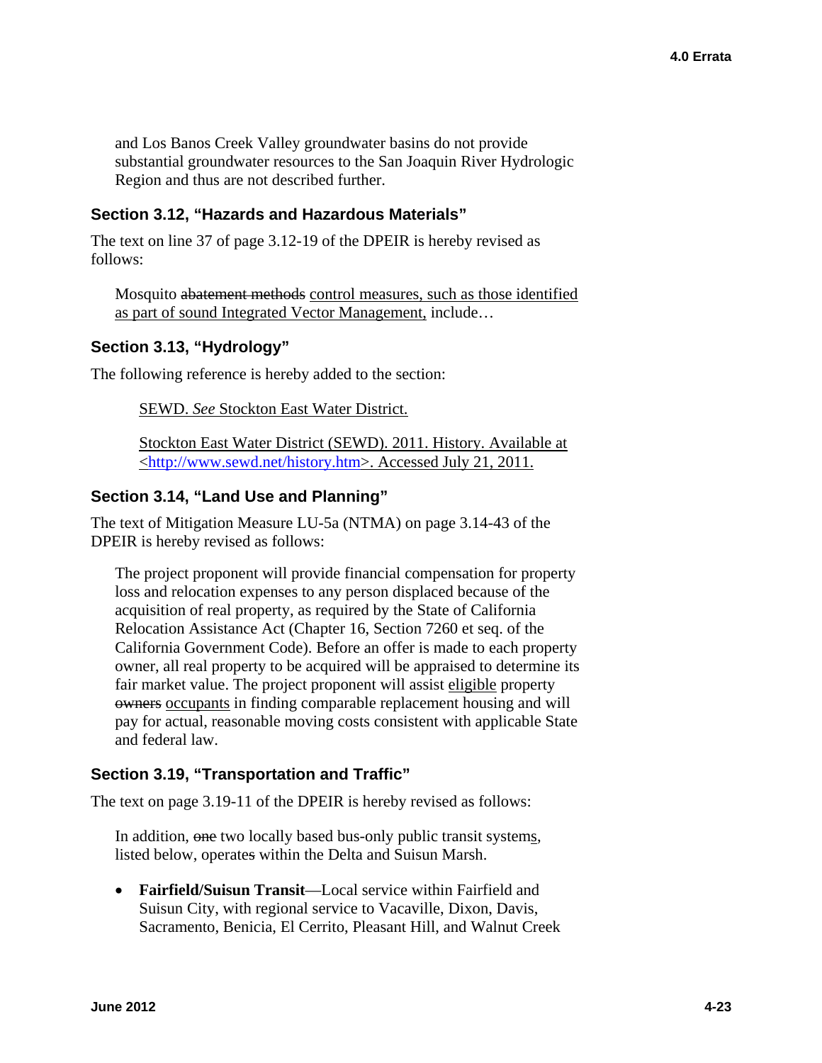and Los Banos Creek Valley groundwater basins do not provide substantial groundwater resources to the San Joaquin River Hydrologic Region and thus are not described further.

### Section 3.12, "Hazards and Hazardous Materials"

The text on line 37 of page 3.12-19 of the DPEIR is hereby revised as follows:

> Mosquito ~~abatement methods~~ <u>control measures, such as those identified as part of sound Integrated Vector Management,</u> include…

### Section 3.13, "Hydrology"

The following reference is hereby added to the section:

> <u>SEWD. *See* Stockton East Water District.</u>
>
> <u>Stockton East Water District (SEWD). 2011. History. Available at <http://www.sewd.net/history.htm>. Accessed July 21, 2011.</u>

### Section 3.14, "Land Use and Planning"

The text of Mitigation Measure LU-5a (NTMA) on page 3.14-43 of the DPEIR is hereby revised as follows:

> The project proponent will provide financial compensation for property loss and relocation expenses to any person displaced because of the acquisition of real property, as required by the State of California Relocation Assistance Act (Chapter 16, Section 7260 et seq. of the California Government Code). Before an offer is made to each property owner, all real property to be acquired will be appraised to determine its fair market value. The project proponent will assist <u>eligible</u> property ~~owners~~ <u>occupants</u> in finding comparable replacement housing and will pay for actual, reasonable moving costs consistent with applicable State and federal law.

### Section 3.19, "Transportation and Traffic"

The text on page 3.19-11 of the DPEIR is hereby revised as follows:

> In addition, ~~one~~ two locally based bus-only public transit system<u>s</u>, listed below, operate~~s~~ within the Delta and Suisun Marsh.
>
> - **Fairfield/Suisun Transit**—Local service within Fairfield and Suisun City, with regional service to Vacaville, Dixon, Davis, Sacramento, Benicia, El Cerrito, Pleasant Hill, and Walnut Creek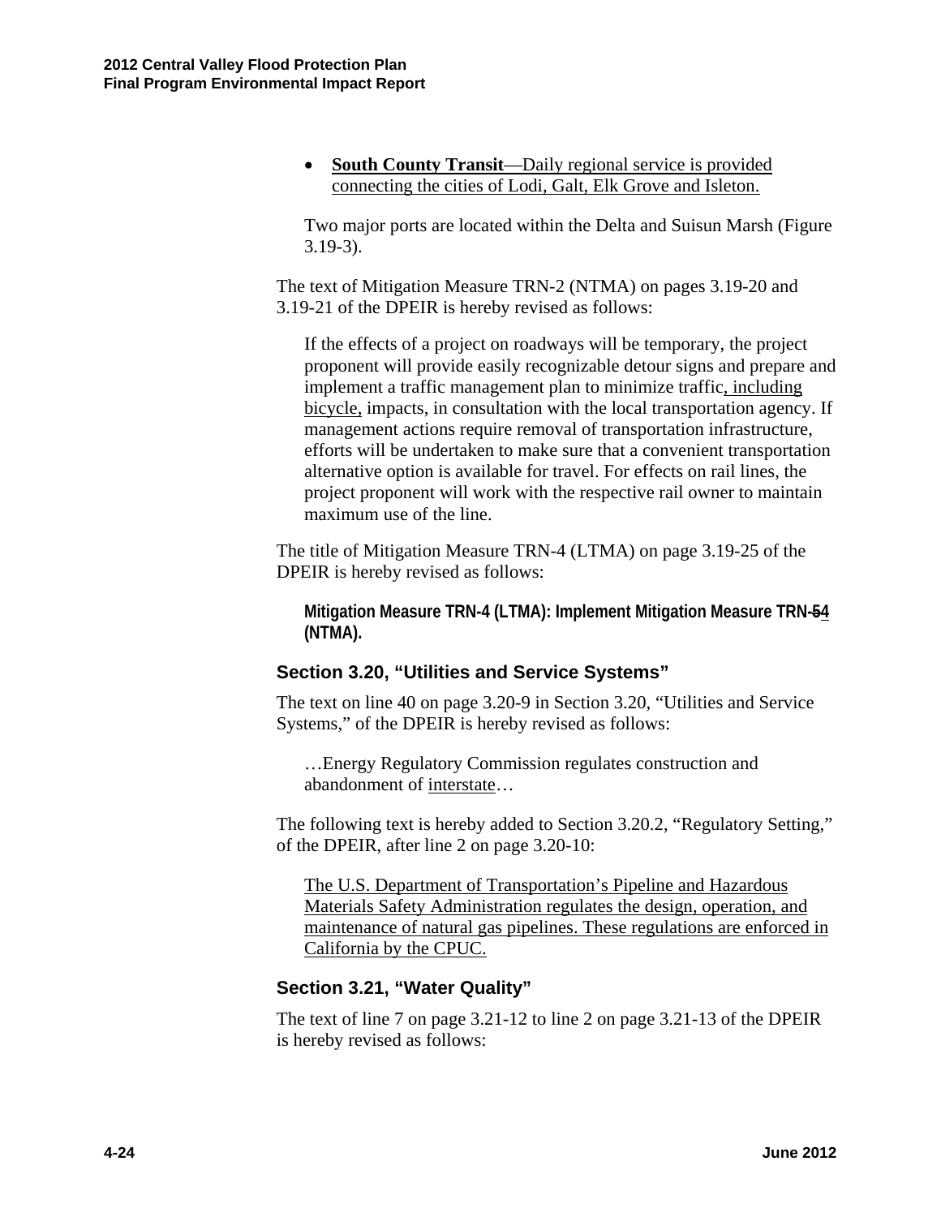- <u>**South County Transit**—Daily regional service is provided connecting the cities of Lodi, Galt, Elk Grove and Isleton.</u>

  Two major ports are located within the Delta and Suisun Marsh (Figure 3.19-3).

The text of Mitigation Measure TRN-2 (NTMA) on pages 3.19-20 and 3.19-21 of the DPEIR is hereby revised as follows:

> If the effects of a project on roadways will be temporary, the project proponent will provide easily recognizable detour signs and prepare and implement a traffic management plan to minimize traffic<u>, including bicycle,</u> impacts, in consultation with the local transportation agency. If management actions require removal of transportation infrastructure, efforts will be undertaken to make sure that a convenient transportation alternative option is available for travel. For effects on rail lines, the project proponent will work with the respective rail owner to maintain maximum use of the line.

The title of Mitigation Measure TRN-4 (LTMA) on page 3.19-25 of the DPEIR is hereby revised as follows:

> **Mitigation Measure TRN-4 (LTMA): Implement Mitigation Measure TRN-~~5~~<u>4</u> (NTMA).**

### Section 3.20, "Utilities and Service Systems"

The text on line 40 on page 3.20-9 in Section 3.20, "Utilities and Service Systems," of the DPEIR is hereby revised as follows:

> …Energy Regulatory Commission regulates construction and abandonment of <u>interstate</u>…

The following text is hereby added to Section 3.20.2, "Regulatory Setting," of the DPEIR, after line 2 on page 3.20-10:

> <u>The U.S. Department of Transportation's Pipeline and Hazardous Materials Safety Administration regulates the design, operation, and maintenance of natural gas pipelines. These regulations are enforced in California by the CPUC.</u>

### Section 3.21, "Water Quality"

The text of line 7 on page 3.21-12 to line 2 on page 3.21-13 of the DPEIR is hereby revised as follows: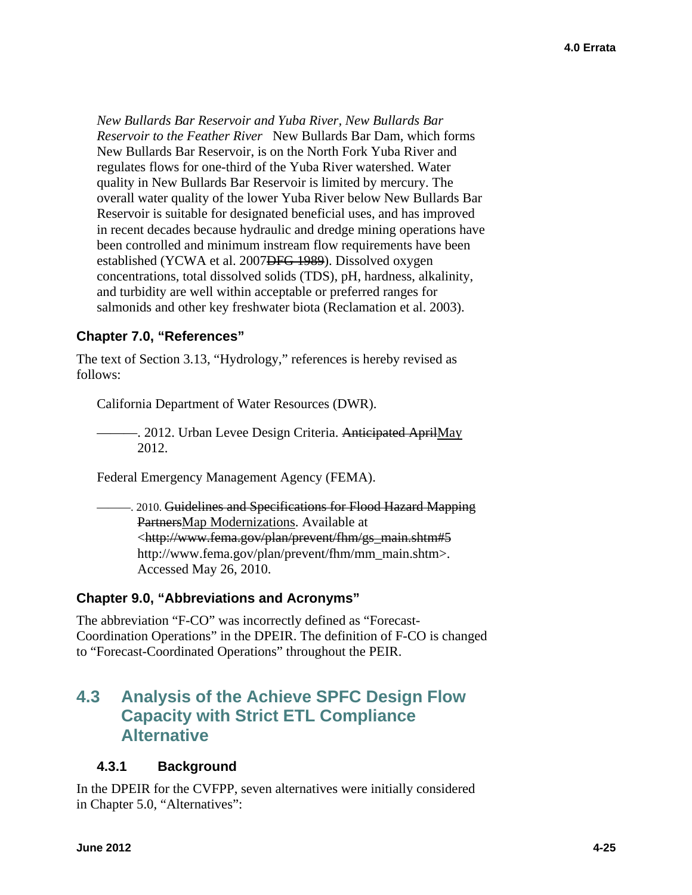*New Bullards Bar Reservoir and Yuba River, New Bullards Bar Reservoir to the Feather River* New Bullards Bar Dam, which forms New Bullards Bar Reservoir, is on the North Fork Yuba River and regulates flows for one-third of the Yuba River watershed. Water quality in New Bullards Bar Reservoir is limited by mercury. The overall water quality of the lower Yuba River below New Bullards Bar Reservoir is suitable for designated beneficial uses, and has improved in recent decades because hydraulic and dredge mining operations have been controlled and minimum instream flow requirements have been established (YCWA et al. 2007~~DFG 1989~~). Dissolved oxygen concentrations, total dissolved solids (TDS), pH, hardness, alkalinity, and turbidity are well within acceptable or preferred ranges for salmonids and other key freshwater biota (Reclamation et al. 2003).

### Chapter 7.0, "References"

The text of Section 3.13, "Hydrology," references is hereby revised as follows:

California Department of Water Resources (DWR).

———. 2012. Urban Levee Design Criteria. ~~Anticipated April~~May 2012.

Federal Emergency Management Agency (FEMA).

———. 2010. ~~Guidelines and Specifications for Flood Hazard Mapping Partners~~Map Modernizations. Available at <~~http://www.fema.gov/plan/prevent/fhm/gs_main.shtm#5~~ http://www.fema.gov/plan/prevent/fhm/mm_main.shtm>. Accessed May 26, 2010.

### Chapter 9.0, "Abbreviations and Acronyms"

The abbreviation "F-CO" was incorrectly defined as "Forecast-Coordination Operations" in the DPEIR. The definition of F-CO is changed to "Forecast-Coordinated Operations" throughout the PEIR.

## 4.3 Analysis of the Achieve SPFC Design Flow Capacity with Strict ETL Compliance Alternative

### 4.3.1 Background

In the DPEIR for the CVFPP, seven alternatives were initially considered in Chapter 5.0, "Alternatives":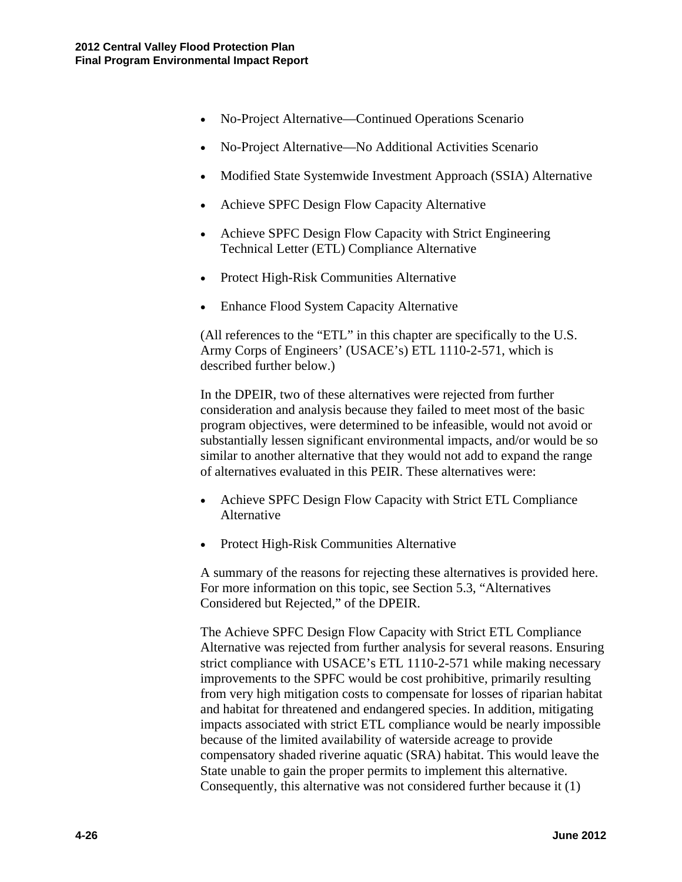- No-Project Alternative—Continued Operations Scenario
- No-Project Alternative—No Additional Activities Scenario
- Modified State Systemwide Investment Approach (SSIA) Alternative
- Achieve SPFC Design Flow Capacity Alternative
- Achieve SPFC Design Flow Capacity with Strict Engineering Technical Letter (ETL) Compliance Alternative
- Protect High-Risk Communities Alternative
- Enhance Flood System Capacity Alternative

(All references to the "ETL" in this chapter are specifically to the U.S. Army Corps of Engineers' (USACE's) ETL 1110-2-571, which is described further below.)

In the DPEIR, two of these alternatives were rejected from further consideration and analysis because they failed to meet most of the basic program objectives, were determined to be infeasible, would not avoid or substantially lessen significant environmental impacts, and/or would be so similar to another alternative that they would not add to expand the range of alternatives evaluated in this PEIR. These alternatives were:

- Achieve SPFC Design Flow Capacity with Strict ETL Compliance Alternative
- Protect High-Risk Communities Alternative

A summary of the reasons for rejecting these alternatives is provided here. For more information on this topic, see Section 5.3, "Alternatives Considered but Rejected," of the DPEIR.

The Achieve SPFC Design Flow Capacity with Strict ETL Compliance Alternative was rejected from further analysis for several reasons. Ensuring strict compliance with USACE's ETL 1110-2-571 while making necessary improvements to the SPFC would be cost prohibitive, primarily resulting from very high mitigation costs to compensate for losses of riparian habitat and habitat for threatened and endangered species. In addition, mitigating impacts associated with strict ETL compliance would be nearly impossible because of the limited availability of waterside acreage to provide compensatory shaded riverine aquatic (SRA) habitat. This would leave the State unable to gain the proper permits to implement this alternative. Consequently, this alternative was not considered further because it (1)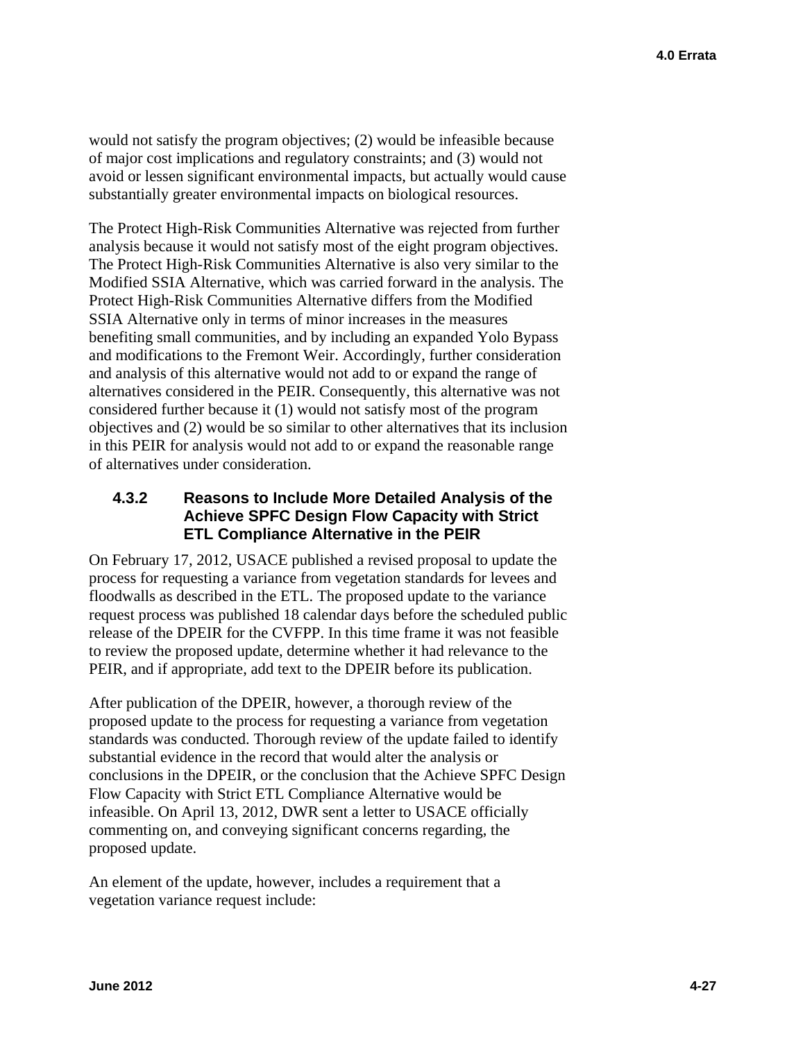would not satisfy the program objectives; (2) would be infeasible because of major cost implications and regulatory constraints; and (3) would not avoid or lessen significant environmental impacts, but actually would cause substantially greater environmental impacts on biological resources.

The Protect High-Risk Communities Alternative was rejected from further analysis because it would not satisfy most of the eight program objectives. The Protect High-Risk Communities Alternative is also very similar to the Modified SSIA Alternative, which was carried forward in the analysis. The Protect High-Risk Communities Alternative differs from the Modified SSIA Alternative only in terms of minor increases in the measures benefiting small communities, and by including an expanded Yolo Bypass and modifications to the Fremont Weir. Accordingly, further consideration and analysis of this alternative would not add to or expand the range of alternatives considered in the PEIR. Consequently, this alternative was not considered further because it (1) would not satisfy most of the program objectives and (2) would be so similar to other alternatives that its inclusion in this PEIR for analysis would not add to or expand the reasonable range of alternatives under consideration.

### 4.3.2 Reasons to Include More Detailed Analysis of the Achieve SPFC Design Flow Capacity with Strict ETL Compliance Alternative in the PEIR

On February 17, 2012, USACE published a revised proposal to update the process for requesting a variance from vegetation standards for levees and floodwalls as described in the ETL. The proposed update to the variance request process was published 18 calendar days before the scheduled public release of the DPEIR for the CVFPP. In this time frame it was not feasible to review the proposed update, determine whether it had relevance to the PEIR, and if appropriate, add text to the DPEIR before its publication.

After publication of the DPEIR, however, a thorough review of the proposed update to the process for requesting a variance from vegetation standards was conducted. Thorough review of the update failed to identify substantial evidence in the record that would alter the analysis or conclusions in the DPEIR, or the conclusion that the Achieve SPFC Design Flow Capacity with Strict ETL Compliance Alternative would be infeasible. On April 13, 2012, DWR sent a letter to USACE officially commenting on, and conveying significant concerns regarding, the proposed update.

An element of the update, however, includes a requirement that a vegetation variance request include: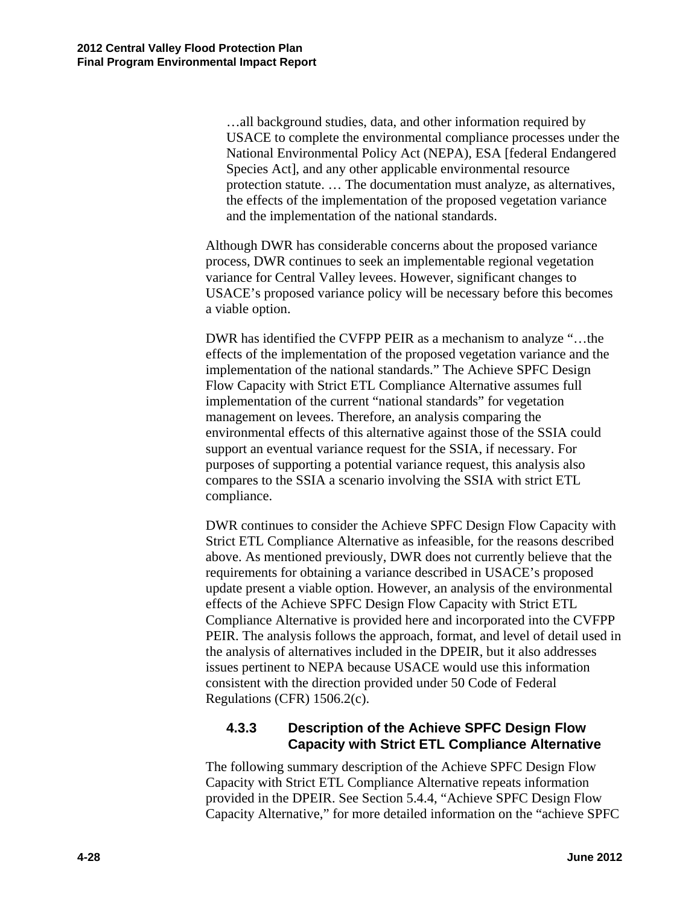> …all background studies, data, and other information required by USACE to complete the environmental compliance processes under the National Environmental Policy Act (NEPA), ESA [federal Endangered Species Act], and any other applicable environmental resource protection statute. … The documentation must analyze, as alternatives, the effects of the implementation of the proposed vegetation variance and the implementation of the national standards.

Although DWR has considerable concerns about the proposed variance process, DWR continues to seek an implementable regional vegetation variance for Central Valley levees. However, significant changes to USACE's proposed variance policy will be necessary before this becomes a viable option.

DWR has identified the CVFPP PEIR as a mechanism to analyze "…the effects of the implementation of the proposed vegetation variance and the implementation of the national standards." The Achieve SPFC Design Flow Capacity with Strict ETL Compliance Alternative assumes full implementation of the current "national standards" for vegetation management on levees. Therefore, an analysis comparing the environmental effects of this alternative against those of the SSIA could support an eventual variance request for the SSIA, if necessary. For purposes of supporting a potential variance request, this analysis also compares to the SSIA a scenario involving the SSIA with strict ETL compliance.

DWR continues to consider the Achieve SPFC Design Flow Capacity with Strict ETL Compliance Alternative as infeasible, for the reasons described above. As mentioned previously, DWR does not currently believe that the requirements for obtaining a variance described in USACE's proposed update present a viable option. However, an analysis of the environmental effects of the Achieve SPFC Design Flow Capacity with Strict ETL Compliance Alternative is provided here and incorporated into the CVFPP PEIR. The analysis follows the approach, format, and level of detail used in the analysis of alternatives included in the DPEIR, but it also addresses issues pertinent to NEPA because USACE would use this information consistent with the direction provided under 50 Code of Federal Regulations (CFR) 1506.2(c).

### 4.3.3 Description of the Achieve SPFC Design Flow Capacity with Strict ETL Compliance Alternative

The following summary description of the Achieve SPFC Design Flow Capacity with Strict ETL Compliance Alternative repeats information provided in the DPEIR. See Section 5.4.4, "Achieve SPFC Design Flow Capacity Alternative," for more detailed information on the "achieve SPFC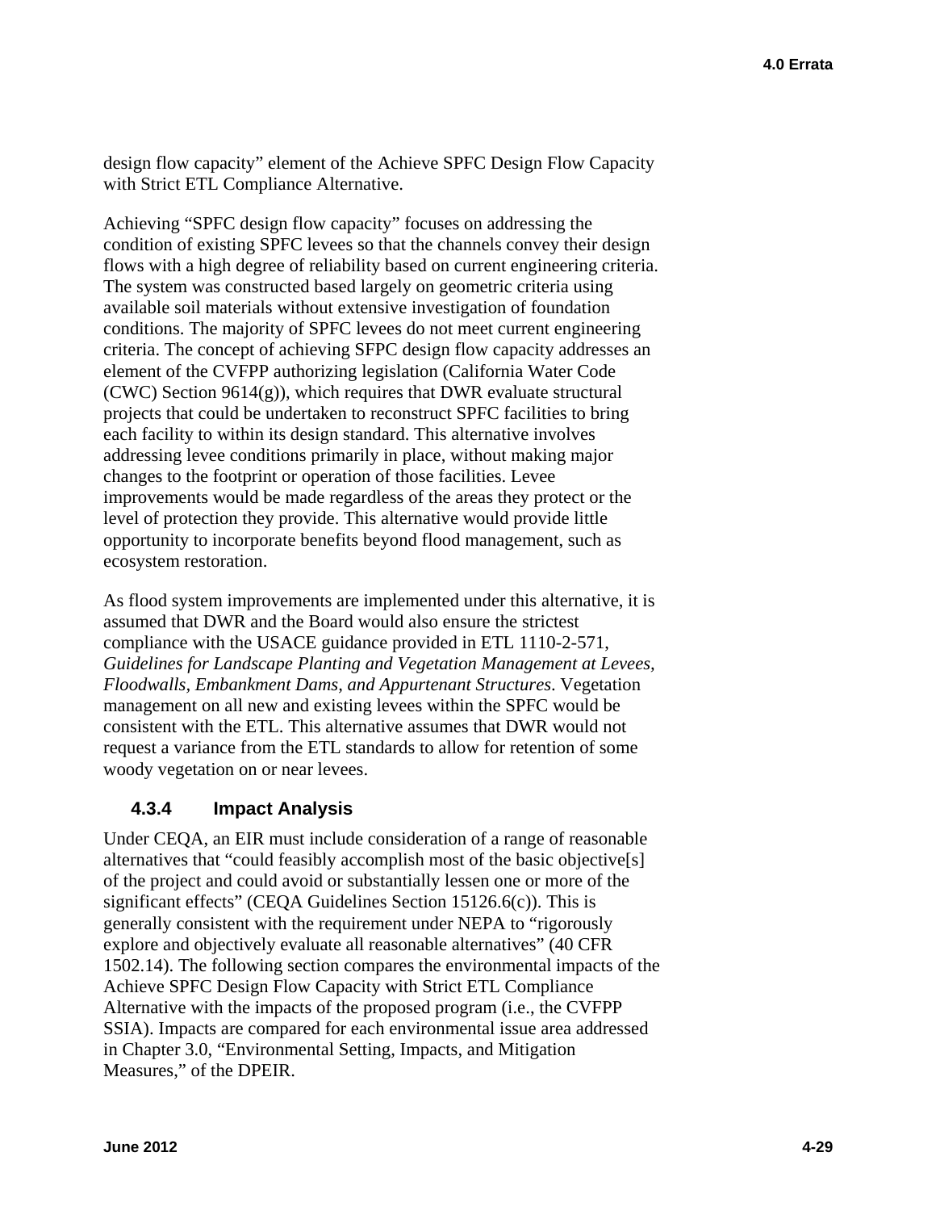design flow capacity" element of the Achieve SPFC Design Flow Capacity with Strict ETL Compliance Alternative.

Achieving "SPFC design flow capacity" focuses on addressing the condition of existing SPFC levees so that the channels convey their design flows with a high degree of reliability based on current engineering criteria. The system was constructed based largely on geometric criteria using available soil materials without extensive investigation of foundation conditions. The majority of SPFC levees do not meet current engineering criteria. The concept of achieving SFPC design flow capacity addresses an element of the CVFPP authorizing legislation (California Water Code (CWC) Section 9614(g)), which requires that DWR evaluate structural projects that could be undertaken to reconstruct SPFC facilities to bring each facility to within its design standard. This alternative involves addressing levee conditions primarily in place, without making major changes to the footprint or operation of those facilities. Levee improvements would be made regardless of the areas they protect or the level of protection they provide. This alternative would provide little opportunity to incorporate benefits beyond flood management, such as ecosystem restoration.

As flood system improvements are implemented under this alternative, it is assumed that DWR and the Board would also ensure the strictest compliance with the USACE guidance provided in ETL 1110-2-571, *Guidelines for Landscape Planting and Vegetation Management at Levees, Floodwalls, Embankment Dams, and Appurtenant Structures*. Vegetation management on all new and existing levees within the SPFC would be consistent with the ETL. This alternative assumes that DWR would not request a variance from the ETL standards to allow for retention of some woody vegetation on or near levees.

### 4.3.4 Impact Analysis

Under CEQA, an EIR must include consideration of a range of reasonable alternatives that "could feasibly accomplish most of the basic objective[s] of the project and could avoid or substantially lessen one or more of the significant effects" (CEQA Guidelines Section 15126.6(c)). This is generally consistent with the requirement under NEPA to "rigorously explore and objectively evaluate all reasonable alternatives" (40 CFR 1502.14). The following section compares the environmental impacts of the Achieve SPFC Design Flow Capacity with Strict ETL Compliance Alternative with the impacts of the proposed program (i.e., the CVFPP SSIA). Impacts are compared for each environmental issue area addressed in Chapter 3.0, "Environmental Setting, Impacts, and Mitigation Measures," of the DPEIR.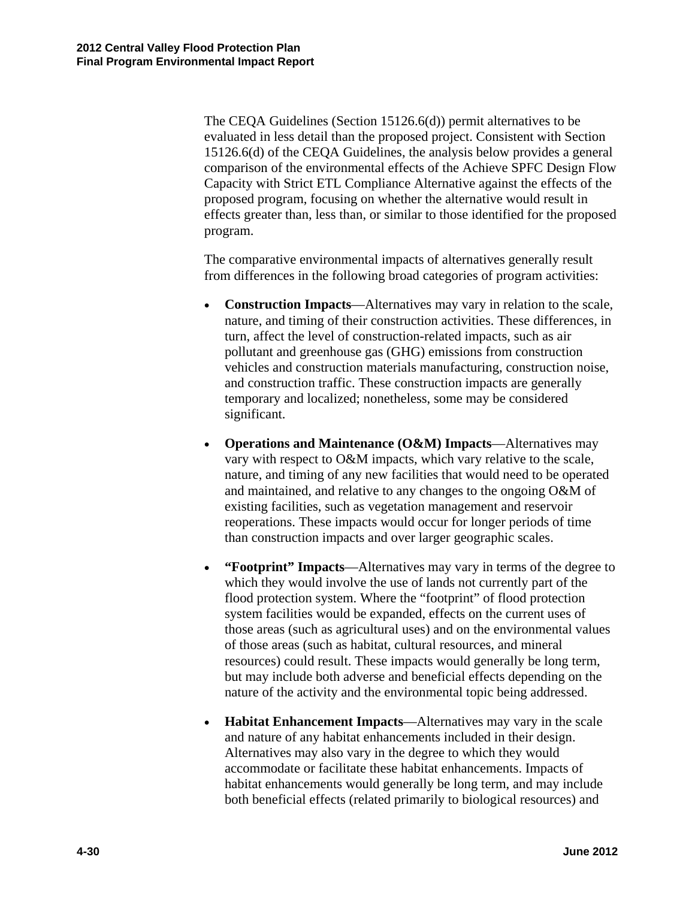The CEQA Guidelines (Section 15126.6(d)) permit alternatives to be evaluated in less detail than the proposed project. Consistent with Section 15126.6(d) of the CEQA Guidelines, the analysis below provides a general comparison of the environmental effects of the Achieve SPFC Design Flow Capacity with Strict ETL Compliance Alternative against the effects of the proposed program, focusing on whether the alternative would result in effects greater than, less than, or similar to those identified for the proposed program.

The comparative environmental impacts of alternatives generally result from differences in the following broad categories of program activities:

- **Construction Impacts**—Alternatives may vary in relation to the scale, nature, and timing of their construction activities. These differences, in turn, affect the level of construction-related impacts, such as air pollutant and greenhouse gas (GHG) emissions from construction vehicles and construction materials manufacturing, construction noise, and construction traffic. These construction impacts are generally temporary and localized; nonetheless, some may be considered significant.
- **Operations and Maintenance (O&M) Impacts**—Alternatives may vary with respect to O&M impacts, which vary relative to the scale, nature, and timing of any new facilities that would need to be operated and maintained, and relative to any changes to the ongoing O&M of existing facilities, such as vegetation management and reservoir reoperations. These impacts would occur for longer periods of time than construction impacts and over larger geographic scales.
- **"Footprint" Impacts**—Alternatives may vary in terms of the degree to which they would involve the use of lands not currently part of the flood protection system. Where the "footprint" of flood protection system facilities would be expanded, effects on the current uses of those areas (such as agricultural uses) and on the environmental values of those areas (such as habitat, cultural resources, and mineral resources) could result. These impacts would generally be long term, but may include both adverse and beneficial effects depending on the nature of the activity and the environmental topic being addressed.
- **Habitat Enhancement Impacts**—Alternatives may vary in the scale and nature of any habitat enhancements included in their design. Alternatives may also vary in the degree to which they would accommodate or facilitate these habitat enhancements. Impacts of habitat enhancements would generally be long term, and may include both beneficial effects (related primarily to biological resources) and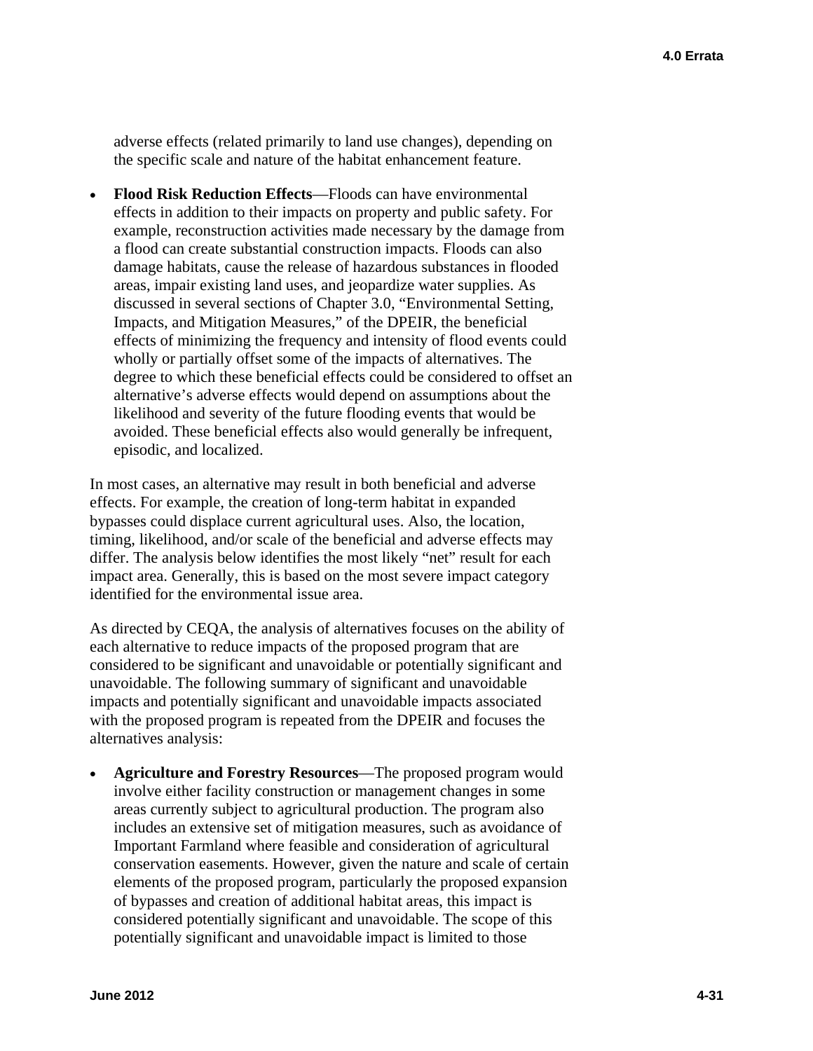adverse effects (related primarily to land use changes), depending on the specific scale and nature of the habitat enhancement feature.

- **Flood Risk Reduction Effects**—Floods can have environmental effects in addition to their impacts on property and public safety. For example, reconstruction activities made necessary by the damage from a flood can create substantial construction impacts. Floods can also damage habitats, cause the release of hazardous substances in flooded areas, impair existing land uses, and jeopardize water supplies. As discussed in several sections of Chapter 3.0, "Environmental Setting, Impacts, and Mitigation Measures," of the DPEIR, the beneficial effects of minimizing the frequency and intensity of flood events could wholly or partially offset some of the impacts of alternatives. The degree to which these beneficial effects could be considered to offset an alternative's adverse effects would depend on assumptions about the likelihood and severity of the future flooding events that would be avoided. These beneficial effects also would generally be infrequent, episodic, and localized.

In most cases, an alternative may result in both beneficial and adverse effects. For example, the creation of long-term habitat in expanded bypasses could displace current agricultural uses. Also, the location, timing, likelihood, and/or scale of the beneficial and adverse effects may differ. The analysis below identifies the most likely "net" result for each impact area. Generally, this is based on the most severe impact category identified for the environmental issue area.

As directed by CEQA, the analysis of alternatives focuses on the ability of each alternative to reduce impacts of the proposed program that are considered to be significant and unavoidable or potentially significant and unavoidable. The following summary of significant and unavoidable impacts and potentially significant and unavoidable impacts associated with the proposed program is repeated from the DPEIR and focuses the alternatives analysis:

- **Agriculture and Forestry Resources**—The proposed program would involve either facility construction or management changes in some areas currently subject to agricultural production. The program also includes an extensive set of mitigation measures, such as avoidance of Important Farmland where feasible and consideration of agricultural conservation easements. However, given the nature and scale of certain elements of the proposed program, particularly the proposed expansion of bypasses and creation of additional habitat areas, this impact is considered potentially significant and unavoidable. The scope of this potentially significant and unavoidable impact is limited to those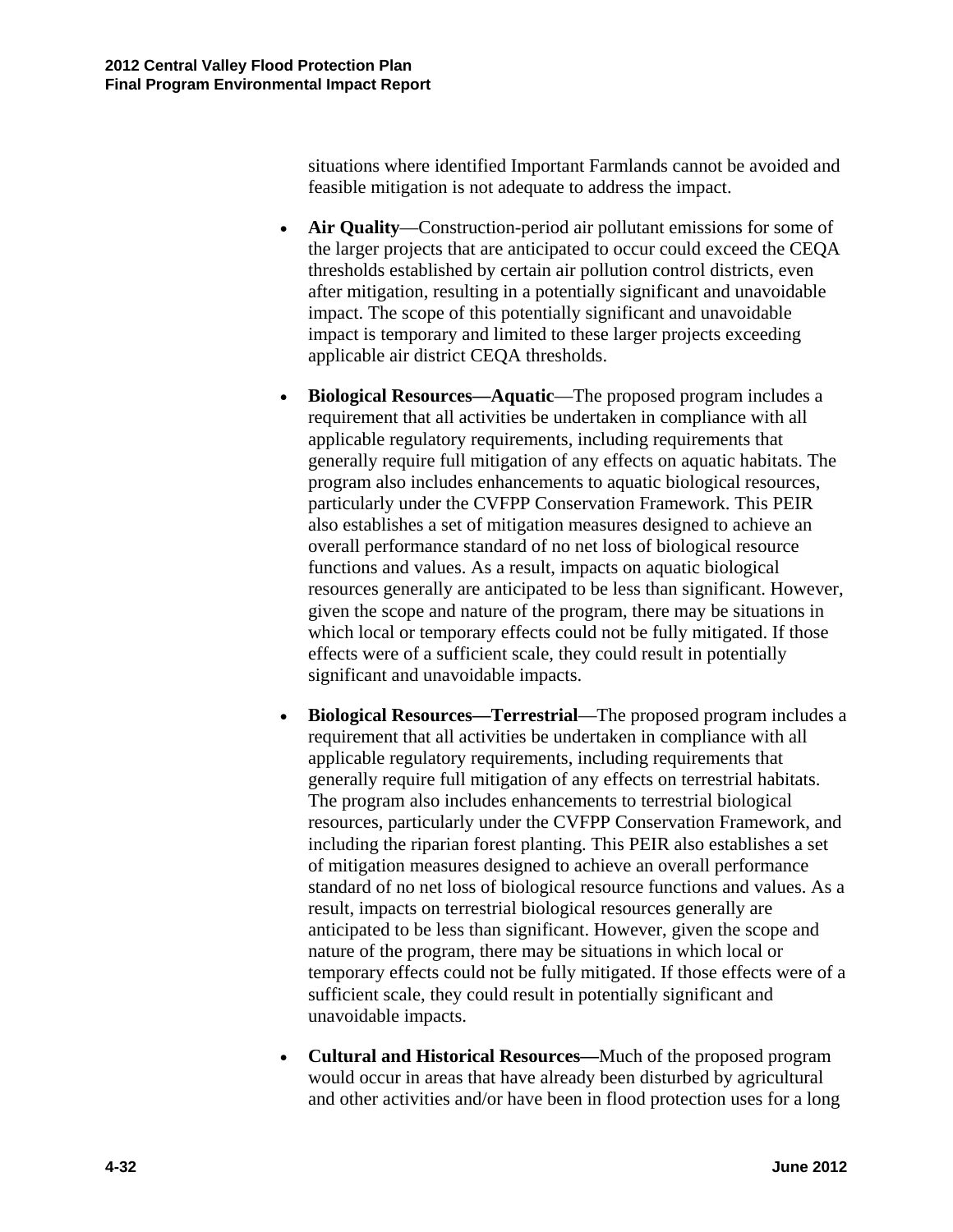situations where identified Important Farmlands cannot be avoided and feasible mitigation is not adequate to address the impact.

- **Air Quality**—Construction-period air pollutant emissions for some of the larger projects that are anticipated to occur could exceed the CEQA thresholds established by certain air pollution control districts, even after mitigation, resulting in a potentially significant and unavoidable impact. The scope of this potentially significant and unavoidable impact is temporary and limited to these larger projects exceeding applicable air district CEQA thresholds.

- **Biological Resources—Aquatic**—The proposed program includes a requirement that all activities be undertaken in compliance with all applicable regulatory requirements, including requirements that generally require full mitigation of any effects on aquatic habitats. The program also includes enhancements to aquatic biological resources, particularly under the CVFPP Conservation Framework. This PEIR also establishes a set of mitigation measures designed to achieve an overall performance standard of no net loss of biological resource functions and values. As a result, impacts on aquatic biological resources generally are anticipated to be less than significant. However, given the scope and nature of the program, there may be situations in which local or temporary effects could not be fully mitigated. If those effects were of a sufficient scale, they could result in potentially significant and unavoidable impacts.

- **Biological Resources—Terrestrial**—The proposed program includes a requirement that all activities be undertaken in compliance with all applicable regulatory requirements, including requirements that generally require full mitigation of any effects on terrestrial habitats. The program also includes enhancements to terrestrial biological resources, particularly under the CVFPP Conservation Framework, and including the riparian forest planting. This PEIR also establishes a set of mitigation measures designed to achieve an overall performance standard of no net loss of biological resource functions and values. As a result, impacts on terrestrial biological resources generally are anticipated to be less than significant. However, given the scope and nature of the program, there may be situations in which local or temporary effects could not be fully mitigated. If those effects were of a sufficient scale, they could result in potentially significant and unavoidable impacts.

- **Cultural and Historical Resources—**Much of the proposed program would occur in areas that have already been disturbed by agricultural and other activities and/or have been in flood protection uses for a long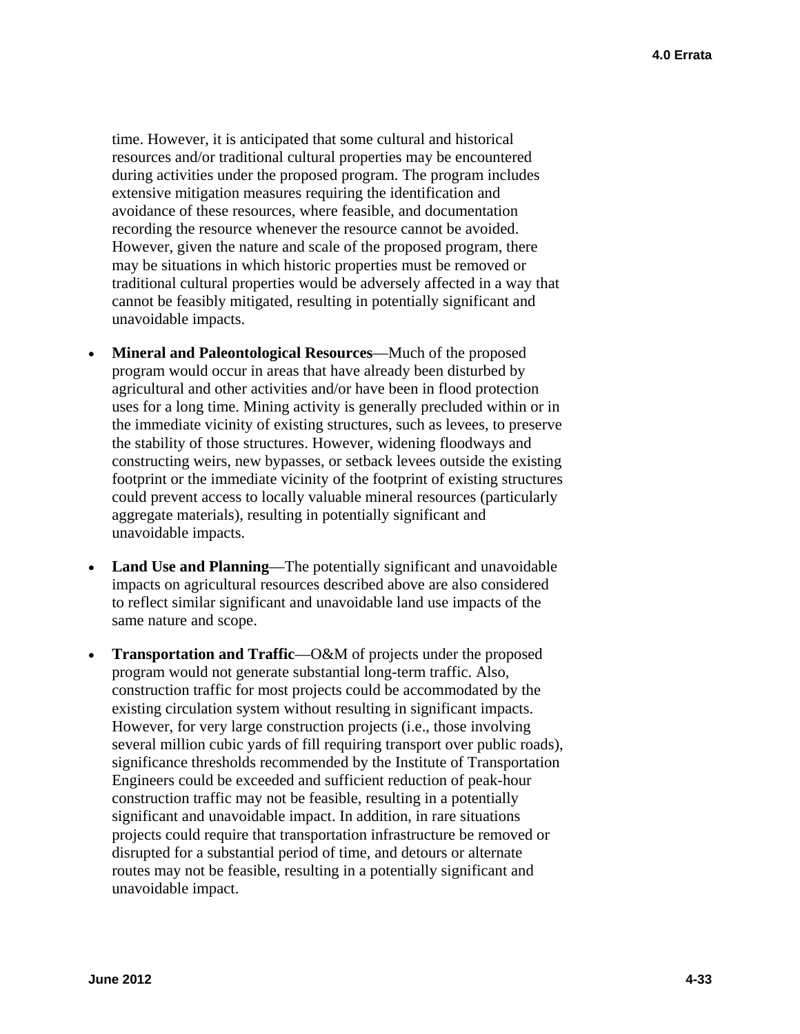time. However, it is anticipated that some cultural and historical resources and/or traditional cultural properties may be encountered during activities under the proposed program. The program includes extensive mitigation measures requiring the identification and avoidance of these resources, where feasible, and documentation recording the resource whenever the resource cannot be avoided. However, given the nature and scale of the proposed program, there may be situations in which historic properties must be removed or traditional cultural properties would be adversely affected in a way that cannot be feasibly mitigated, resulting in potentially significant and unavoidable impacts.

- **Mineral and Paleontological Resources**—Much of the proposed program would occur in areas that have already been disturbed by agricultural and other activities and/or have been in flood protection uses for a long time. Mining activity is generally precluded within or in the immediate vicinity of existing structures, such as levees, to preserve the stability of those structures. However, widening floodways and constructing weirs, new bypasses, or setback levees outside the existing footprint or the immediate vicinity of the footprint of existing structures could prevent access to locally valuable mineral resources (particularly aggregate materials), resulting in potentially significant and unavoidable impacts.

- **Land Use and Planning**—The potentially significant and unavoidable impacts on agricultural resources described above are also considered to reflect similar significant and unavoidable land use impacts of the same nature and scope.

- **Transportation and Traffic**—O&M of projects under the proposed program would not generate substantial long-term traffic. Also, construction traffic for most projects could be accommodated by the existing circulation system without resulting in significant impacts. However, for very large construction projects (i.e., those involving several million cubic yards of fill requiring transport over public roads), significance thresholds recommended by the Institute of Transportation Engineers could be exceeded and sufficient reduction of peak-hour construction traffic may not be feasible, resulting in a potentially significant and unavoidable impact. In addition, in rare situations projects could require that transportation infrastructure be removed or disrupted for a substantial period of time, and detours or alternate routes may not be feasible, resulting in a potentially significant and unavoidable impact.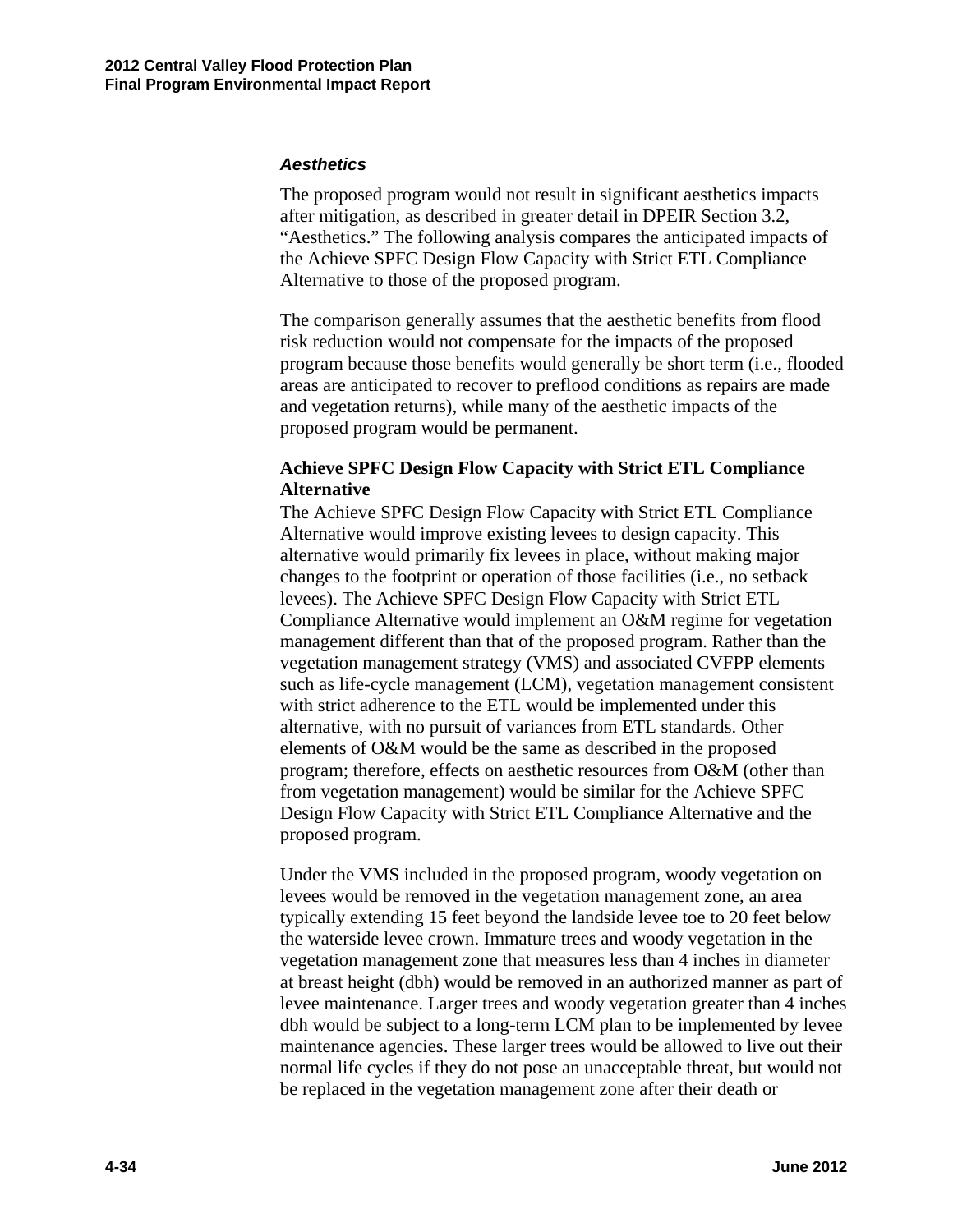### *Aesthetics*

The proposed program would not result in significant aesthetics impacts after mitigation, as described in greater detail in DPEIR Section 3.2, "Aesthetics." The following analysis compares the anticipated impacts of the Achieve SPFC Design Flow Capacity with Strict ETL Compliance Alternative to those of the proposed program.

The comparison generally assumes that the aesthetic benefits from flood risk reduction would not compensate for the impacts of the proposed program because those benefits would generally be short term (i.e., flooded areas are anticipated to recover to preflood conditions as repairs are made and vegetation returns), while many of the aesthetic impacts of the proposed program would be permanent.

**Achieve SPFC Design Flow Capacity with Strict ETL Compliance Alternative**

The Achieve SPFC Design Flow Capacity with Strict ETL Compliance Alternative would improve existing levees to design capacity. This alternative would primarily fix levees in place, without making major changes to the footprint or operation of those facilities (i.e., no setback levees). The Achieve SPFC Design Flow Capacity with Strict ETL Compliance Alternative would implement an O&M regime for vegetation management different than that of the proposed program. Rather than the vegetation management strategy (VMS) and associated CVFPP elements such as life-cycle management (LCM), vegetation management consistent with strict adherence to the ETL would be implemented under this alternative, with no pursuit of variances from ETL standards. Other elements of O&M would be the same as described in the proposed program; therefore, effects on aesthetic resources from O&M (other than from vegetation management) would be similar for the Achieve SPFC Design Flow Capacity with Strict ETL Compliance Alternative and the proposed program.

Under the VMS included in the proposed program, woody vegetation on levees would be removed in the vegetation management zone, an area typically extending 15 feet beyond the landside levee toe to 20 feet below the waterside levee crown. Immature trees and woody vegetation in the vegetation management zone that measures less than 4 inches in diameter at breast height (dbh) would be removed in an authorized manner as part of levee maintenance. Larger trees and woody vegetation greater than 4 inches dbh would be subject to a long-term LCM plan to be implemented by levee maintenance agencies. These larger trees would be allowed to live out their normal life cycles if they do not pose an unacceptable threat, but would not be replaced in the vegetation management zone after their death or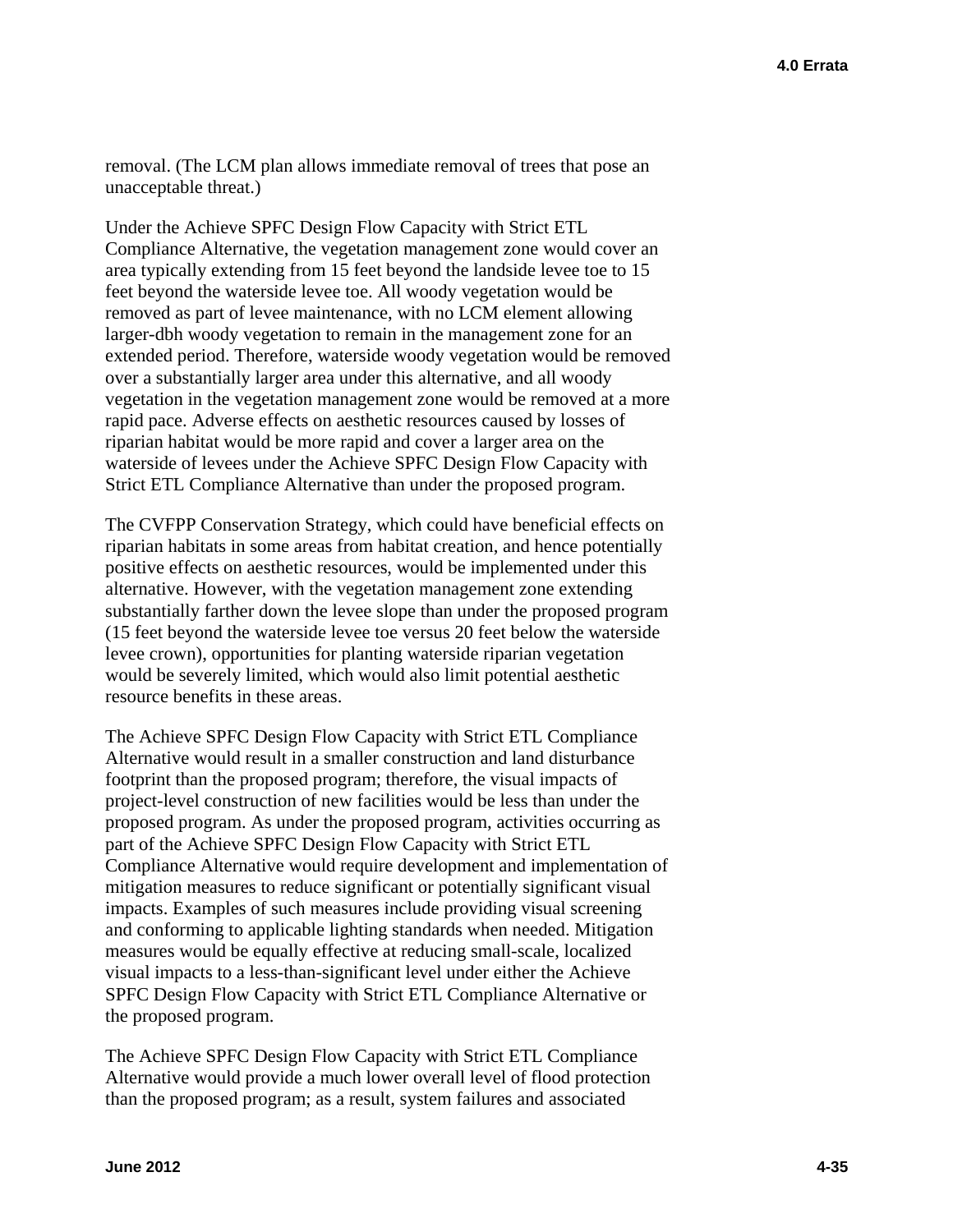removal. (The LCM plan allows immediate removal of trees that pose an unacceptable threat.)

Under the Achieve SPFC Design Flow Capacity with Strict ETL Compliance Alternative, the vegetation management zone would cover an area typically extending from 15 feet beyond the landside levee toe to 15 feet beyond the waterside levee toe. All woody vegetation would be removed as part of levee maintenance, with no LCM element allowing larger-dbh woody vegetation to remain in the management zone for an extended period. Therefore, waterside woody vegetation would be removed over a substantially larger area under this alternative, and all woody vegetation in the vegetation management zone would be removed at a more rapid pace. Adverse effects on aesthetic resources caused by losses of riparian habitat would be more rapid and cover a larger area on the waterside of levees under the Achieve SPFC Design Flow Capacity with Strict ETL Compliance Alternative than under the proposed program.

The CVFPP Conservation Strategy, which could have beneficial effects on riparian habitats in some areas from habitat creation, and hence potentially positive effects on aesthetic resources, would be implemented under this alternative. However, with the vegetation management zone extending substantially farther down the levee slope than under the proposed program (15 feet beyond the waterside levee toe versus 20 feet below the waterside levee crown), opportunities for planting waterside riparian vegetation would be severely limited, which would also limit potential aesthetic resource benefits in these areas.

The Achieve SPFC Design Flow Capacity with Strict ETL Compliance Alternative would result in a smaller construction and land disturbance footprint than the proposed program; therefore, the visual impacts of project-level construction of new facilities would be less than under the proposed program. As under the proposed program, activities occurring as part of the Achieve SPFC Design Flow Capacity with Strict ETL Compliance Alternative would require development and implementation of mitigation measures to reduce significant or potentially significant visual impacts. Examples of such measures include providing visual screening and conforming to applicable lighting standards when needed. Mitigation measures would be equally effective at reducing small-scale, localized visual impacts to a less-than-significant level under either the Achieve SPFC Design Flow Capacity with Strict ETL Compliance Alternative or the proposed program.

The Achieve SPFC Design Flow Capacity with Strict ETL Compliance Alternative would provide a much lower overall level of flood protection than the proposed program; as a result, system failures and associated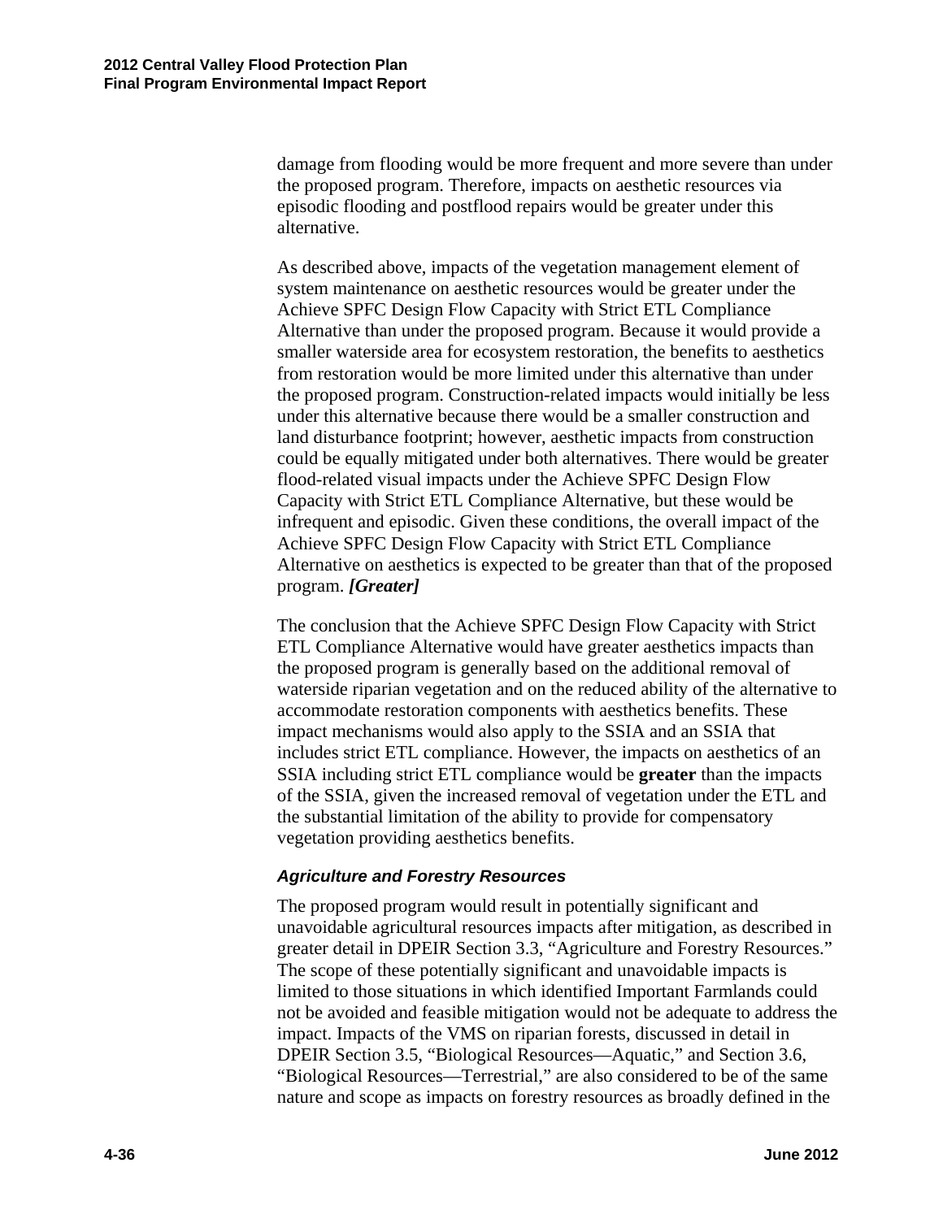damage from flooding would be more frequent and more severe than under the proposed program. Therefore, impacts on aesthetic resources via episodic flooding and postflood repairs would be greater under this alternative.

As described above, impacts of the vegetation management element of system maintenance on aesthetic resources would be greater under the Achieve SPFC Design Flow Capacity with Strict ETL Compliance Alternative than under the proposed program. Because it would provide a smaller waterside area for ecosystem restoration, the benefits to aesthetics from restoration would be more limited under this alternative than under the proposed program. Construction-related impacts would initially be less under this alternative because there would be a smaller construction and land disturbance footprint; however, aesthetic impacts from construction could be equally mitigated under both alternatives. There would be greater flood-related visual impacts under the Achieve SPFC Design Flow Capacity with Strict ETL Compliance Alternative, but these would be infrequent and episodic. Given these conditions, the overall impact of the Achieve SPFC Design Flow Capacity with Strict ETL Compliance Alternative on aesthetics is expected to be greater than that of the proposed program. ***[Greater]***

The conclusion that the Achieve SPFC Design Flow Capacity with Strict ETL Compliance Alternative would have greater aesthetics impacts than the proposed program is generally based on the additional removal of waterside riparian vegetation and on the reduced ability of the alternative to accommodate restoration components with aesthetics benefits. These impact mechanisms would also apply to the SSIA and an SSIA that includes strict ETL compliance. However, the impacts on aesthetics of an SSIA including strict ETL compliance would be **greater** than the impacts of the SSIA, given the increased removal of vegetation under the ETL and the substantial limitation of the ability to provide for compensatory vegetation providing aesthetics benefits.

### *Agriculture and Forestry Resources*

The proposed program would result in potentially significant and unavoidable agricultural resources impacts after mitigation, as described in greater detail in DPEIR Section 3.3, "Agriculture and Forestry Resources." The scope of these potentially significant and unavoidable impacts is limited to those situations in which identified Important Farmlands could not be avoided and feasible mitigation would not be adequate to address the impact. Impacts of the VMS on riparian forests, discussed in detail in DPEIR Section 3.5, "Biological Resources—Aquatic," and Section 3.6, "Biological Resources—Terrestrial," are also considered to be of the same nature and scope as impacts on forestry resources as broadly defined in the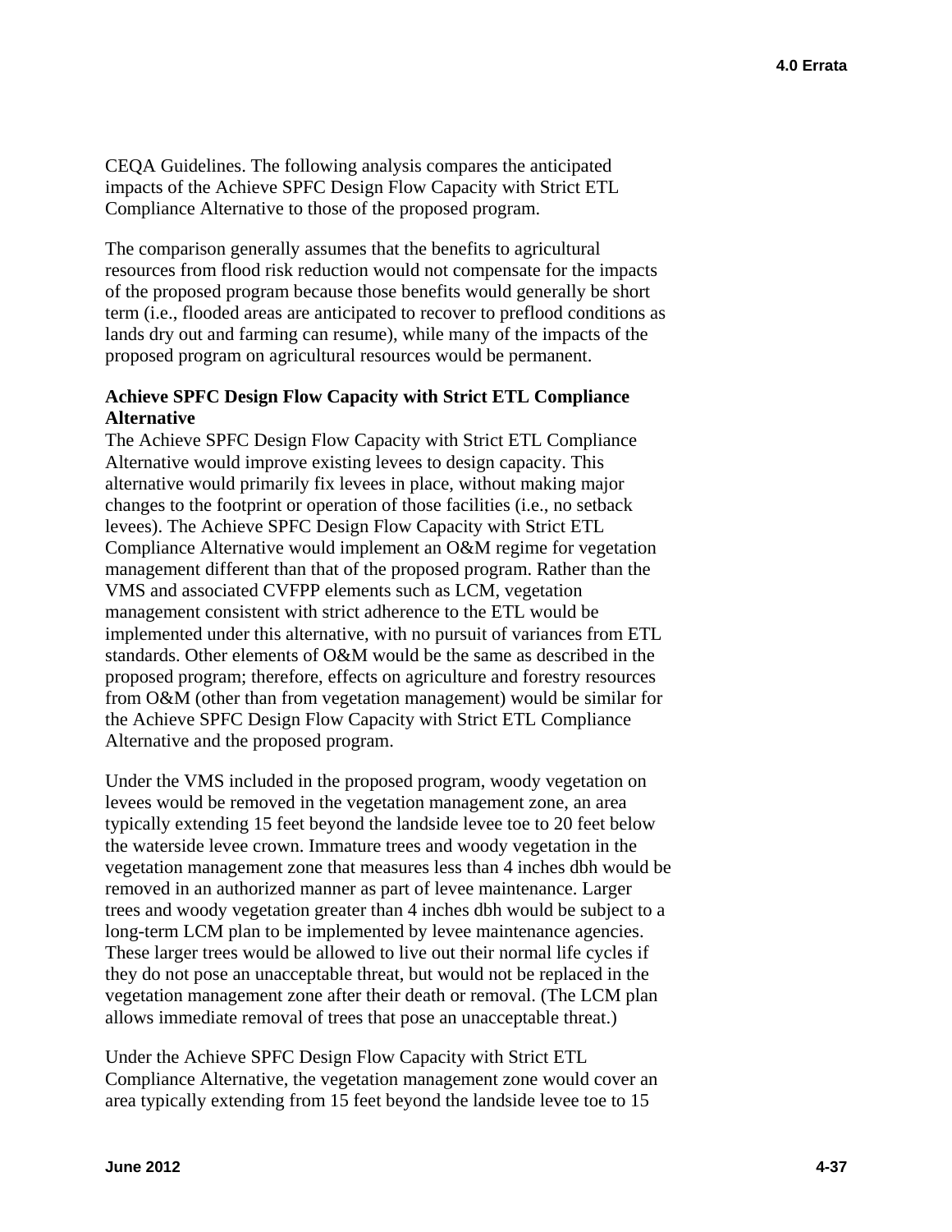CEQA Guidelines. The following analysis compares the anticipated impacts of the Achieve SPFC Design Flow Capacity with Strict ETL Compliance Alternative to those of the proposed program.

The comparison generally assumes that the benefits to agricultural resources from flood risk reduction would not compensate for the impacts of the proposed program because those benefits would generally be short term (i.e., flooded areas are anticipated to recover to preflood conditions as lands dry out and farming can resume), while many of the impacts of the proposed program on agricultural resources would be permanent.

**Achieve SPFC Design Flow Capacity with Strict ETL Compliance Alternative**

The Achieve SPFC Design Flow Capacity with Strict ETL Compliance Alternative would improve existing levees to design capacity. This alternative would primarily fix levees in place, without making major changes to the footprint or operation of those facilities (i.e., no setback levees). The Achieve SPFC Design Flow Capacity with Strict ETL Compliance Alternative would implement an O&M regime for vegetation management different than that of the proposed program. Rather than the VMS and associated CVFPP elements such as LCM, vegetation management consistent with strict adherence to the ETL would be implemented under this alternative, with no pursuit of variances from ETL standards. Other elements of O&M would be the same as described in the proposed program; therefore, effects on agriculture and forestry resources from O&M (other than from vegetation management) would be similar for the Achieve SPFC Design Flow Capacity with Strict ETL Compliance Alternative and the proposed program.

Under the VMS included in the proposed program, woody vegetation on levees would be removed in the vegetation management zone, an area typically extending 15 feet beyond the landside levee toe to 20 feet below the waterside levee crown. Immature trees and woody vegetation in the vegetation management zone that measures less than 4 inches dbh would be removed in an authorized manner as part of levee maintenance. Larger trees and woody vegetation greater than 4 inches dbh would be subject to a long-term LCM plan to be implemented by levee maintenance agencies. These larger trees would be allowed to live out their normal life cycles if they do not pose an unacceptable threat, but would not be replaced in the vegetation management zone after their death or removal. (The LCM plan allows immediate removal of trees that pose an unacceptable threat.)

Under the Achieve SPFC Design Flow Capacity with Strict ETL Compliance Alternative, the vegetation management zone would cover an area typically extending from 15 feet beyond the landside levee toe to 15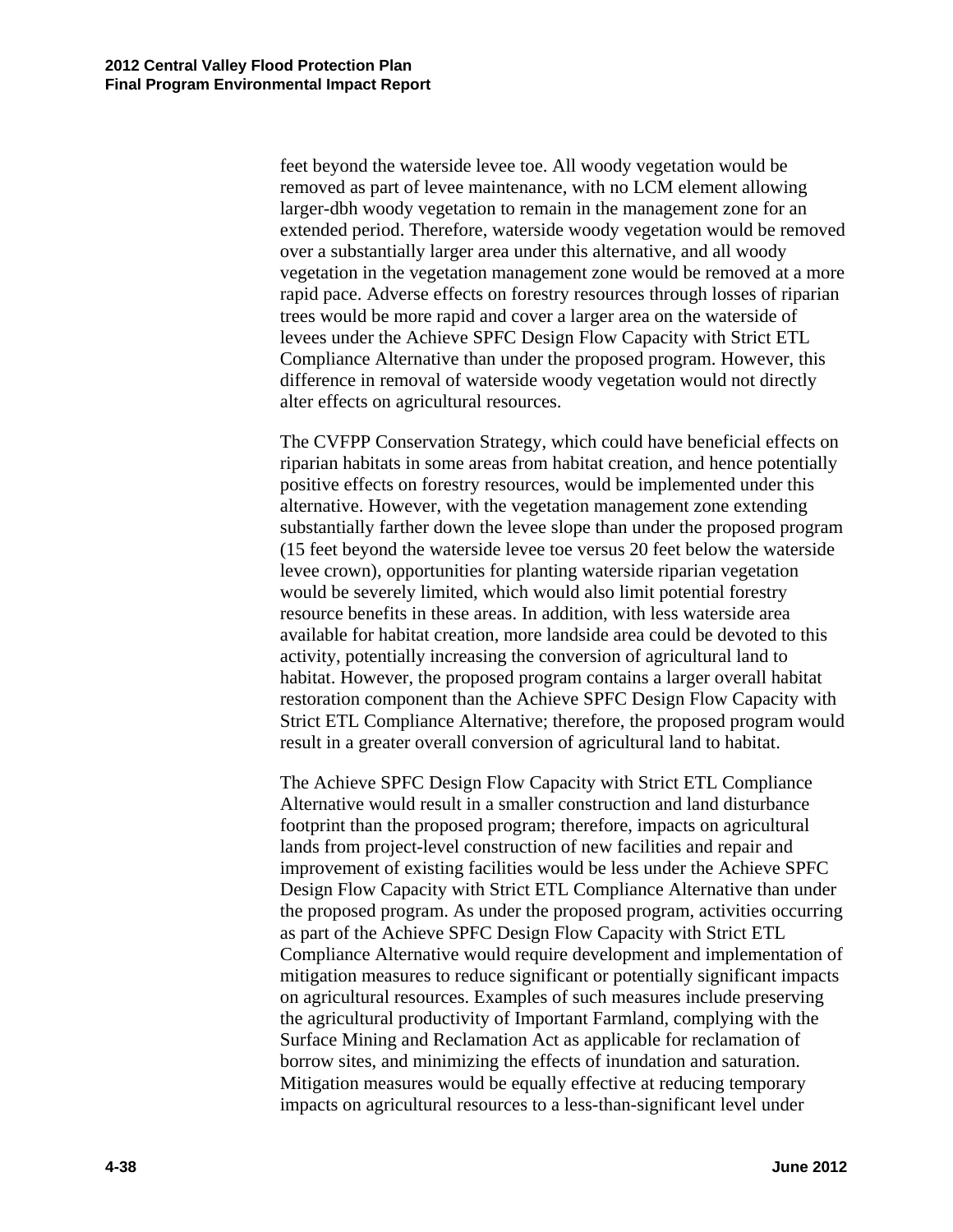feet beyond the waterside levee toe. All woody vegetation would be removed as part of levee maintenance, with no LCM element allowing larger-dbh woody vegetation to remain in the management zone for an extended period. Therefore, waterside woody vegetation would be removed over a substantially larger area under this alternative, and all woody vegetation in the vegetation management zone would be removed at a more rapid pace. Adverse effects on forestry resources through losses of riparian trees would be more rapid and cover a larger area on the waterside of levees under the Achieve SPFC Design Flow Capacity with Strict ETL Compliance Alternative than under the proposed program. However, this difference in removal of waterside woody vegetation would not directly alter effects on agricultural resources.

The CVFPP Conservation Strategy, which could have beneficial effects on riparian habitats in some areas from habitat creation, and hence potentially positive effects on forestry resources, would be implemented under this alternative. However, with the vegetation management zone extending substantially farther down the levee slope than under the proposed program (15 feet beyond the waterside levee toe versus 20 feet below the waterside levee crown), opportunities for planting waterside riparian vegetation would be severely limited, which would also limit potential forestry resource benefits in these areas. In addition, with less waterside area available for habitat creation, more landside area could be devoted to this activity, potentially increasing the conversion of agricultural land to habitat. However, the proposed program contains a larger overall habitat restoration component than the Achieve SPFC Design Flow Capacity with Strict ETL Compliance Alternative; therefore, the proposed program would result in a greater overall conversion of agricultural land to habitat.

The Achieve SPFC Design Flow Capacity with Strict ETL Compliance Alternative would result in a smaller construction and land disturbance footprint than the proposed program; therefore, impacts on agricultural lands from project-level construction of new facilities and repair and improvement of existing facilities would be less under the Achieve SPFC Design Flow Capacity with Strict ETL Compliance Alternative than under the proposed program. As under the proposed program, activities occurring as part of the Achieve SPFC Design Flow Capacity with Strict ETL Compliance Alternative would require development and implementation of mitigation measures to reduce significant or potentially significant impacts on agricultural resources. Examples of such measures include preserving the agricultural productivity of Important Farmland, complying with the Surface Mining and Reclamation Act as applicable for reclamation of borrow sites, and minimizing the effects of inundation and saturation. Mitigation measures would be equally effective at reducing temporary impacts on agricultural resources to a less-than-significant level under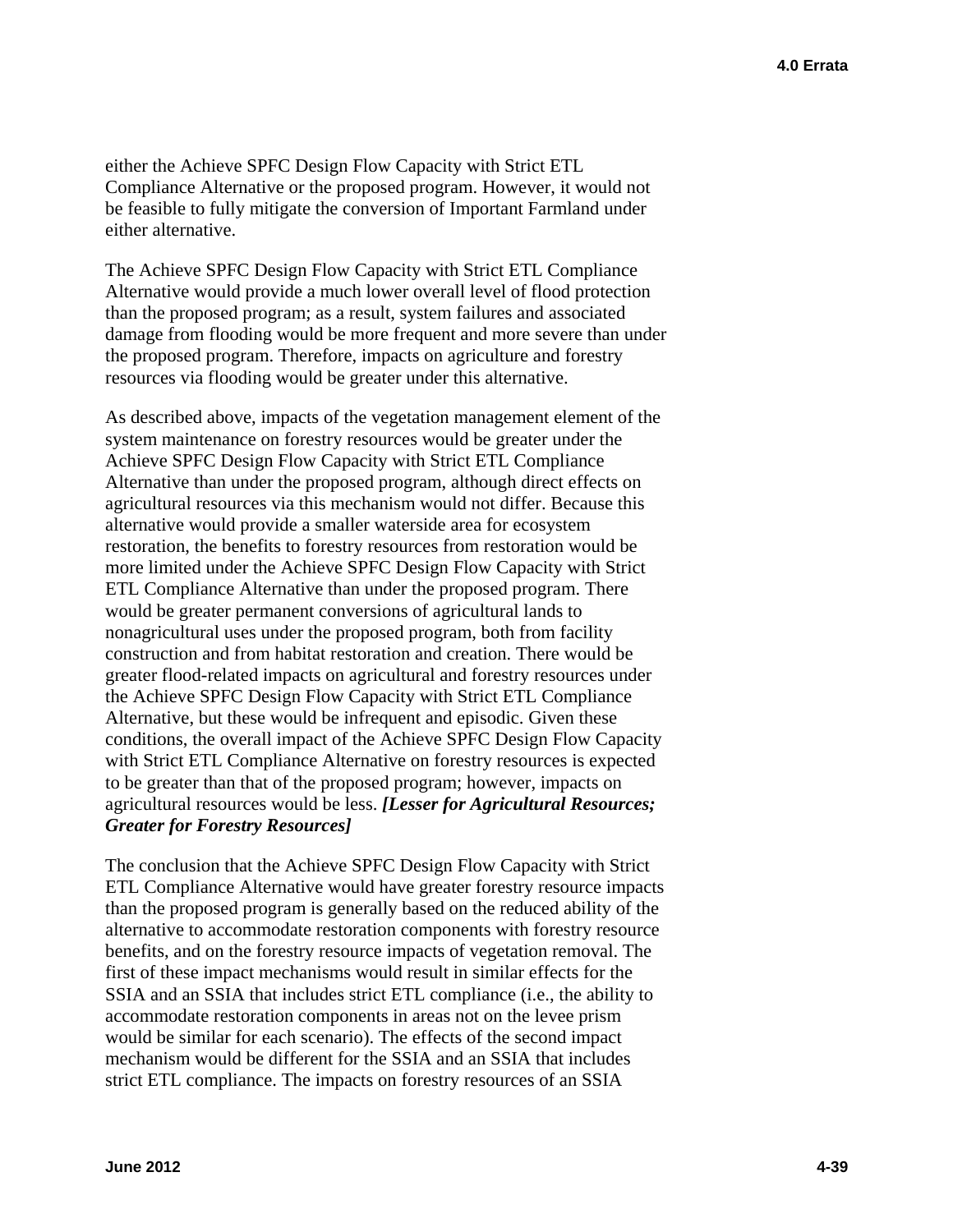either the Achieve SPFC Design Flow Capacity with Strict ETL Compliance Alternative or the proposed program. However, it would not be feasible to fully mitigate the conversion of Important Farmland under either alternative.

The Achieve SPFC Design Flow Capacity with Strict ETL Compliance Alternative would provide a much lower overall level of flood protection than the proposed program; as a result, system failures and associated damage from flooding would be more frequent and more severe than under the proposed program. Therefore, impacts on agriculture and forestry resources via flooding would be greater under this alternative.

As described above, impacts of the vegetation management element of the system maintenance on forestry resources would be greater under the Achieve SPFC Design Flow Capacity with Strict ETL Compliance Alternative than under the proposed program, although direct effects on agricultural resources via this mechanism would not differ. Because this alternative would provide a smaller waterside area for ecosystem restoration, the benefits to forestry resources from restoration would be more limited under the Achieve SPFC Design Flow Capacity with Strict ETL Compliance Alternative than under the proposed program. There would be greater permanent conversions of agricultural lands to nonagricultural uses under the proposed program, both from facility construction and from habitat restoration and creation. There would be greater flood-related impacts on agricultural and forestry resources under the Achieve SPFC Design Flow Capacity with Strict ETL Compliance Alternative, but these would be infrequent and episodic. Given these conditions, the overall impact of the Achieve SPFC Design Flow Capacity with Strict ETL Compliance Alternative on forestry resources is expected to be greater than that of the proposed program; however, impacts on agricultural resources would be less. ***[Lesser for Agricultural Resources; Greater for Forestry Resources]***

The conclusion that the Achieve SPFC Design Flow Capacity with Strict ETL Compliance Alternative would have greater forestry resource impacts than the proposed program is generally based on the reduced ability of the alternative to accommodate restoration components with forestry resource benefits, and on the forestry resource impacts of vegetation removal. The first of these impact mechanisms would result in similar effects for the SSIA and an SSIA that includes strict ETL compliance (i.e., the ability to accommodate restoration components in areas not on the levee prism would be similar for each scenario). The effects of the second impact mechanism would be different for the SSIA and an SSIA that includes strict ETL compliance. The impacts on forestry resources of an SSIA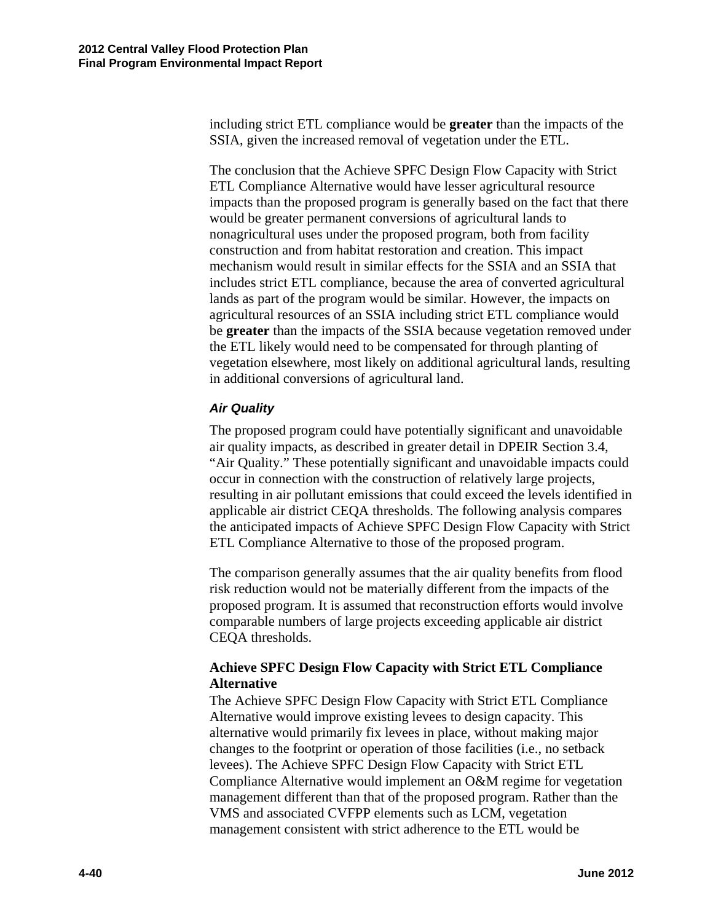including strict ETL compliance would be **greater** than the impacts of the SSIA, given the increased removal of vegetation under the ETL.

The conclusion that the Achieve SPFC Design Flow Capacity with Strict ETL Compliance Alternative would have lesser agricultural resource impacts than the proposed program is generally based on the fact that there would be greater permanent conversions of agricultural lands to nonagricultural uses under the proposed program, both from facility construction and from habitat restoration and creation. This impact mechanism would result in similar effects for the SSIA and an SSIA that includes strict ETL compliance, because the area of converted agricultural lands as part of the program would be similar. However, the impacts on agricultural resources of an SSIA including strict ETL compliance would be **greater** than the impacts of the SSIA because vegetation removed under the ETL likely would need to be compensated for through planting of vegetation elsewhere, most likely on additional agricultural lands, resulting in additional conversions of agricultural land.

### *Air Quality*

The proposed program could have potentially significant and unavoidable air quality impacts, as described in greater detail in DPEIR Section 3.4, "Air Quality." These potentially significant and unavoidable impacts could occur in connection with the construction of relatively large projects, resulting in air pollutant emissions that could exceed the levels identified in applicable air district CEQA thresholds. The following analysis compares the anticipated impacts of Achieve SPFC Design Flow Capacity with Strict ETL Compliance Alternative to those of the proposed program.

The comparison generally assumes that the air quality benefits from flood risk reduction would not be materially different from the impacts of the proposed program. It is assumed that reconstruction efforts would involve comparable numbers of large projects exceeding applicable air district CEQA thresholds.

**Achieve SPFC Design Flow Capacity with Strict ETL Compliance Alternative**

The Achieve SPFC Design Flow Capacity with Strict ETL Compliance Alternative would improve existing levees to design capacity. This alternative would primarily fix levees in place, without making major changes to the footprint or operation of those facilities (i.e., no setback levees). The Achieve SPFC Design Flow Capacity with Strict ETL Compliance Alternative would implement an O&M regime for vegetation management different than that of the proposed program. Rather than the VMS and associated CVFPP elements such as LCM, vegetation management consistent with strict adherence to the ETL would be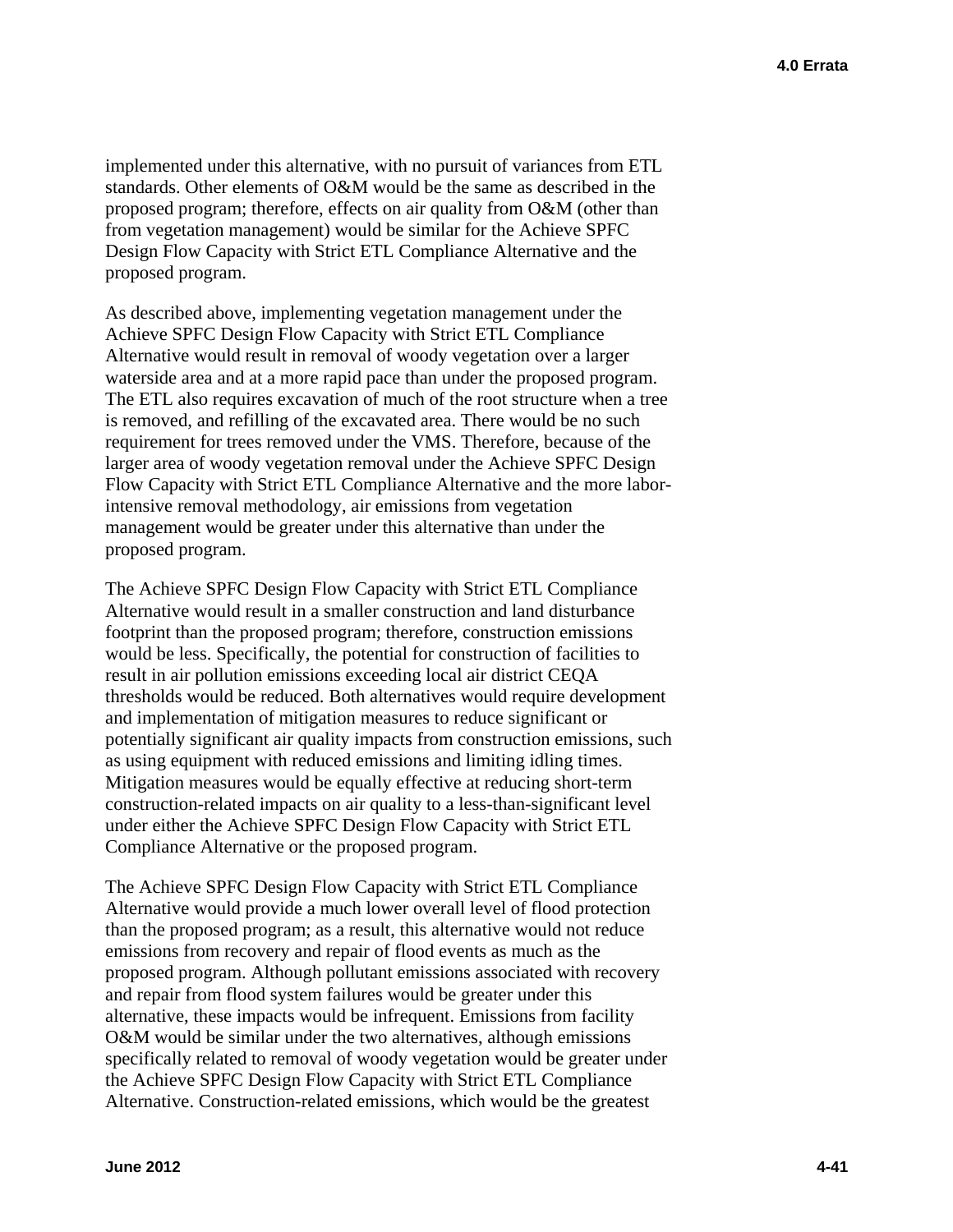implemented under this alternative, with no pursuit of variances from ETL standards. Other elements of O&M would be the same as described in the proposed program; therefore, effects on air quality from O&M (other than from vegetation management) would be similar for the Achieve SPFC Design Flow Capacity with Strict ETL Compliance Alternative and the proposed program.

As described above, implementing vegetation management under the Achieve SPFC Design Flow Capacity with Strict ETL Compliance Alternative would result in removal of woody vegetation over a larger waterside area and at a more rapid pace than under the proposed program. The ETL also requires excavation of much of the root structure when a tree is removed, and refilling of the excavated area. There would be no such requirement for trees removed under the VMS. Therefore, because of the larger area of woody vegetation removal under the Achieve SPFC Design Flow Capacity with Strict ETL Compliance Alternative and the more labor-intensive removal methodology, air emissions from vegetation management would be greater under this alternative than under the proposed program.

The Achieve SPFC Design Flow Capacity with Strict ETL Compliance Alternative would result in a smaller construction and land disturbance footprint than the proposed program; therefore, construction emissions would be less. Specifically, the potential for construction of facilities to result in air pollution emissions exceeding local air district CEQA thresholds would be reduced. Both alternatives would require development and implementation of mitigation measures to reduce significant or potentially significant air quality impacts from construction emissions, such as using equipment with reduced emissions and limiting idling times. Mitigation measures would be equally effective at reducing short-term construction-related impacts on air quality to a less-than-significant level under either the Achieve SPFC Design Flow Capacity with Strict ETL Compliance Alternative or the proposed program.

The Achieve SPFC Design Flow Capacity with Strict ETL Compliance Alternative would provide a much lower overall level of flood protection than the proposed program; as a result, this alternative would not reduce emissions from recovery and repair of flood events as much as the proposed program. Although pollutant emissions associated with recovery and repair from flood system failures would be greater under this alternative, these impacts would be infrequent. Emissions from facility O&M would be similar under the two alternatives, although emissions specifically related to removal of woody vegetation would be greater under the Achieve SPFC Design Flow Capacity with Strict ETL Compliance Alternative. Construction-related emissions, which would be the greatest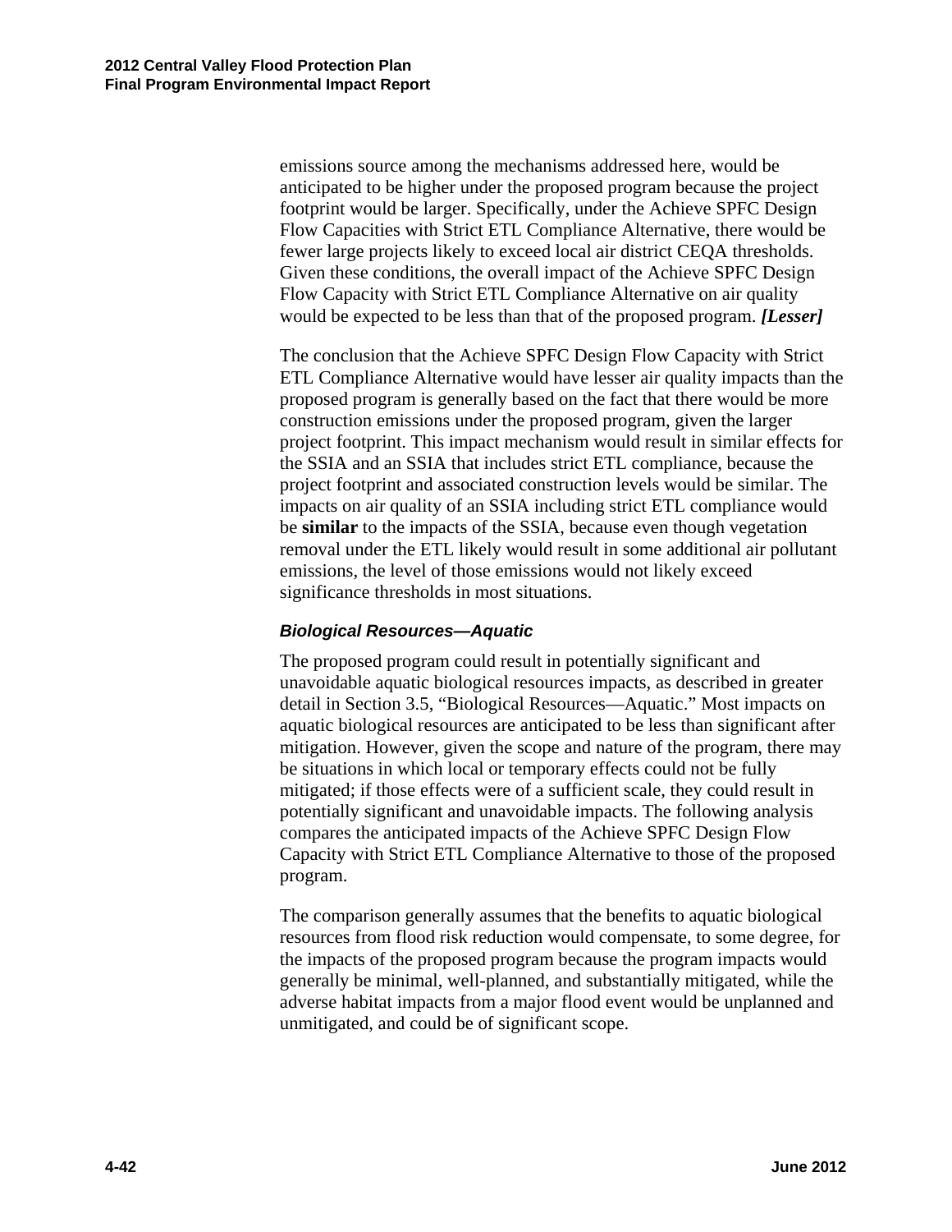emissions source among the mechanisms addressed here, would be anticipated to be higher under the proposed program because the project footprint would be larger. Specifically, under the Achieve SPFC Design Flow Capacities with Strict ETL Compliance Alternative, there would be fewer large projects likely to exceed local air district CEQA thresholds. Given these conditions, the overall impact of the Achieve SPFC Design Flow Capacity with Strict ETL Compliance Alternative on air quality would be expected to be less than that of the proposed program. ***[Lesser]***

The conclusion that the Achieve SPFC Design Flow Capacity with Strict ETL Compliance Alternative would have lesser air quality impacts than the proposed program is generally based on the fact that there would be more construction emissions under the proposed program, given the larger project footprint. This impact mechanism would result in similar effects for the SSIA and an SSIA that includes strict ETL compliance, because the project footprint and associated construction levels would be similar. The impacts on air quality of an SSIA including strict ETL compliance would be **similar** to the impacts of the SSIA, because even though vegetation removal under the ETL likely would result in some additional air pollutant emissions, the level of those emissions would not likely exceed significance thresholds in most situations.

### *Biological Resources—Aquatic*

The proposed program could result in potentially significant and unavoidable aquatic biological resources impacts, as described in greater detail in Section 3.5, "Biological Resources—Aquatic." Most impacts on aquatic biological resources are anticipated to be less than significant after mitigation. However, given the scope and nature of the program, there may be situations in which local or temporary effects could not be fully mitigated; if those effects were of a sufficient scale, they could result in potentially significant and unavoidable impacts. The following analysis compares the anticipated impacts of the Achieve SPFC Design Flow Capacity with Strict ETL Compliance Alternative to those of the proposed program.

The comparison generally assumes that the benefits to aquatic biological resources from flood risk reduction would compensate, to some degree, for the impacts of the proposed program because the program impacts would generally be minimal, well-planned, and substantially mitigated, while the adverse habitat impacts from a major flood event would be unplanned and unmitigated, and could be of significant scope.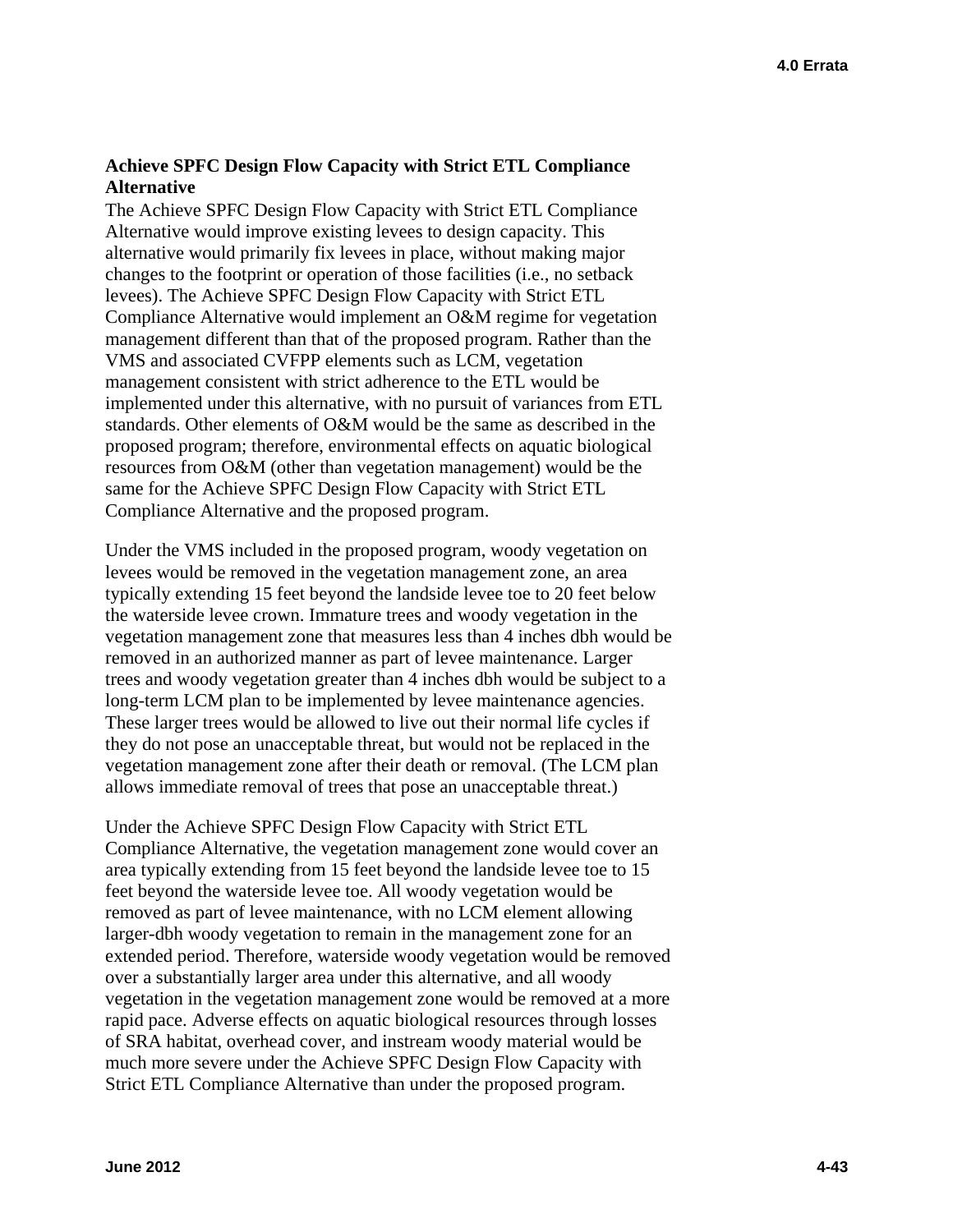**Achieve SPFC Design Flow Capacity with Strict ETL Compliance Alternative**

The Achieve SPFC Design Flow Capacity with Strict ETL Compliance Alternative would improve existing levees to design capacity. This alternative would primarily fix levees in place, without making major changes to the footprint or operation of those facilities (i.e., no setback levees). The Achieve SPFC Design Flow Capacity with Strict ETL Compliance Alternative would implement an O&M regime for vegetation management different than that of the proposed program. Rather than the VMS and associated CVFPP elements such as LCM, vegetation management consistent with strict adherence to the ETL would be implemented under this alternative, with no pursuit of variances from ETL standards. Other elements of O&M would be the same as described in the proposed program; therefore, environmental effects on aquatic biological resources from O&M (other than vegetation management) would be the same for the Achieve SPFC Design Flow Capacity with Strict ETL Compliance Alternative and the proposed program.

Under the VMS included in the proposed program, woody vegetation on levees would be removed in the vegetation management zone, an area typically extending 15 feet beyond the landside levee toe to 20 feet below the waterside levee crown. Immature trees and woody vegetation in the vegetation management zone that measures less than 4 inches dbh would be removed in an authorized manner as part of levee maintenance. Larger trees and woody vegetation greater than 4 inches dbh would be subject to a long-term LCM plan to be implemented by levee maintenance agencies. These larger trees would be allowed to live out their normal life cycles if they do not pose an unacceptable threat, but would not be replaced in the vegetation management zone after their death or removal. (The LCM plan allows immediate removal of trees that pose an unacceptable threat.)

Under the Achieve SPFC Design Flow Capacity with Strict ETL Compliance Alternative, the vegetation management zone would cover an area typically extending from 15 feet beyond the landside levee toe to 15 feet beyond the waterside levee toe. All woody vegetation would be removed as part of levee maintenance, with no LCM element allowing larger-dbh woody vegetation to remain in the management zone for an extended period. Therefore, waterside woody vegetation would be removed over a substantially larger area under this alternative, and all woody vegetation in the vegetation management zone would be removed at a more rapid pace. Adverse effects on aquatic biological resources through losses of SRA habitat, overhead cover, and instream woody material would be much more severe under the Achieve SPFC Design Flow Capacity with Strict ETL Compliance Alternative than under the proposed program.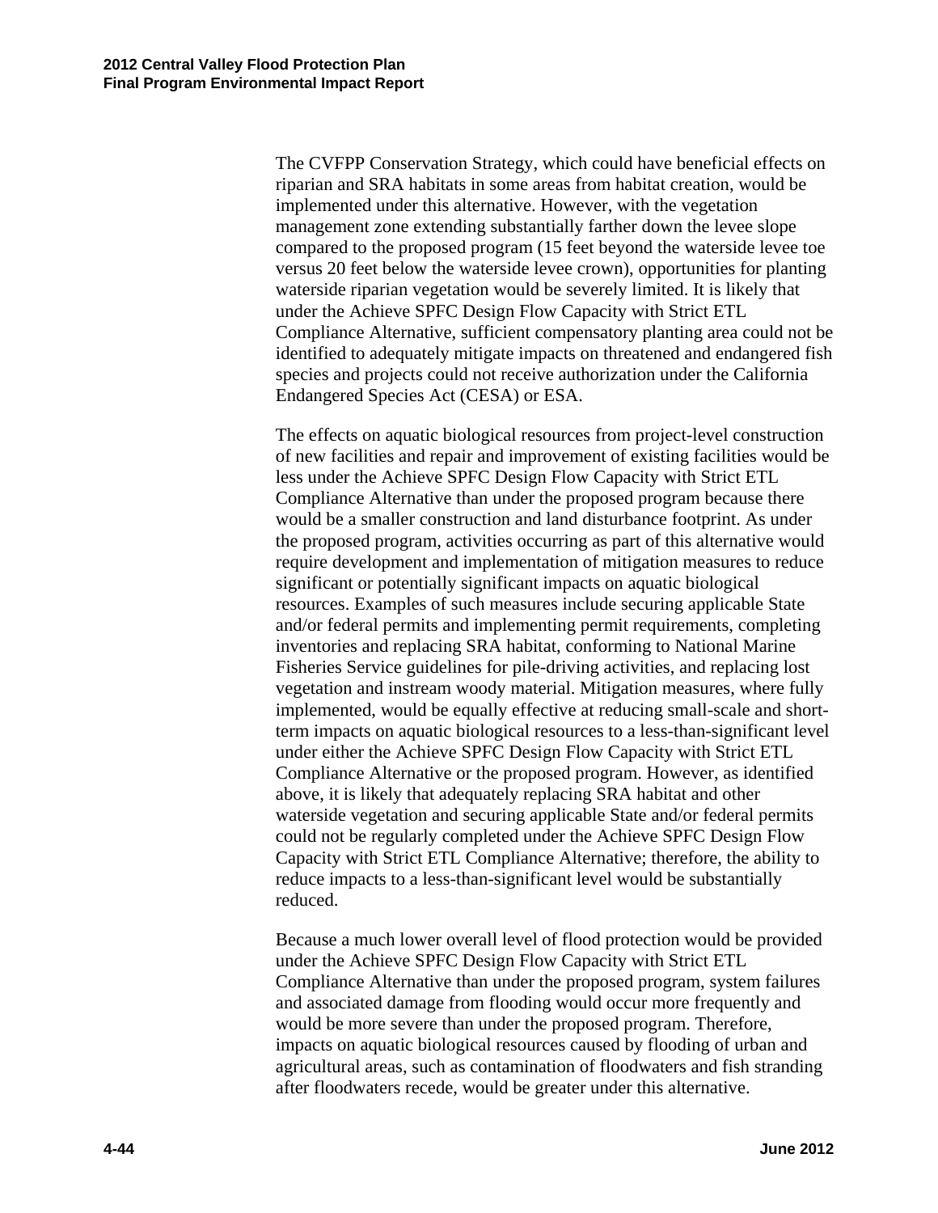The CVFPP Conservation Strategy, which could have beneficial effects on riparian and SRA habitats in some areas from habitat creation, would be implemented under this alternative. However, with the vegetation management zone extending substantially farther down the levee slope compared to the proposed program (15 feet beyond the waterside levee toe versus 20 feet below the waterside levee crown), opportunities for planting waterside riparian vegetation would be severely limited. It is likely that under the Achieve SPFC Design Flow Capacity with Strict ETL Compliance Alternative, sufficient compensatory planting area could not be identified to adequately mitigate impacts on threatened and endangered fish species and projects could not receive authorization under the California Endangered Species Act (CESA) or ESA.

The effects on aquatic biological resources from project-level construction of new facilities and repair and improvement of existing facilities would be less under the Achieve SPFC Design Flow Capacity with Strict ETL Compliance Alternative than under the proposed program because there would be a smaller construction and land disturbance footprint. As under the proposed program, activities occurring as part of this alternative would require development and implementation of mitigation measures to reduce significant or potentially significant impacts on aquatic biological resources. Examples of such measures include securing applicable State and/or federal permits and implementing permit requirements, completing inventories and replacing SRA habitat, conforming to National Marine Fisheries Service guidelines for pile-driving activities, and replacing lost vegetation and instream woody material. Mitigation measures, where fully implemented, would be equally effective at reducing small-scale and short-term impacts on aquatic biological resources to a less-than-significant level under either the Achieve SPFC Design Flow Capacity with Strict ETL Compliance Alternative or the proposed program. However, as identified above, it is likely that adequately replacing SRA habitat and other waterside vegetation and securing applicable State and/or federal permits could not be regularly completed under the Achieve SPFC Design Flow Capacity with Strict ETL Compliance Alternative; therefore, the ability to reduce impacts to a less-than-significant level would be substantially reduced.

Because a much lower overall level of flood protection would be provided under the Achieve SPFC Design Flow Capacity with Strict ETL Compliance Alternative than under the proposed program, system failures and associated damage from flooding would occur more frequently and would be more severe than under the proposed program. Therefore, impacts on aquatic biological resources caused by flooding of urban and agricultural areas, such as contamination of floodwaters and fish stranding after floodwaters recede, would be greater under this alternative.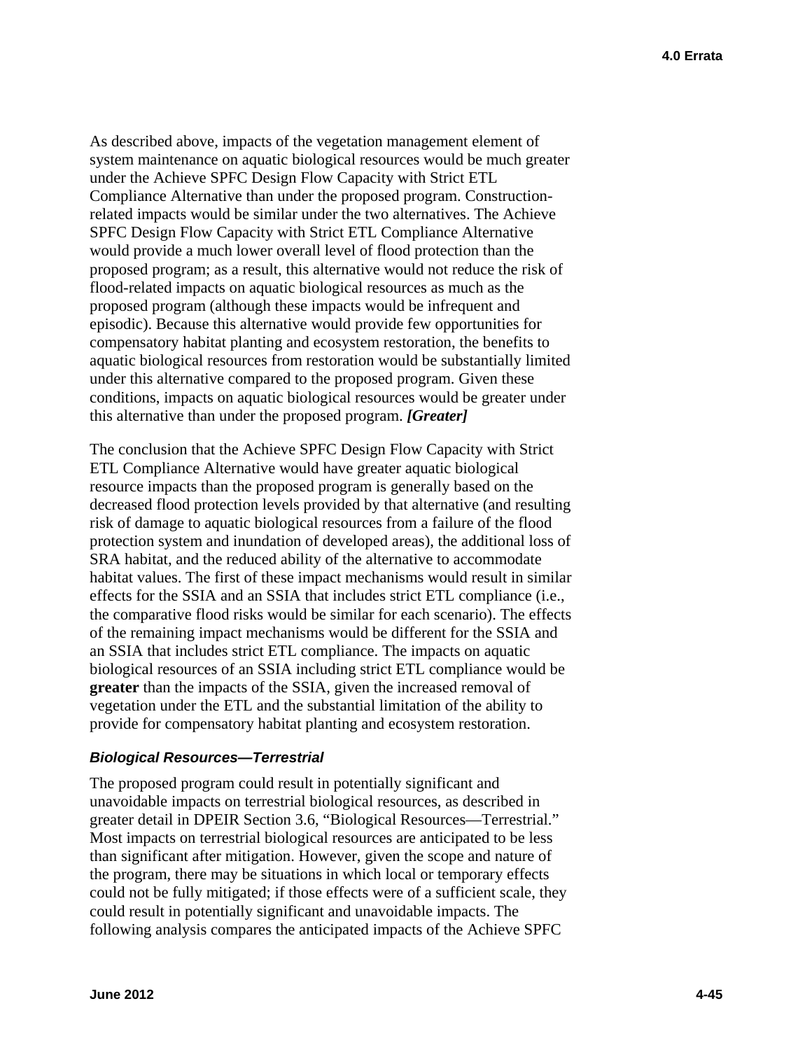As described above, impacts of the vegetation management element of system maintenance on aquatic biological resources would be much greater under the Achieve SPFC Design Flow Capacity with Strict ETL Compliance Alternative than under the proposed program. Construction-related impacts would be similar under the two alternatives. The Achieve SPFC Design Flow Capacity with Strict ETL Compliance Alternative would provide a much lower overall level of flood protection than the proposed program; as a result, this alternative would not reduce the risk of flood-related impacts on aquatic biological resources as much as the proposed program (although these impacts would be infrequent and episodic). Because this alternative would provide few opportunities for compensatory habitat planting and ecosystem restoration, the benefits to aquatic biological resources from restoration would be substantially limited under this alternative compared to the proposed program. Given these conditions, impacts on aquatic biological resources would be greater under this alternative than under the proposed program. ***[Greater]***

The conclusion that the Achieve SPFC Design Flow Capacity with Strict ETL Compliance Alternative would have greater aquatic biological resource impacts than the proposed program is generally based on the decreased flood protection levels provided by that alternative (and resulting risk of damage to aquatic biological resources from a failure of the flood protection system and inundation of developed areas), the additional loss of SRA habitat, and the reduced ability of the alternative to accommodate habitat values. The first of these impact mechanisms would result in similar effects for the SSIA and an SSIA that includes strict ETL compliance (i.e., the comparative flood risks would be similar for each scenario). The effects of the remaining impact mechanisms would be different for the SSIA and an SSIA that includes strict ETL compliance. The impacts on aquatic biological resources of an SSIA including strict ETL compliance would be **greater** than the impacts of the SSIA, given the increased removal of vegetation under the ETL and the substantial limitation of the ability to provide for compensatory habitat planting and ecosystem restoration.

#### *Biological Resources—Terrestrial*

The proposed program could result in potentially significant and unavoidable impacts on terrestrial biological resources, as described in greater detail in DPEIR Section 3.6, "Biological Resources—Terrestrial." Most impacts on terrestrial biological resources are anticipated to be less than significant after mitigation. However, given the scope and nature of the program, there may be situations in which local or temporary effects could not be fully mitigated; if those effects were of a sufficient scale, they could result in potentially significant and unavoidable impacts. The following analysis compares the anticipated impacts of the Achieve SPFC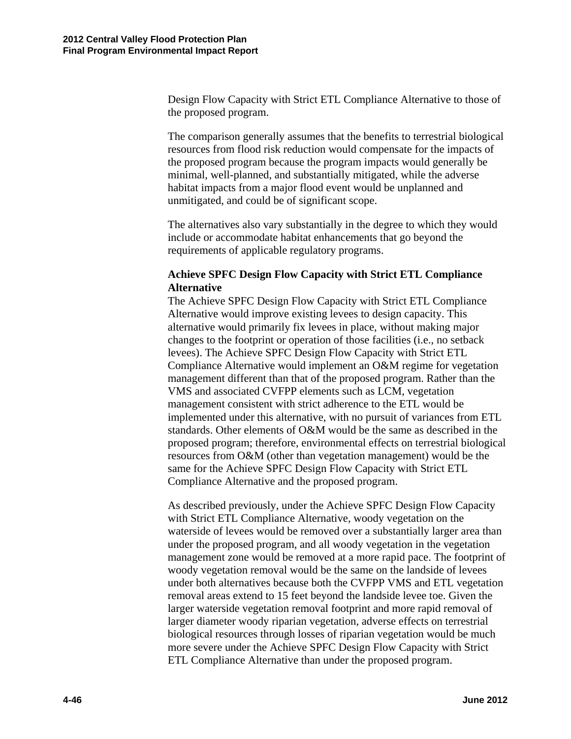Design Flow Capacity with Strict ETL Compliance Alternative to those of the proposed program.

The comparison generally assumes that the benefits to terrestrial biological resources from flood risk reduction would compensate for the impacts of the proposed program because the program impacts would generally be minimal, well-planned, and substantially mitigated, while the adverse habitat impacts from a major flood event would be unplanned and unmitigated, and could be of significant scope.

The alternatives also vary substantially in the degree to which they would include or accommodate habitat enhancements that go beyond the requirements of applicable regulatory programs.

**Achieve SPFC Design Flow Capacity with Strict ETL Compliance Alternative**

The Achieve SPFC Design Flow Capacity with Strict ETL Compliance Alternative would improve existing levees to design capacity. This alternative would primarily fix levees in place, without making major changes to the footprint or operation of those facilities (i.e., no setback levees). The Achieve SPFC Design Flow Capacity with Strict ETL Compliance Alternative would implement an O&M regime for vegetation management different than that of the proposed program. Rather than the VMS and associated CVFPP elements such as LCM, vegetation management consistent with strict adherence to the ETL would be implemented under this alternative, with no pursuit of variances from ETL standards. Other elements of O&M would be the same as described in the proposed program; therefore, environmental effects on terrestrial biological resources from O&M (other than vegetation management) would be the same for the Achieve SPFC Design Flow Capacity with Strict ETL Compliance Alternative and the proposed program.

As described previously, under the Achieve SPFC Design Flow Capacity with Strict ETL Compliance Alternative, woody vegetation on the waterside of levees would be removed over a substantially larger area than under the proposed program, and all woody vegetation in the vegetation management zone would be removed at a more rapid pace. The footprint of woody vegetation removal would be the same on the landside of levees under both alternatives because both the CVFPP VMS and ETL vegetation removal areas extend to 15 feet beyond the landside levee toe. Given the larger waterside vegetation removal footprint and more rapid removal of larger diameter woody riparian vegetation, adverse effects on terrestrial biological resources through losses of riparian vegetation would be much more severe under the Achieve SPFC Design Flow Capacity with Strict ETL Compliance Alternative than under the proposed program.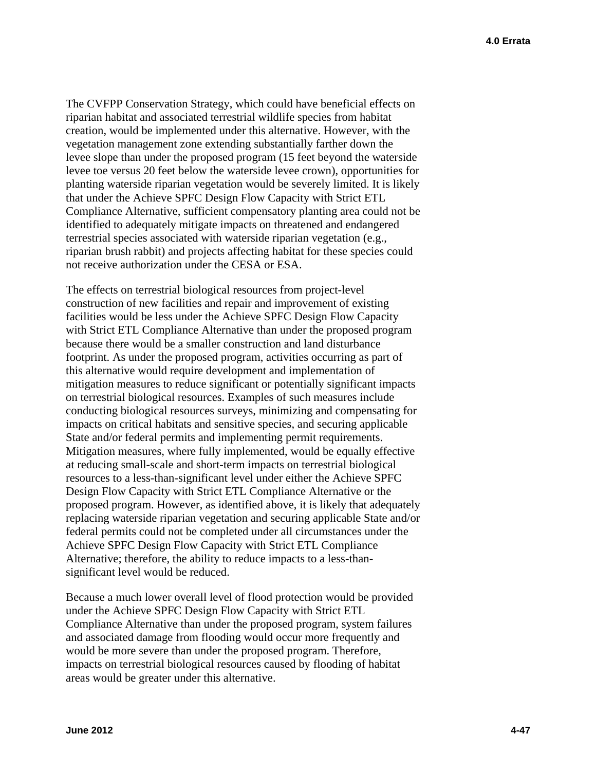The CVFPP Conservation Strategy, which could have beneficial effects on riparian habitat and associated terrestrial wildlife species from habitat creation, would be implemented under this alternative. However, with the vegetation management zone extending substantially farther down the levee slope than under the proposed program (15 feet beyond the waterside levee toe versus 20 feet below the waterside levee crown), opportunities for planting waterside riparian vegetation would be severely limited. It is likely that under the Achieve SPFC Design Flow Capacity with Strict ETL Compliance Alternative, sufficient compensatory planting area could not be identified to adequately mitigate impacts on threatened and endangered terrestrial species associated with waterside riparian vegetation (e.g., riparian brush rabbit) and projects affecting habitat for these species could not receive authorization under the CESA or ESA.

The effects on terrestrial biological resources from project-level construction of new facilities and repair and improvement of existing facilities would be less under the Achieve SPFC Design Flow Capacity with Strict ETL Compliance Alternative than under the proposed program because there would be a smaller construction and land disturbance footprint. As under the proposed program, activities occurring as part of this alternative would require development and implementation of mitigation measures to reduce significant or potentially significant impacts on terrestrial biological resources. Examples of such measures include conducting biological resources surveys, minimizing and compensating for impacts on critical habitats and sensitive species, and securing applicable State and/or federal permits and implementing permit requirements. Mitigation measures, where fully implemented, would be equally effective at reducing small-scale and short-term impacts on terrestrial biological resources to a less-than-significant level under either the Achieve SPFC Design Flow Capacity with Strict ETL Compliance Alternative or the proposed program. However, as identified above, it is likely that adequately replacing waterside riparian vegetation and securing applicable State and/or federal permits could not be completed under all circumstances under the Achieve SPFC Design Flow Capacity with Strict ETL Compliance Alternative; therefore, the ability to reduce impacts to a less-than-significant level would be reduced.

Because a much lower overall level of flood protection would be provided under the Achieve SPFC Design Flow Capacity with Strict ETL Compliance Alternative than under the proposed program, system failures and associated damage from flooding would occur more frequently and would be more severe than under the proposed program. Therefore, impacts on terrestrial biological resources caused by flooding of habitat areas would be greater under this alternative.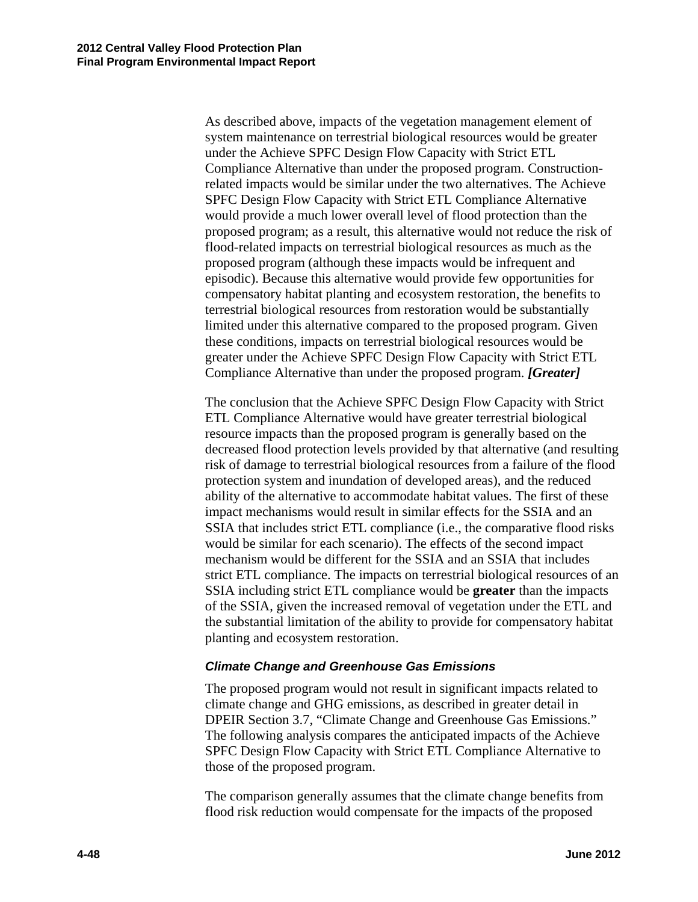As described above, impacts of the vegetation management element of system maintenance on terrestrial biological resources would be greater under the Achieve SPFC Design Flow Capacity with Strict ETL Compliance Alternative than under the proposed program. Construction-related impacts would be similar under the two alternatives. The Achieve SPFC Design Flow Capacity with Strict ETL Compliance Alternative would provide a much lower overall level of flood protection than the proposed program; as a result, this alternative would not reduce the risk of flood-related impacts on terrestrial biological resources as much as the proposed program (although these impacts would be infrequent and episodic). Because this alternative would provide few opportunities for compensatory habitat planting and ecosystem restoration, the benefits to terrestrial biological resources from restoration would be substantially limited under this alternative compared to the proposed program. Given these conditions, impacts on terrestrial biological resources would be greater under the Achieve SPFC Design Flow Capacity with Strict ETL Compliance Alternative than under the proposed program. ***[Greater]***

The conclusion that the Achieve SPFC Design Flow Capacity with Strict ETL Compliance Alternative would have greater terrestrial biological resource impacts than the proposed program is generally based on the decreased flood protection levels provided by that alternative (and resulting risk of damage to terrestrial biological resources from a failure of the flood protection system and inundation of developed areas), and the reduced ability of the alternative to accommodate habitat values. The first of these impact mechanisms would result in similar effects for the SSIA and an SSIA that includes strict ETL compliance (i.e., the comparative flood risks would be similar for each scenario). The effects of the second impact mechanism would be different for the SSIA and an SSIA that includes strict ETL compliance. The impacts on terrestrial biological resources of an SSIA including strict ETL compliance would be **greater** than the impacts of the SSIA, given the increased removal of vegetation under the ETL and the substantial limitation of the ability to provide for compensatory habitat planting and ecosystem restoration.

#### *Climate Change and Greenhouse Gas Emissions*

The proposed program would not result in significant impacts related to climate change and GHG emissions, as described in greater detail in DPEIR Section 3.7, "Climate Change and Greenhouse Gas Emissions." The following analysis compares the anticipated impacts of the Achieve SPFC Design Flow Capacity with Strict ETL Compliance Alternative to those of the proposed program.

The comparison generally assumes that the climate change benefits from flood risk reduction would compensate for the impacts of the proposed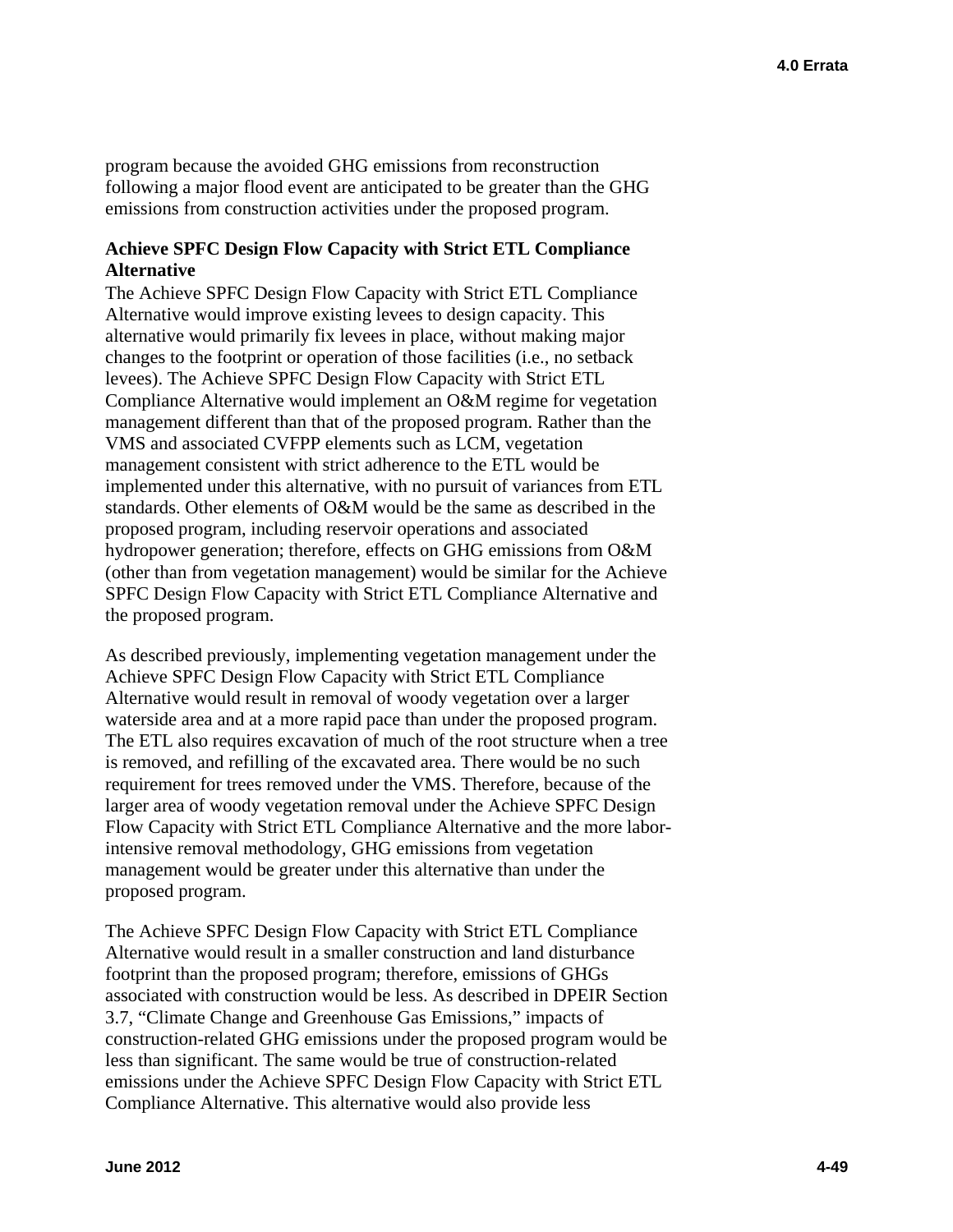program because the avoided GHG emissions from reconstruction following a major flood event are anticipated to be greater than the GHG emissions from construction activities under the proposed program.

**Achieve SPFC Design Flow Capacity with Strict ETL Compliance Alternative**

The Achieve SPFC Design Flow Capacity with Strict ETL Compliance Alternative would improve existing levees to design capacity. This alternative would primarily fix levees in place, without making major changes to the footprint or operation of those facilities (i.e., no setback levees). The Achieve SPFC Design Flow Capacity with Strict ETL Compliance Alternative would implement an O&M regime for vegetation management different than that of the proposed program. Rather than the VMS and associated CVFPP elements such as LCM, vegetation management consistent with strict adherence to the ETL would be implemented under this alternative, with no pursuit of variances from ETL standards. Other elements of O&M would be the same as described in the proposed program, including reservoir operations and associated hydropower generation; therefore, effects on GHG emissions from O&M (other than from vegetation management) would be similar for the Achieve SPFC Design Flow Capacity with Strict ETL Compliance Alternative and the proposed program.

As described previously, implementing vegetation management under the Achieve SPFC Design Flow Capacity with Strict ETL Compliance Alternative would result in removal of woody vegetation over a larger waterside area and at a more rapid pace than under the proposed program. The ETL also requires excavation of much of the root structure when a tree is removed, and refilling of the excavated area. There would be no such requirement for trees removed under the VMS. Therefore, because of the larger area of woody vegetation removal under the Achieve SPFC Design Flow Capacity with Strict ETL Compliance Alternative and the more labor-intensive removal methodology, GHG emissions from vegetation management would be greater under this alternative than under the proposed program.

The Achieve SPFC Design Flow Capacity with Strict ETL Compliance Alternative would result in a smaller construction and land disturbance footprint than the proposed program; therefore, emissions of GHGs associated with construction would be less. As described in DPEIR Section 3.7, "Climate Change and Greenhouse Gas Emissions," impacts of construction-related GHG emissions under the proposed program would be less than significant. The same would be true of construction-related emissions under the Achieve SPFC Design Flow Capacity with Strict ETL Compliance Alternative. This alternative would also provide less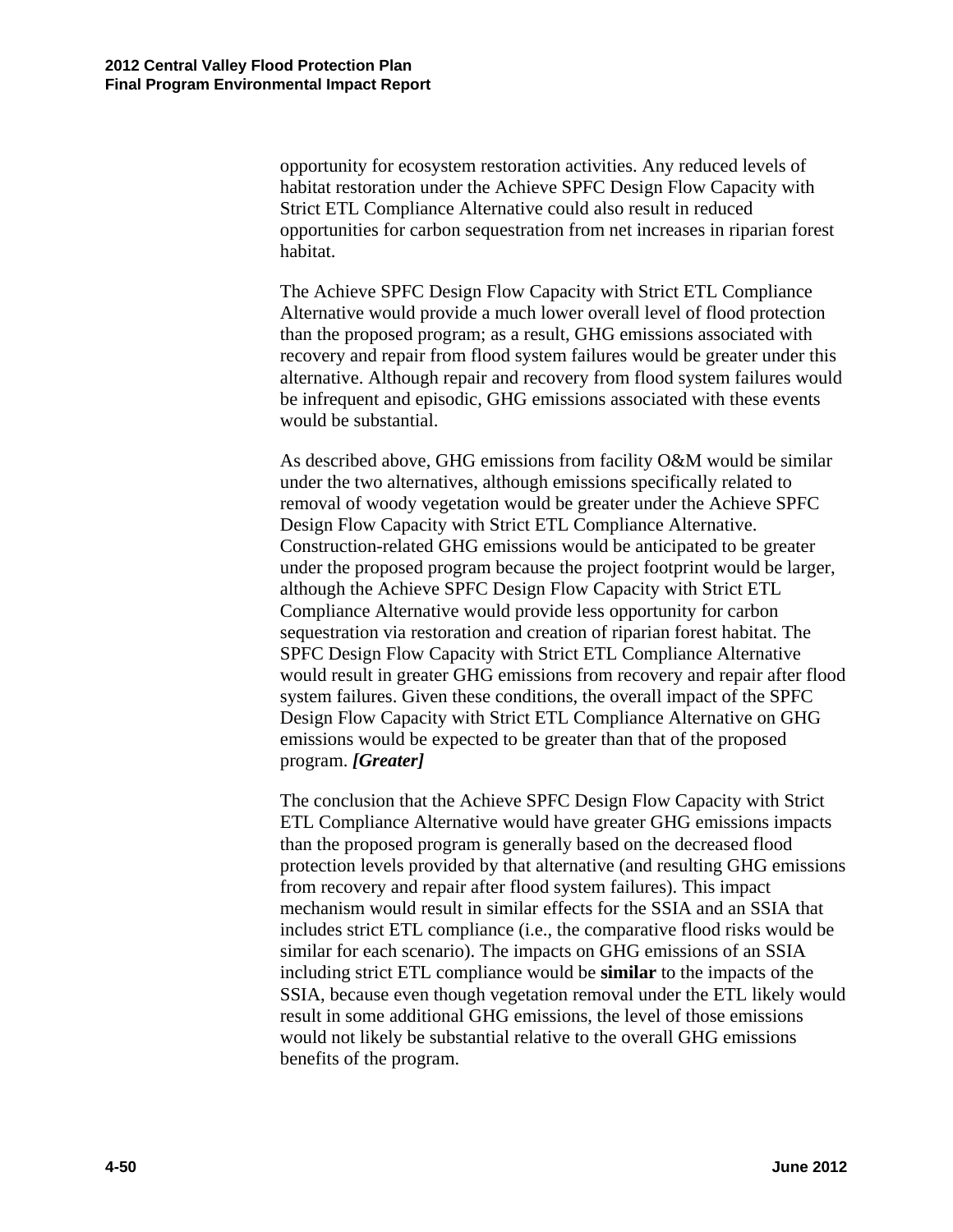opportunity for ecosystem restoration activities. Any reduced levels of habitat restoration under the Achieve SPFC Design Flow Capacity with Strict ETL Compliance Alternative could also result in reduced opportunities for carbon sequestration from net increases in riparian forest habitat.

The Achieve SPFC Design Flow Capacity with Strict ETL Compliance Alternative would provide a much lower overall level of flood protection than the proposed program; as a result, GHG emissions associated with recovery and repair from flood system failures would be greater under this alternative. Although repair and recovery from flood system failures would be infrequent and episodic, GHG emissions associated with these events would be substantial.

As described above, GHG emissions from facility O&M would be similar under the two alternatives, although emissions specifically related to removal of woody vegetation would be greater under the Achieve SPFC Design Flow Capacity with Strict ETL Compliance Alternative. Construction-related GHG emissions would be anticipated to be greater under the proposed program because the project footprint would be larger, although the Achieve SPFC Design Flow Capacity with Strict ETL Compliance Alternative would provide less opportunity for carbon sequestration via restoration and creation of riparian forest habitat. The SPFC Design Flow Capacity with Strict ETL Compliance Alternative would result in greater GHG emissions from recovery and repair after flood system failures. Given these conditions, the overall impact of the SPFC Design Flow Capacity with Strict ETL Compliance Alternative on GHG emissions would be expected to be greater than that of the proposed program. ***[Greater]***

The conclusion that the Achieve SPFC Design Flow Capacity with Strict ETL Compliance Alternative would have greater GHG emissions impacts than the proposed program is generally based on the decreased flood protection levels provided by that alternative (and resulting GHG emissions from recovery and repair after flood system failures). This impact mechanism would result in similar effects for the SSIA and an SSIA that includes strict ETL compliance (i.e., the comparative flood risks would be similar for each scenario). The impacts on GHG emissions of an SSIA including strict ETL compliance would be **similar** to the impacts of the SSIA, because even though vegetation removal under the ETL likely would result in some additional GHG emissions, the level of those emissions would not likely be substantial relative to the overall GHG emissions benefits of the program.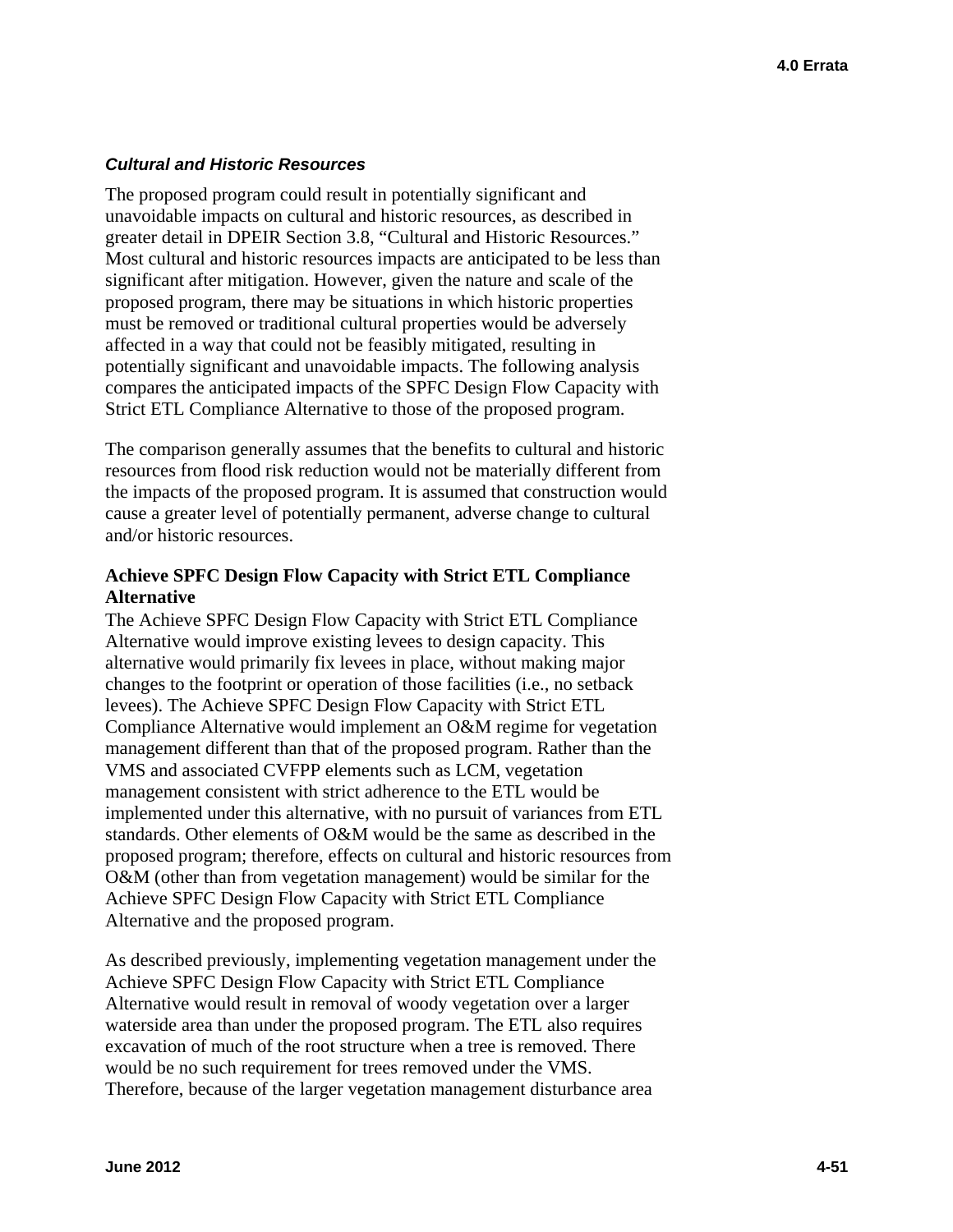### *Cultural and Historic Resources*

The proposed program could result in potentially significant and unavoidable impacts on cultural and historic resources, as described in greater detail in DPEIR Section 3.8, “Cultural and Historic Resources.” Most cultural and historic resources impacts are anticipated to be less than significant after mitigation. However, given the nature and scale of the proposed program, there may be situations in which historic properties must be removed or traditional cultural properties would be adversely affected in a way that could not be feasibly mitigated, resulting in potentially significant and unavoidable impacts. The following analysis compares the anticipated impacts of the SPFC Design Flow Capacity with Strict ETL Compliance Alternative to those of the proposed program.

The comparison generally assumes that the benefits to cultural and historic resources from flood risk reduction would not be materially different from the impacts of the proposed program. It is assumed that construction would cause a greater level of potentially permanent, adverse change to cultural and/or historic resources.

**Achieve SPFC Design Flow Capacity with Strict ETL Compliance Alternative**

The Achieve SPFC Design Flow Capacity with Strict ETL Compliance Alternative would improve existing levees to design capacity. This alternative would primarily fix levees in place, without making major changes to the footprint or operation of those facilities (i.e., no setback levees). The Achieve SPFC Design Flow Capacity with Strict ETL Compliance Alternative would implement an O&M regime for vegetation management different than that of the proposed program. Rather than the VMS and associated CVFPP elements such as LCM, vegetation management consistent with strict adherence to the ETL would be implemented under this alternative, with no pursuit of variances from ETL standards. Other elements of O&M would be the same as described in the proposed program; therefore, effects on cultural and historic resources from O&M (other than from vegetation management) would be similar for the Achieve SPFC Design Flow Capacity with Strict ETL Compliance Alternative and the proposed program.

As described previously, implementing vegetation management under the Achieve SPFC Design Flow Capacity with Strict ETL Compliance Alternative would result in removal of woody vegetation over a larger waterside area than under the proposed program. The ETL also requires excavation of much of the root structure when a tree is removed. There would be no such requirement for trees removed under the VMS. Therefore, because of the larger vegetation management disturbance area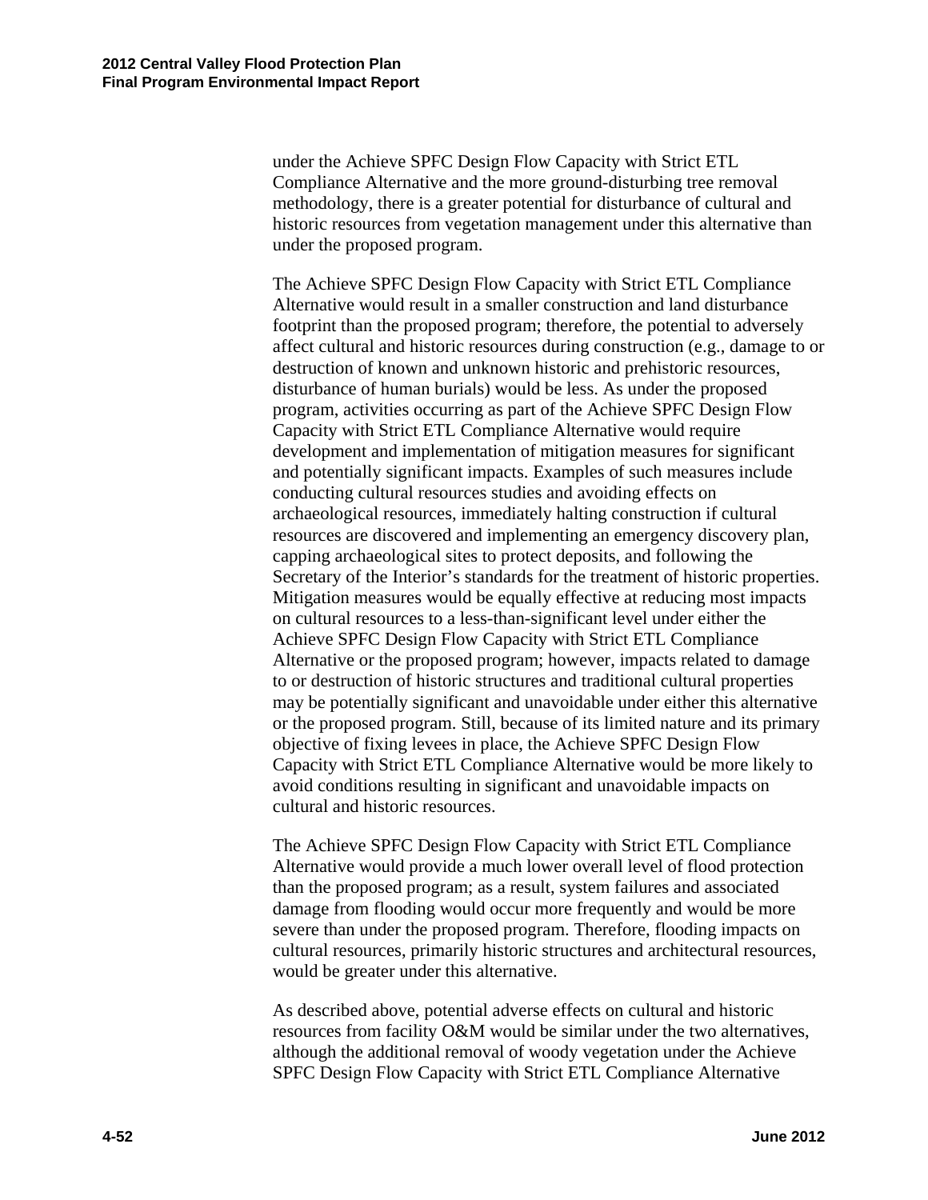under the Achieve SPFC Design Flow Capacity with Strict ETL Compliance Alternative and the more ground-disturbing tree removal methodology, there is a greater potential for disturbance of cultural and historic resources from vegetation management under this alternative than under the proposed program.

The Achieve SPFC Design Flow Capacity with Strict ETL Compliance Alternative would result in a smaller construction and land disturbance footprint than the proposed program; therefore, the potential to adversely affect cultural and historic resources during construction (e.g., damage to or destruction of known and unknown historic and prehistoric resources, disturbance of human burials) would be less. As under the proposed program, activities occurring as part of the Achieve SPFC Design Flow Capacity with Strict ETL Compliance Alternative would require development and implementation of mitigation measures for significant and potentially significant impacts. Examples of such measures include conducting cultural resources studies and avoiding effects on archaeological resources, immediately halting construction if cultural resources are discovered and implementing an emergency discovery plan, capping archaeological sites to protect deposits, and following the Secretary of the Interior's standards for the treatment of historic properties. Mitigation measures would be equally effective at reducing most impacts on cultural resources to a less-than-significant level under either the Achieve SPFC Design Flow Capacity with Strict ETL Compliance Alternative or the proposed program; however, impacts related to damage to or destruction of historic structures and traditional cultural properties may be potentially significant and unavoidable under either this alternative or the proposed program. Still, because of its limited nature and its primary objective of fixing levees in place, the Achieve SPFC Design Flow Capacity with Strict ETL Compliance Alternative would be more likely to avoid conditions resulting in significant and unavoidable impacts on cultural and historic resources.

The Achieve SPFC Design Flow Capacity with Strict ETL Compliance Alternative would provide a much lower overall level of flood protection than the proposed program; as a result, system failures and associated damage from flooding would occur more frequently and would be more severe than under the proposed program. Therefore, flooding impacts on cultural resources, primarily historic structures and architectural resources, would be greater under this alternative.

As described above, potential adverse effects on cultural and historic resources from facility O&M would be similar under the two alternatives, although the additional removal of woody vegetation under the Achieve SPFC Design Flow Capacity with Strict ETL Compliance Alternative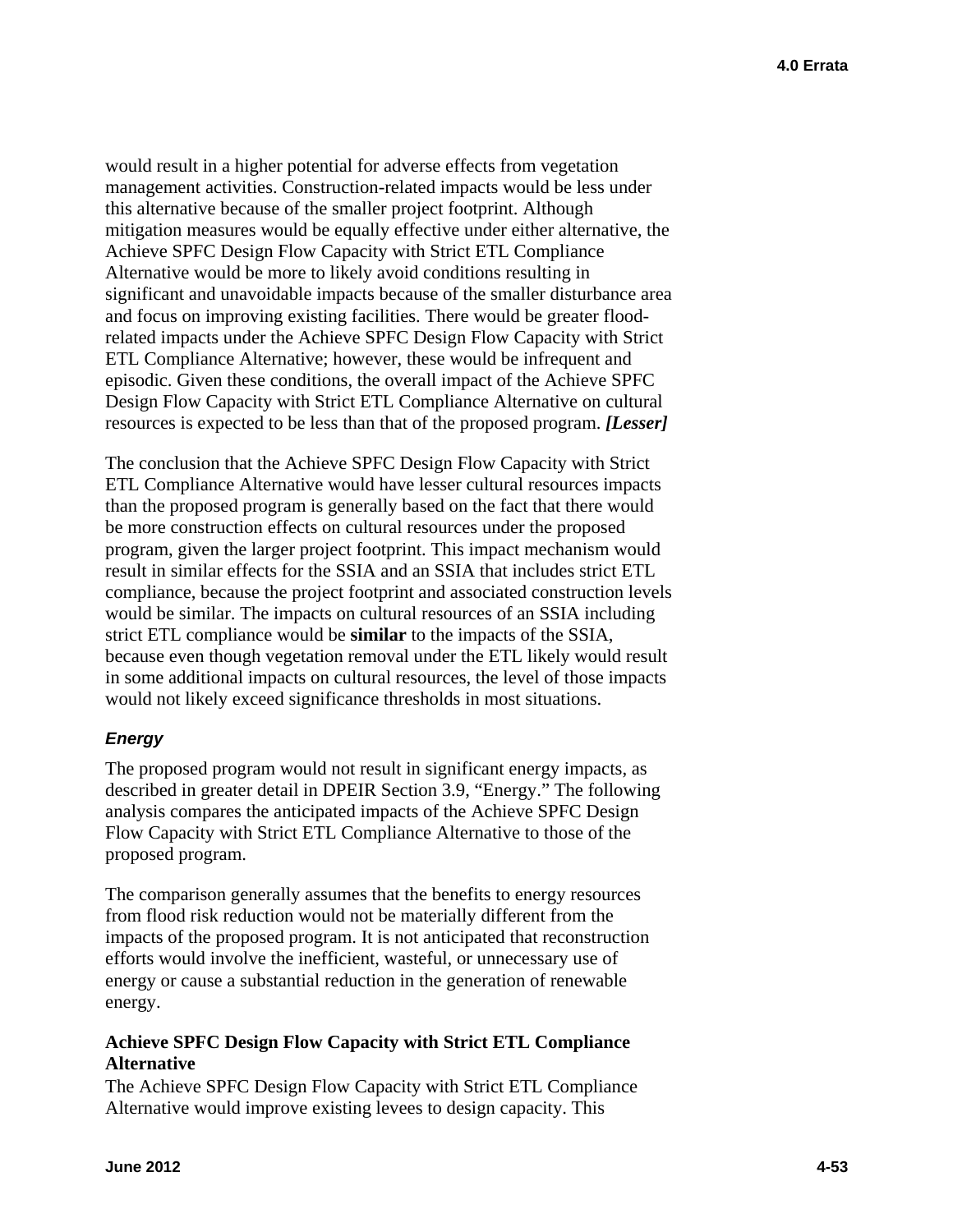would result in a higher potential for adverse effects from vegetation management activities. Construction-related impacts would be less under this alternative because of the smaller project footprint. Although mitigation measures would be equally effective under either alternative, the Achieve SPFC Design Flow Capacity with Strict ETL Compliance Alternative would be more to likely avoid conditions resulting in significant and unavoidable impacts because of the smaller disturbance area and focus on improving existing facilities. There would be greater flood-related impacts under the Achieve SPFC Design Flow Capacity with Strict ETL Compliance Alternative; however, these would be infrequent and episodic. Given these conditions, the overall impact of the Achieve SPFC Design Flow Capacity with Strict ETL Compliance Alternative on cultural resources is expected to be less than that of the proposed program. ***[Lesser]***

The conclusion that the Achieve SPFC Design Flow Capacity with Strict ETL Compliance Alternative would have lesser cultural resources impacts than the proposed program is generally based on the fact that there would be more construction effects on cultural resources under the proposed program, given the larger project footprint. This impact mechanism would result in similar effects for the SSIA and an SSIA that includes strict ETL compliance, because the project footprint and associated construction levels would be similar. The impacts on cultural resources of an SSIA including strict ETL compliance would be **similar** to the impacts of the SSIA, because even though vegetation removal under the ETL likely would result in some additional impacts on cultural resources, the level of those impacts would not likely exceed significance thresholds in most situations.

### *Energy*

The proposed program would not result in significant energy impacts, as described in greater detail in DPEIR Section 3.9, "Energy." The following analysis compares the anticipated impacts of the Achieve SPFC Design Flow Capacity with Strict ETL Compliance Alternative to those of the proposed program.

The comparison generally assumes that the benefits to energy resources from flood risk reduction would not be materially different from the impacts of the proposed program. It is not anticipated that reconstruction efforts would involve the inefficient, wasteful, or unnecessary use of energy or cause a substantial reduction in the generation of renewable energy.

#### Achieve SPFC Design Flow Capacity with Strict ETL Compliance Alternative

The Achieve SPFC Design Flow Capacity with Strict ETL Compliance Alternative would improve existing levees to design capacity. This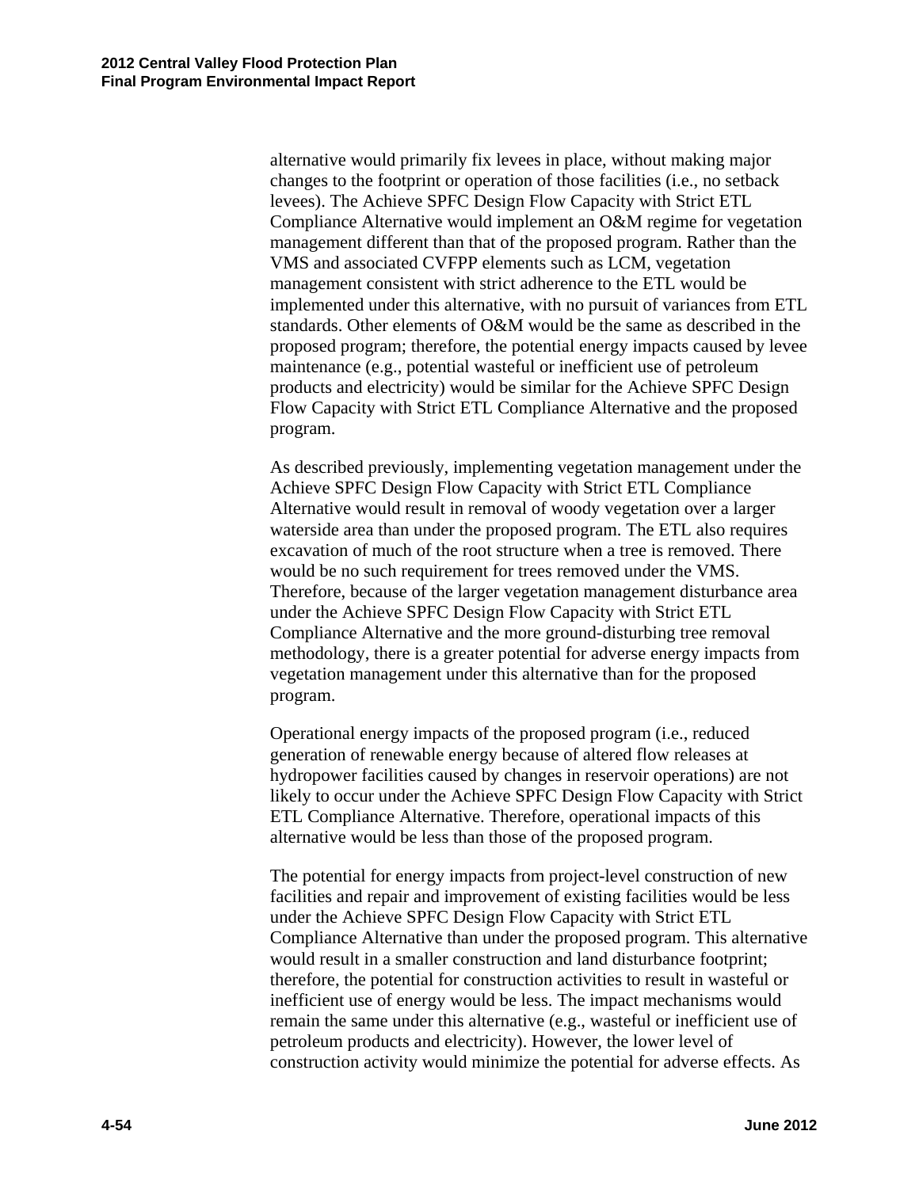alternative would primarily fix levees in place, without making major changes to the footprint or operation of those facilities (i.e., no setback levees). The Achieve SPFC Design Flow Capacity with Strict ETL Compliance Alternative would implement an O&M regime for vegetation management different than that of the proposed program. Rather than the VMS and associated CVFPP elements such as LCM, vegetation management consistent with strict adherence to the ETL would be implemented under this alternative, with no pursuit of variances from ETL standards. Other elements of O&M would be the same as described in the proposed program; therefore, the potential energy impacts caused by levee maintenance (e.g., potential wasteful or inefficient use of petroleum products and electricity) would be similar for the Achieve SPFC Design Flow Capacity with Strict ETL Compliance Alternative and the proposed program.

As described previously, implementing vegetation management under the Achieve SPFC Design Flow Capacity with Strict ETL Compliance Alternative would result in removal of woody vegetation over a larger waterside area than under the proposed program. The ETL also requires excavation of much of the root structure when a tree is removed. There would be no such requirement for trees removed under the VMS. Therefore, because of the larger vegetation management disturbance area under the Achieve SPFC Design Flow Capacity with Strict ETL Compliance Alternative and the more ground-disturbing tree removal methodology, there is a greater potential for adverse energy impacts from vegetation management under this alternative than for the proposed program.

Operational energy impacts of the proposed program (i.e., reduced generation of renewable energy because of altered flow releases at hydropower facilities caused by changes in reservoir operations) are not likely to occur under the Achieve SPFC Design Flow Capacity with Strict ETL Compliance Alternative. Therefore, operational impacts of this alternative would be less than those of the proposed program.

The potential for energy impacts from project-level construction of new facilities and repair and improvement of existing facilities would be less under the Achieve SPFC Design Flow Capacity with Strict ETL Compliance Alternative than under the proposed program. This alternative would result in a smaller construction and land disturbance footprint; therefore, the potential for construction activities to result in wasteful or inefficient use of energy would be less. The impact mechanisms would remain the same under this alternative (e.g., wasteful or inefficient use of petroleum products and electricity). However, the lower level of construction activity would minimize the potential for adverse effects. As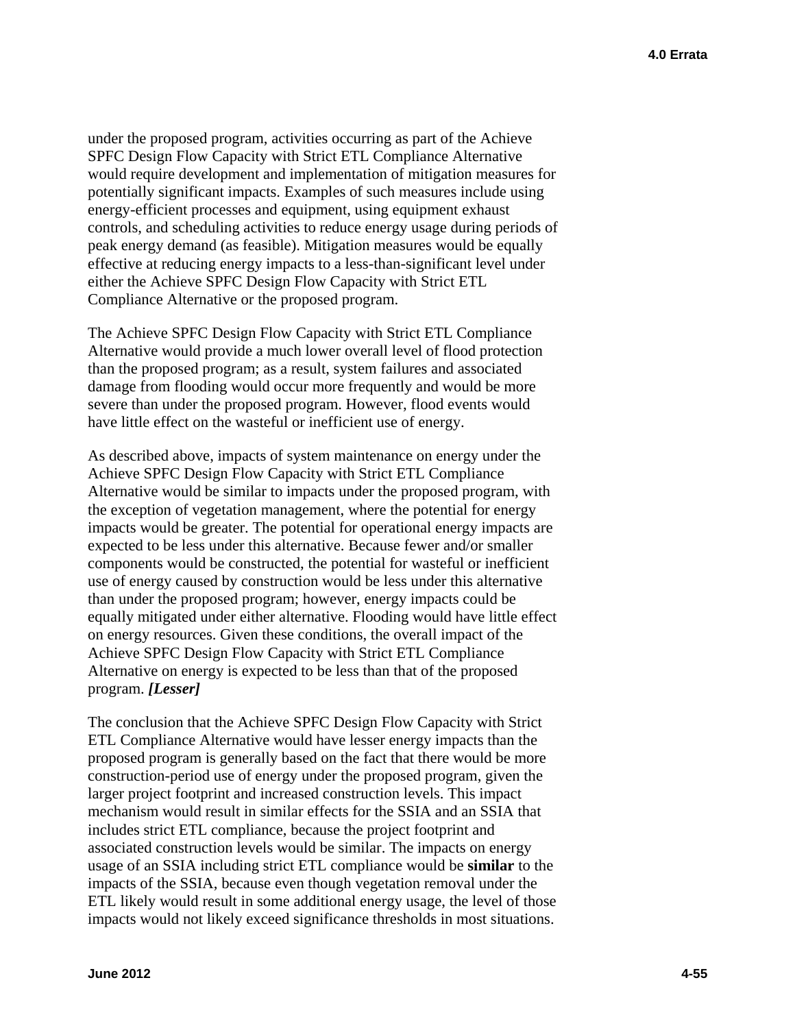under the proposed program, activities occurring as part of the Achieve SPFC Design Flow Capacity with Strict ETL Compliance Alternative would require development and implementation of mitigation measures for potentially significant impacts. Examples of such measures include using energy-efficient processes and equipment, using equipment exhaust controls, and scheduling activities to reduce energy usage during periods of peak energy demand (as feasible). Mitigation measures would be equally effective at reducing energy impacts to a less-than-significant level under either the Achieve SPFC Design Flow Capacity with Strict ETL Compliance Alternative or the proposed program.

The Achieve SPFC Design Flow Capacity with Strict ETL Compliance Alternative would provide a much lower overall level of flood protection than the proposed program; as a result, system failures and associated damage from flooding would occur more frequently and would be more severe than under the proposed program. However, flood events would have little effect on the wasteful or inefficient use of energy.

As described above, impacts of system maintenance on energy under the Achieve SPFC Design Flow Capacity with Strict ETL Compliance Alternative would be similar to impacts under the proposed program, with the exception of vegetation management, where the potential for energy impacts would be greater. The potential for operational energy impacts are expected to be less under this alternative. Because fewer and/or smaller components would be constructed, the potential for wasteful or inefficient use of energy caused by construction would be less under this alternative than under the proposed program; however, energy impacts could be equally mitigated under either alternative. Flooding would have little effect on energy resources. Given these conditions, the overall impact of the Achieve SPFC Design Flow Capacity with Strict ETL Compliance Alternative on energy is expected to be less than that of the proposed program. ***[Lesser]***

The conclusion that the Achieve SPFC Design Flow Capacity with Strict ETL Compliance Alternative would have lesser energy impacts than the proposed program is generally based on the fact that there would be more construction-period use of energy under the proposed program, given the larger project footprint and increased construction levels. This impact mechanism would result in similar effects for the SSIA and an SSIA that includes strict ETL compliance, because the project footprint and associated construction levels would be similar. The impacts on energy usage of an SSIA including strict ETL compliance would be **similar** to the impacts of the SSIA, because even though vegetation removal under the ETL likely would result in some additional energy usage, the level of those impacts would not likely exceed significance thresholds in most situations.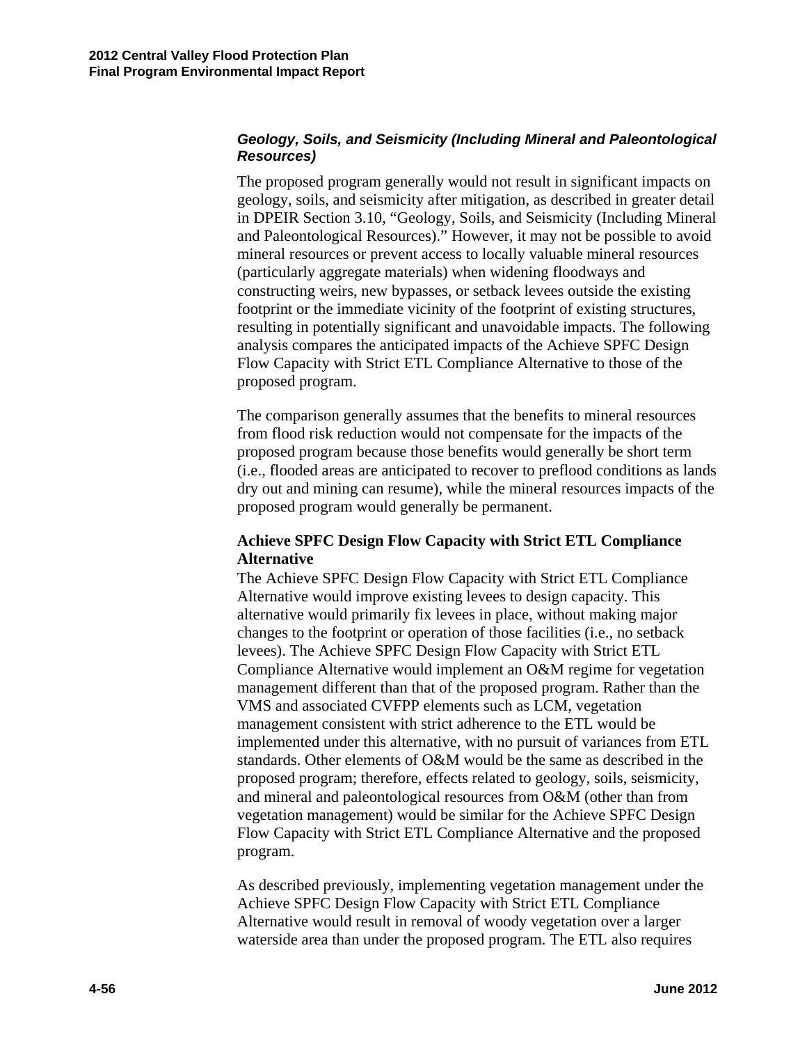### *Geology, Soils, and Seismicity (Including Mineral and Paleontological Resources)*

The proposed program generally would not result in significant impacts on geology, soils, and seismicity after mitigation, as described in greater detail in DPEIR Section 3.10, "Geology, Soils, and Seismicity (Including Mineral and Paleontological Resources)." However, it may not be possible to avoid mineral resources or prevent access to locally valuable mineral resources (particularly aggregate materials) when widening floodways and constructing weirs, new bypasses, or setback levees outside the existing footprint or the immediate vicinity of the footprint of existing structures, resulting in potentially significant and unavoidable impacts. The following analysis compares the anticipated impacts of the Achieve SPFC Design Flow Capacity with Strict ETL Compliance Alternative to those of the proposed program.

The comparison generally assumes that the benefits to mineral resources from flood risk reduction would not compensate for the impacts of the proposed program because those benefits would generally be short term (i.e., flooded areas are anticipated to recover to preflood conditions as lands dry out and mining can resume), while the mineral resources impacts of the proposed program would generally be permanent.

#### Achieve SPFC Design Flow Capacity with Strict ETL Compliance Alternative

The Achieve SPFC Design Flow Capacity with Strict ETL Compliance Alternative would improve existing levees to design capacity. This alternative would primarily fix levees in place, without making major changes to the footprint or operation of those facilities (i.e., no setback levees). The Achieve SPFC Design Flow Capacity with Strict ETL Compliance Alternative would implement an O&M regime for vegetation management different than that of the proposed program. Rather than the VMS and associated CVFPP elements such as LCM, vegetation management consistent with strict adherence to the ETL would be implemented under this alternative, with no pursuit of variances from ETL standards. Other elements of O&M would be the same as described in the proposed program; therefore, effects related to geology, soils, seismicity, and mineral and paleontological resources from O&M (other than from vegetation management) would be similar for the Achieve SPFC Design Flow Capacity with Strict ETL Compliance Alternative and the proposed program.

As described previously, implementing vegetation management under the Achieve SPFC Design Flow Capacity with Strict ETL Compliance Alternative would result in removal of woody vegetation over a larger waterside area than under the proposed program. The ETL also requires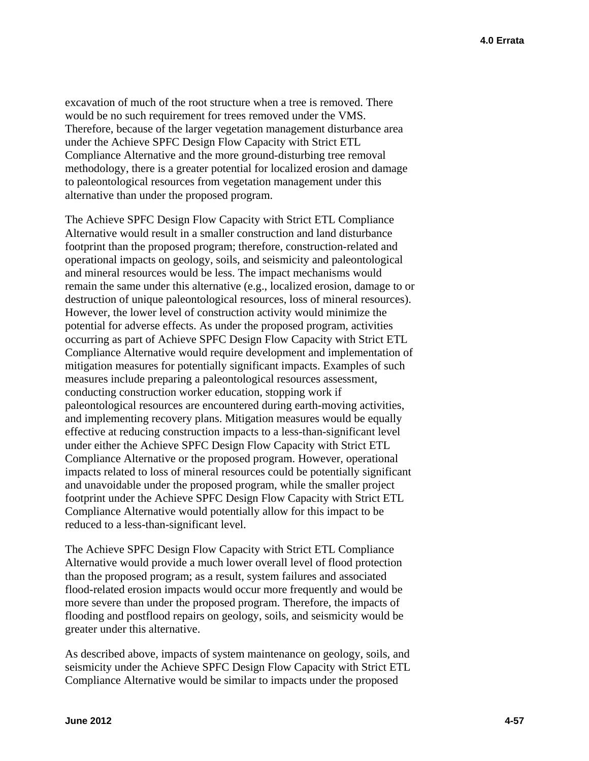excavation of much of the root structure when a tree is removed. There would be no such requirement for trees removed under the VMS. Therefore, because of the larger vegetation management disturbance area under the Achieve SPFC Design Flow Capacity with Strict ETL Compliance Alternative and the more ground-disturbing tree removal methodology, there is a greater potential for localized erosion and damage to paleontological resources from vegetation management under this alternative than under the proposed program.

The Achieve SPFC Design Flow Capacity with Strict ETL Compliance Alternative would result in a smaller construction and land disturbance footprint than the proposed program; therefore, construction-related and operational impacts on geology, soils, and seismicity and paleontological and mineral resources would be less. The impact mechanisms would remain the same under this alternative (e.g., localized erosion, damage to or destruction of unique paleontological resources, loss of mineral resources). However, the lower level of construction activity would minimize the potential for adverse effects. As under the proposed program, activities occurring as part of Achieve SPFC Design Flow Capacity with Strict ETL Compliance Alternative would require development and implementation of mitigation measures for potentially significant impacts. Examples of such measures include preparing a paleontological resources assessment, conducting construction worker education, stopping work if paleontological resources are encountered during earth-moving activities, and implementing recovery plans. Mitigation measures would be equally effective at reducing construction impacts to a less-than-significant level under either the Achieve SPFC Design Flow Capacity with Strict ETL Compliance Alternative or the proposed program. However, operational impacts related to loss of mineral resources could be potentially significant and unavoidable under the proposed program, while the smaller project footprint under the Achieve SPFC Design Flow Capacity with Strict ETL Compliance Alternative would potentially allow for this impact to be reduced to a less-than-significant level.

The Achieve SPFC Design Flow Capacity with Strict ETL Compliance Alternative would provide a much lower overall level of flood protection than the proposed program; as a result, system failures and associated flood-related erosion impacts would occur more frequently and would be more severe than under the proposed program. Therefore, the impacts of flooding and postflood repairs on geology, soils, and seismicity would be greater under this alternative.

As described above, impacts of system maintenance on geology, soils, and seismicity under the Achieve SPFC Design Flow Capacity with Strict ETL Compliance Alternative would be similar to impacts under the proposed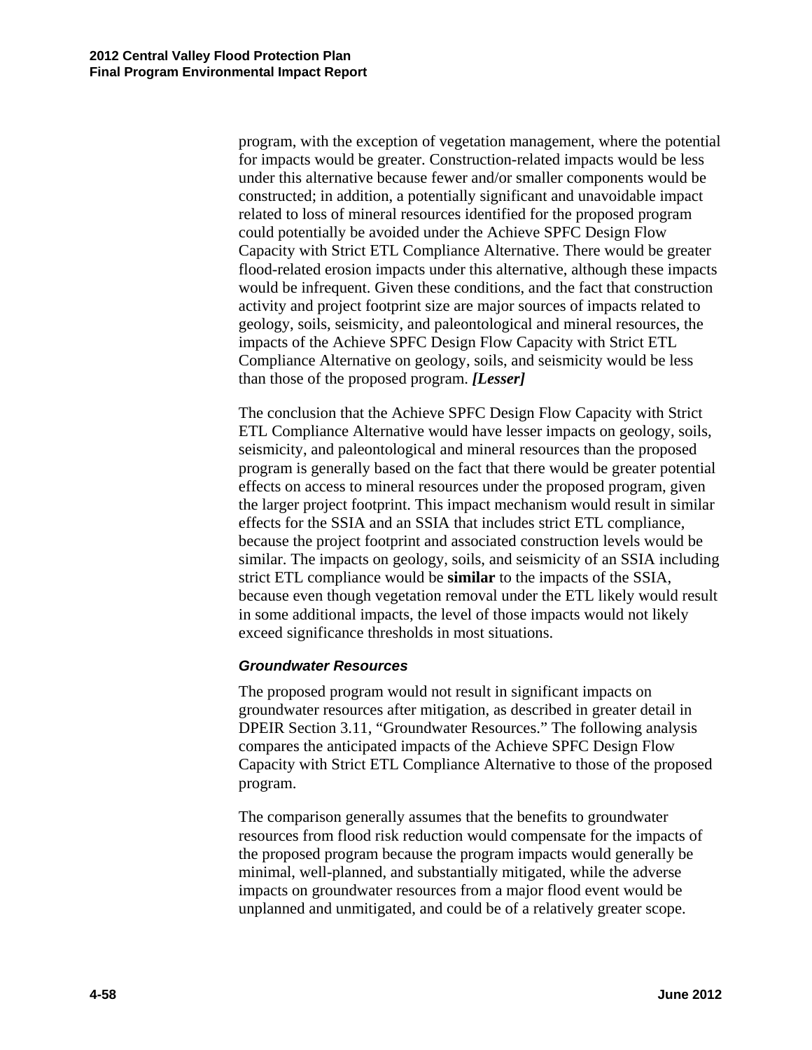program, with the exception of vegetation management, where the potential for impacts would be greater. Construction-related impacts would be less under this alternative because fewer and/or smaller components would be constructed; in addition, a potentially significant and unavoidable impact related to loss of mineral resources identified for the proposed program could potentially be avoided under the Achieve SPFC Design Flow Capacity with Strict ETL Compliance Alternative. There would be greater flood-related erosion impacts under this alternative, although these impacts would be infrequent. Given these conditions, and the fact that construction activity and project footprint size are major sources of impacts related to geology, soils, seismicity, and paleontological and mineral resources, the impacts of the Achieve SPFC Design Flow Capacity with Strict ETL Compliance Alternative on geology, soils, and seismicity would be less than those of the proposed program. ***[Lesser]***

The conclusion that the Achieve SPFC Design Flow Capacity with Strict ETL Compliance Alternative would have lesser impacts on geology, soils, seismicity, and paleontological and mineral resources than the proposed program is generally based on the fact that there would be greater potential effects on access to mineral resources under the proposed program, given the larger project footprint. This impact mechanism would result in similar effects for the SSIA and an SSIA that includes strict ETL compliance, because the project footprint and associated construction levels would be similar. The impacts on geology, soils, and seismicity of an SSIA including strict ETL compliance would be **similar** to the impacts of the SSIA, because even though vegetation removal under the ETL likely would result in some additional impacts, the level of those impacts would not likely exceed significance thresholds in most situations.

#### *Groundwater Resources*

The proposed program would not result in significant impacts on groundwater resources after mitigation, as described in greater detail in DPEIR Section 3.11, "Groundwater Resources." The following analysis compares the anticipated impacts of the Achieve SPFC Design Flow Capacity with Strict ETL Compliance Alternative to those of the proposed program.

The comparison generally assumes that the benefits to groundwater resources from flood risk reduction would compensate for the impacts of the proposed program because the program impacts would generally be minimal, well-planned, and substantially mitigated, while the adverse impacts on groundwater resources from a major flood event would be unplanned and unmitigated, and could be of a relatively greater scope.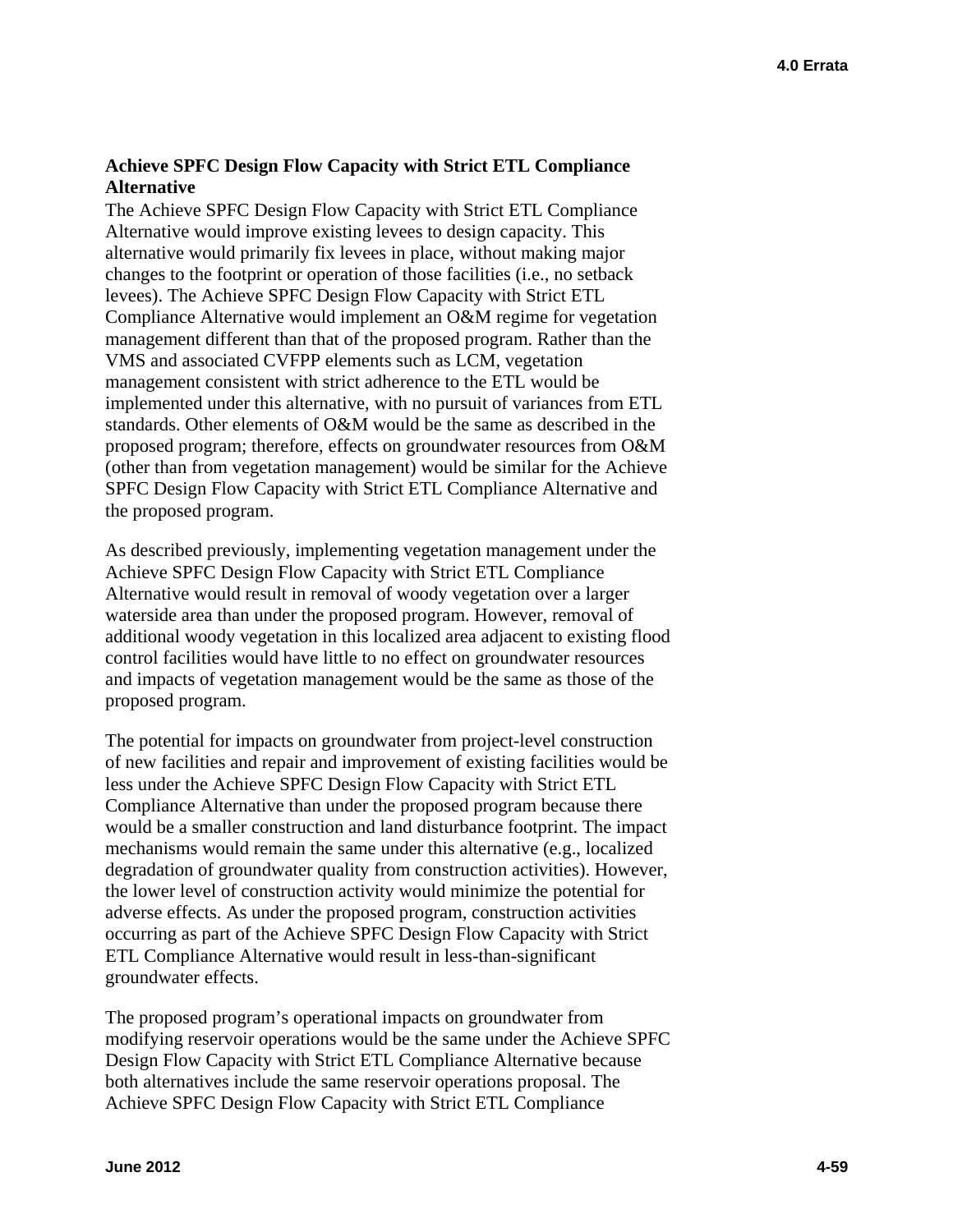**Achieve SPFC Design Flow Capacity with Strict ETL Compliance Alternative**

The Achieve SPFC Design Flow Capacity with Strict ETL Compliance Alternative would improve existing levees to design capacity. This alternative would primarily fix levees in place, without making major changes to the footprint or operation of those facilities (i.e., no setback levees). The Achieve SPFC Design Flow Capacity with Strict ETL Compliance Alternative would implement an O&M regime for vegetation management different than that of the proposed program. Rather than the VMS and associated CVFPP elements such as LCM, vegetation management consistent with strict adherence to the ETL would be implemented under this alternative, with no pursuit of variances from ETL standards. Other elements of O&M would be the same as described in the proposed program; therefore, effects on groundwater resources from O&M (other than from vegetation management) would be similar for the Achieve SPFC Design Flow Capacity with Strict ETL Compliance Alternative and the proposed program.

As described previously, implementing vegetation management under the Achieve SPFC Design Flow Capacity with Strict ETL Compliance Alternative would result in removal of woody vegetation over a larger waterside area than under the proposed program. However, removal of additional woody vegetation in this localized area adjacent to existing flood control facilities would have little to no effect on groundwater resources and impacts of vegetation management would be the same as those of the proposed program.

The potential for impacts on groundwater from project-level construction of new facilities and repair and improvement of existing facilities would be less under the Achieve SPFC Design Flow Capacity with Strict ETL Compliance Alternative than under the proposed program because there would be a smaller construction and land disturbance footprint. The impact mechanisms would remain the same under this alternative (e.g., localized degradation of groundwater quality from construction activities). However, the lower level of construction activity would minimize the potential for adverse effects. As under the proposed program, construction activities occurring as part of the Achieve SPFC Design Flow Capacity with Strict ETL Compliance Alternative would result in less-than-significant groundwater effects.

The proposed program's operational impacts on groundwater from modifying reservoir operations would be the same under the Achieve SPFC Design Flow Capacity with Strict ETL Compliance Alternative because both alternatives include the same reservoir operations proposal. The Achieve SPFC Design Flow Capacity with Strict ETL Compliance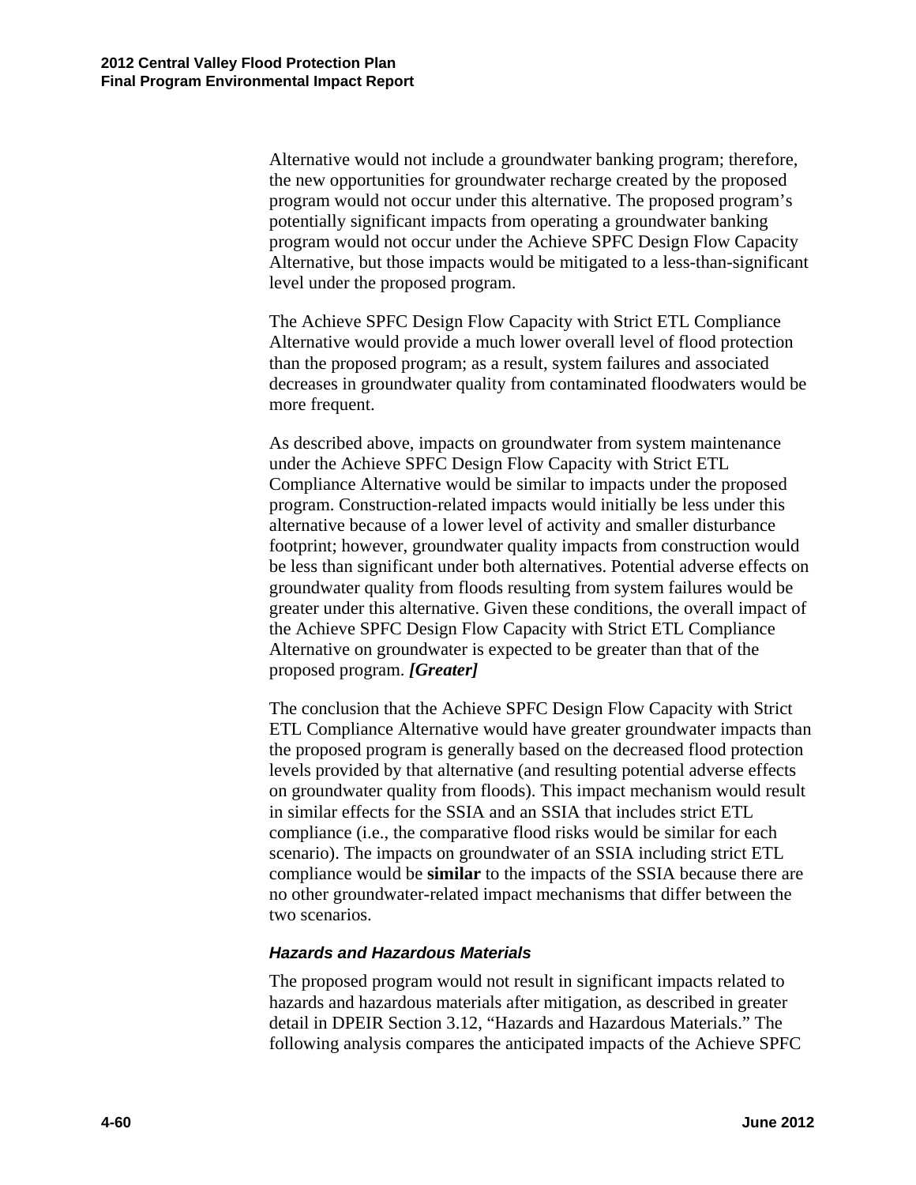Alternative would not include a groundwater banking program; therefore, the new opportunities for groundwater recharge created by the proposed program would not occur under this alternative. The proposed program's potentially significant impacts from operating a groundwater banking program would not occur under the Achieve SPFC Design Flow Capacity Alternative, but those impacts would be mitigated to a less-than-significant level under the proposed program.

The Achieve SPFC Design Flow Capacity with Strict ETL Compliance Alternative would provide a much lower overall level of flood protection than the proposed program; as a result, system failures and associated decreases in groundwater quality from contaminated floodwaters would be more frequent.

As described above, impacts on groundwater from system maintenance under the Achieve SPFC Design Flow Capacity with Strict ETL Compliance Alternative would be similar to impacts under the proposed program. Construction-related impacts would initially be less under this alternative because of a lower level of activity and smaller disturbance footprint; however, groundwater quality impacts from construction would be less than significant under both alternatives. Potential adverse effects on groundwater quality from floods resulting from system failures would be greater under this alternative. Given these conditions, the overall impact of the Achieve SPFC Design Flow Capacity with Strict ETL Compliance Alternative on groundwater is expected to be greater than that of the proposed program. ***[Greater]***

The conclusion that the Achieve SPFC Design Flow Capacity with Strict ETL Compliance Alternative would have greater groundwater impacts than the proposed program is generally based on the decreased flood protection levels provided by that alternative (and resulting potential adverse effects on groundwater quality from floods). This impact mechanism would result in similar effects for the SSIA and an SSIA that includes strict ETL compliance (i.e., the comparative flood risks would be similar for each scenario). The impacts on groundwater of an SSIA including strict ETL compliance would be **similar** to the impacts of the SSIA because there are no other groundwater-related impact mechanisms that differ between the two scenarios.

#### *Hazards and Hazardous Materials*

The proposed program would not result in significant impacts related to hazards and hazardous materials after mitigation, as described in greater detail in DPEIR Section 3.12, "Hazards and Hazardous Materials." The following analysis compares the anticipated impacts of the Achieve SPFC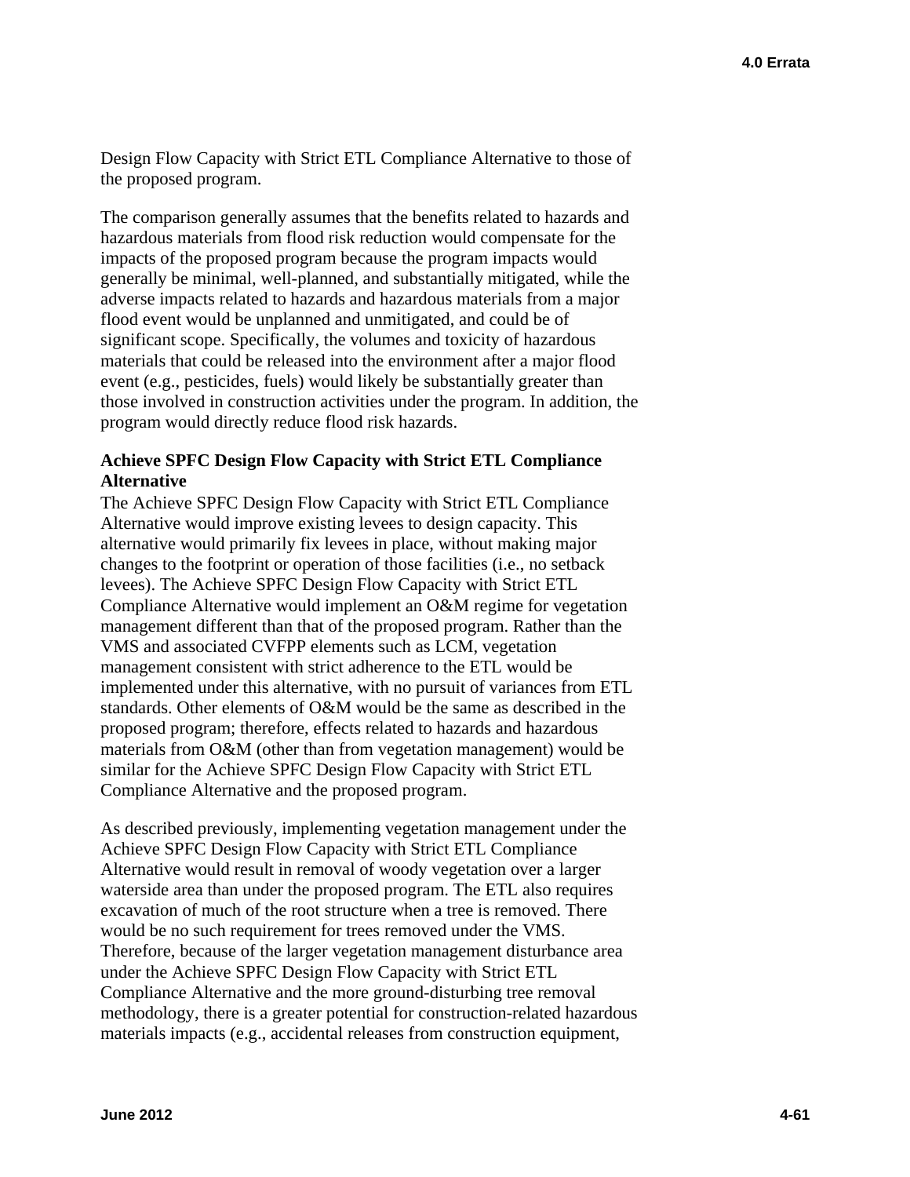Design Flow Capacity with Strict ETL Compliance Alternative to those of the proposed program.

The comparison generally assumes that the benefits related to hazards and hazardous materials from flood risk reduction would compensate for the impacts of the proposed program because the program impacts would generally be minimal, well-planned, and substantially mitigated, while the adverse impacts related to hazards and hazardous materials from a major flood event would be unplanned and unmitigated, and could be of significant scope. Specifically, the volumes and toxicity of hazardous materials that could be released into the environment after a major flood event (e.g., pesticides, fuels) would likely be substantially greater than those involved in construction activities under the program. In addition, the program would directly reduce flood risk hazards.

**Achieve SPFC Design Flow Capacity with Strict ETL Compliance Alternative**

The Achieve SPFC Design Flow Capacity with Strict ETL Compliance Alternative would improve existing levees to design capacity. This alternative would primarily fix levees in place, without making major changes to the footprint or operation of those facilities (i.e., no setback levees). The Achieve SPFC Design Flow Capacity with Strict ETL Compliance Alternative would implement an O&M regime for vegetation management different than that of the proposed program. Rather than the VMS and associated CVFPP elements such as LCM, vegetation management consistent with strict adherence to the ETL would be implemented under this alternative, with no pursuit of variances from ETL standards. Other elements of O&M would be the same as described in the proposed program; therefore, effects related to hazards and hazardous materials from O&M (other than from vegetation management) would be similar for the Achieve SPFC Design Flow Capacity with Strict ETL Compliance Alternative and the proposed program.

As described previously, implementing vegetation management under the Achieve SPFC Design Flow Capacity with Strict ETL Compliance Alternative would result in removal of woody vegetation over a larger waterside area than under the proposed program. The ETL also requires excavation of much of the root structure when a tree is removed. There would be no such requirement for trees removed under the VMS. Therefore, because of the larger vegetation management disturbance area under the Achieve SPFC Design Flow Capacity with Strict ETL Compliance Alternative and the more ground-disturbing tree removal methodology, there is a greater potential for construction-related hazardous materials impacts (e.g., accidental releases from construction equipment,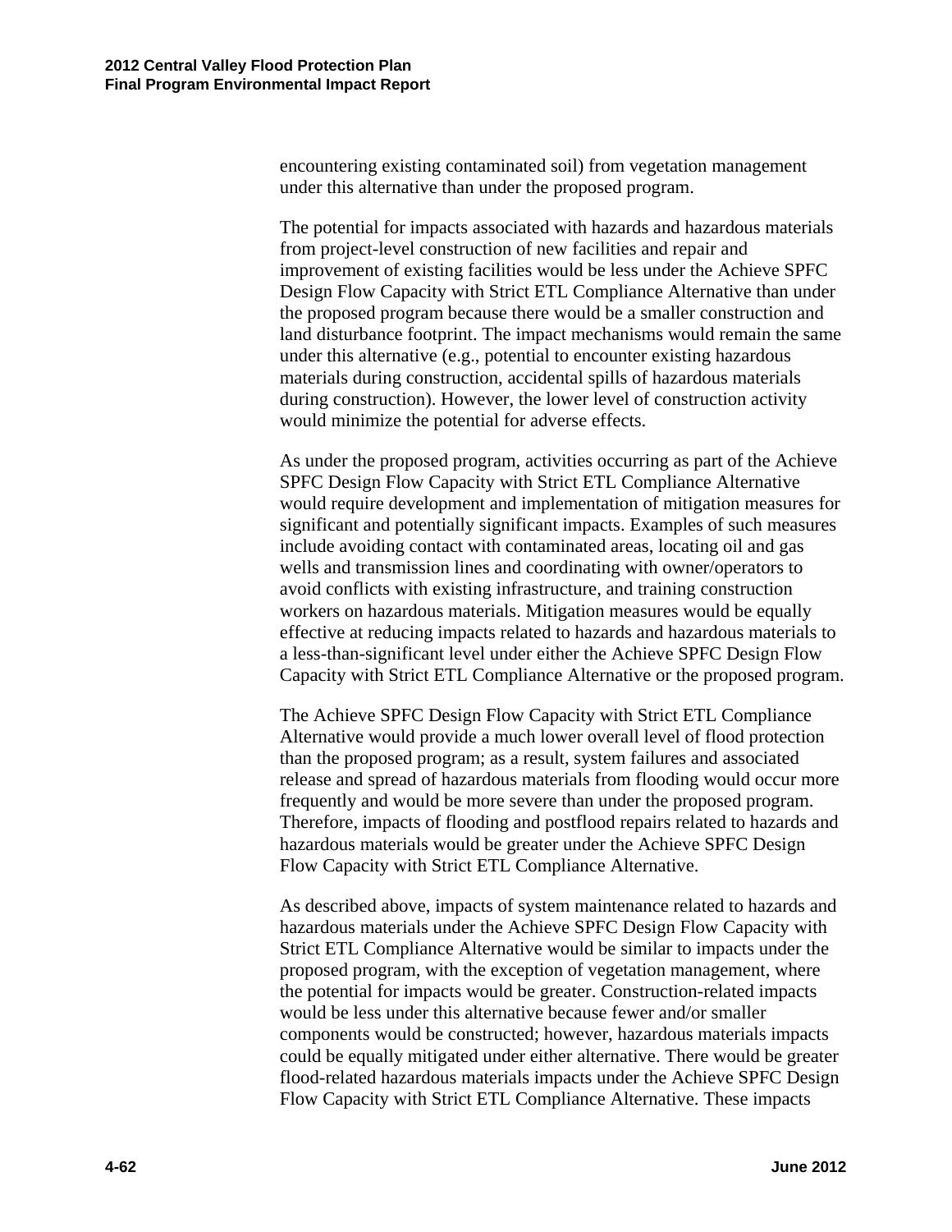encountering existing contaminated soil) from vegetation management under this alternative than under the proposed program.

The potential for impacts associated with hazards and hazardous materials from project-level construction of new facilities and repair and improvement of existing facilities would be less under the Achieve SPFC Design Flow Capacity with Strict ETL Compliance Alternative than under the proposed program because there would be a smaller construction and land disturbance footprint. The impact mechanisms would remain the same under this alternative (e.g., potential to encounter existing hazardous materials during construction, accidental spills of hazardous materials during construction). However, the lower level of construction activity would minimize the potential for adverse effects.

As under the proposed program, activities occurring as part of the Achieve SPFC Design Flow Capacity with Strict ETL Compliance Alternative would require development and implementation of mitigation measures for significant and potentially significant impacts. Examples of such measures include avoiding contact with contaminated areas, locating oil and gas wells and transmission lines and coordinating with owner/operators to avoid conflicts with existing infrastructure, and training construction workers on hazardous materials. Mitigation measures would be equally effective at reducing impacts related to hazards and hazardous materials to a less-than-significant level under either the Achieve SPFC Design Flow Capacity with Strict ETL Compliance Alternative or the proposed program.

The Achieve SPFC Design Flow Capacity with Strict ETL Compliance Alternative would provide a much lower overall level of flood protection than the proposed program; as a result, system failures and associated release and spread of hazardous materials from flooding would occur more frequently and would be more severe than under the proposed program. Therefore, impacts of flooding and postflood repairs related to hazards and hazardous materials would be greater under the Achieve SPFC Design Flow Capacity with Strict ETL Compliance Alternative.

As described above, impacts of system maintenance related to hazards and hazardous materials under the Achieve SPFC Design Flow Capacity with Strict ETL Compliance Alternative would be similar to impacts under the proposed program, with the exception of vegetation management, where the potential for impacts would be greater. Construction-related impacts would be less under this alternative because fewer and/or smaller components would be constructed; however, hazardous materials impacts could be equally mitigated under either alternative. There would be greater flood-related hazardous materials impacts under the Achieve SPFC Design Flow Capacity with Strict ETL Compliance Alternative. These impacts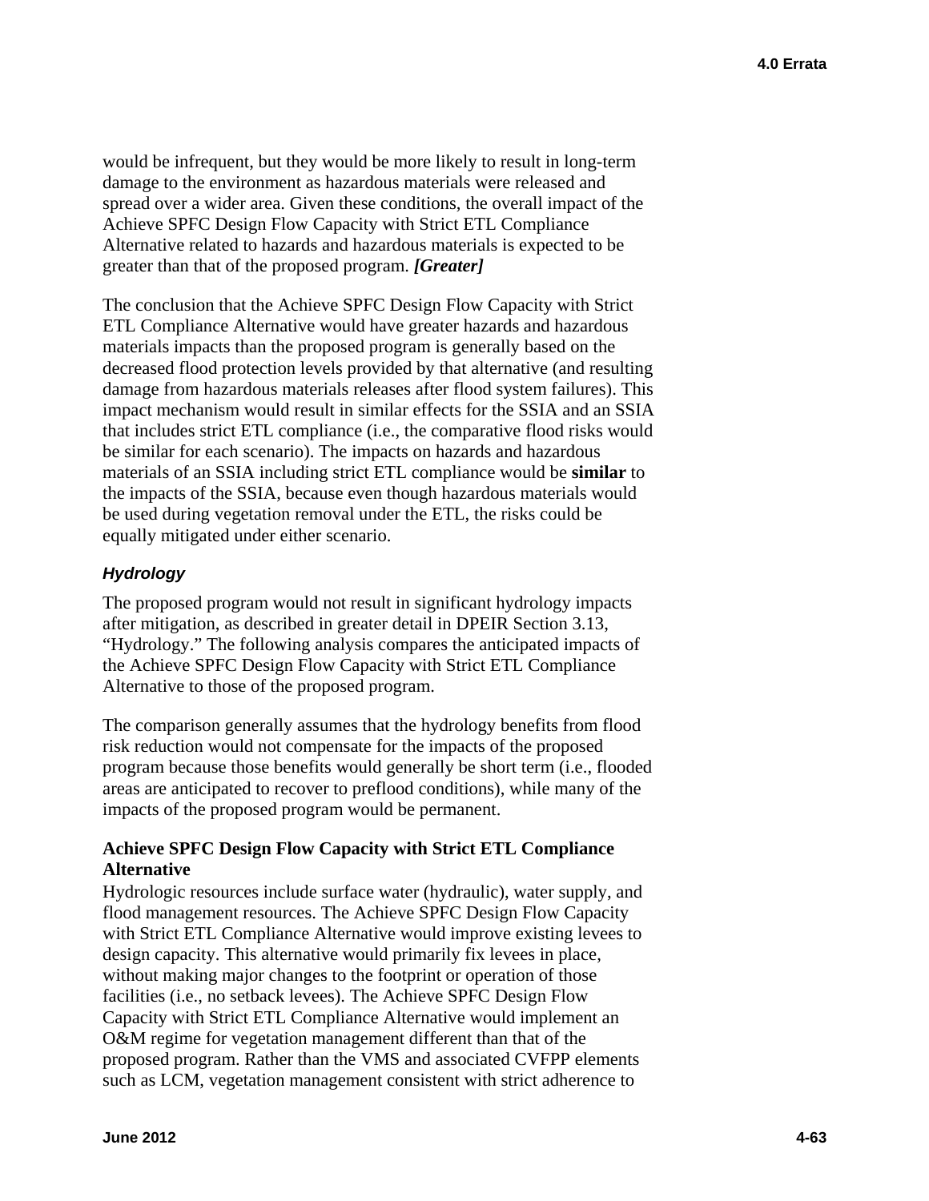would be infrequent, but they would be more likely to result in long-term damage to the environment as hazardous materials were released and spread over a wider area. Given these conditions, the overall impact of the Achieve SPFC Design Flow Capacity with Strict ETL Compliance Alternative related to hazards and hazardous materials is expected to be greater than that of the proposed program. ***[Greater]***

The conclusion that the Achieve SPFC Design Flow Capacity with Strict ETL Compliance Alternative would have greater hazards and hazardous materials impacts than the proposed program is generally based on the decreased flood protection levels provided by that alternative (and resulting damage from hazardous materials releases after flood system failures). This impact mechanism would result in similar effects for the SSIA and an SSIA that includes strict ETL compliance (i.e., the comparative flood risks would be similar for each scenario). The impacts on hazards and hazardous materials of an SSIA including strict ETL compliance would be **similar** to the impacts of the SSIA, because even though hazardous materials would be used during vegetation removal under the ETL, the risks could be equally mitigated under either scenario.

### *Hydrology*

The proposed program would not result in significant hydrology impacts after mitigation, as described in greater detail in DPEIR Section 3.13, "Hydrology." The following analysis compares the anticipated impacts of the Achieve SPFC Design Flow Capacity with Strict ETL Compliance Alternative to those of the proposed program.

The comparison generally assumes that the hydrology benefits from flood risk reduction would not compensate for the impacts of the proposed program because those benefits would generally be short term (i.e., flooded areas are anticipated to recover to preflood conditions), while many of the impacts of the proposed program would be permanent.

#### Achieve SPFC Design Flow Capacity with Strict ETL Compliance Alternative

Hydrologic resources include surface water (hydraulic), water supply, and flood management resources. The Achieve SPFC Design Flow Capacity with Strict ETL Compliance Alternative would improve existing levees to design capacity. This alternative would primarily fix levees in place, without making major changes to the footprint or operation of those facilities (i.e., no setback levees). The Achieve SPFC Design Flow Capacity with Strict ETL Compliance Alternative would implement an O&M regime for vegetation management different than that of the proposed program. Rather than the VMS and associated CVFPP elements such as LCM, vegetation management consistent with strict adherence to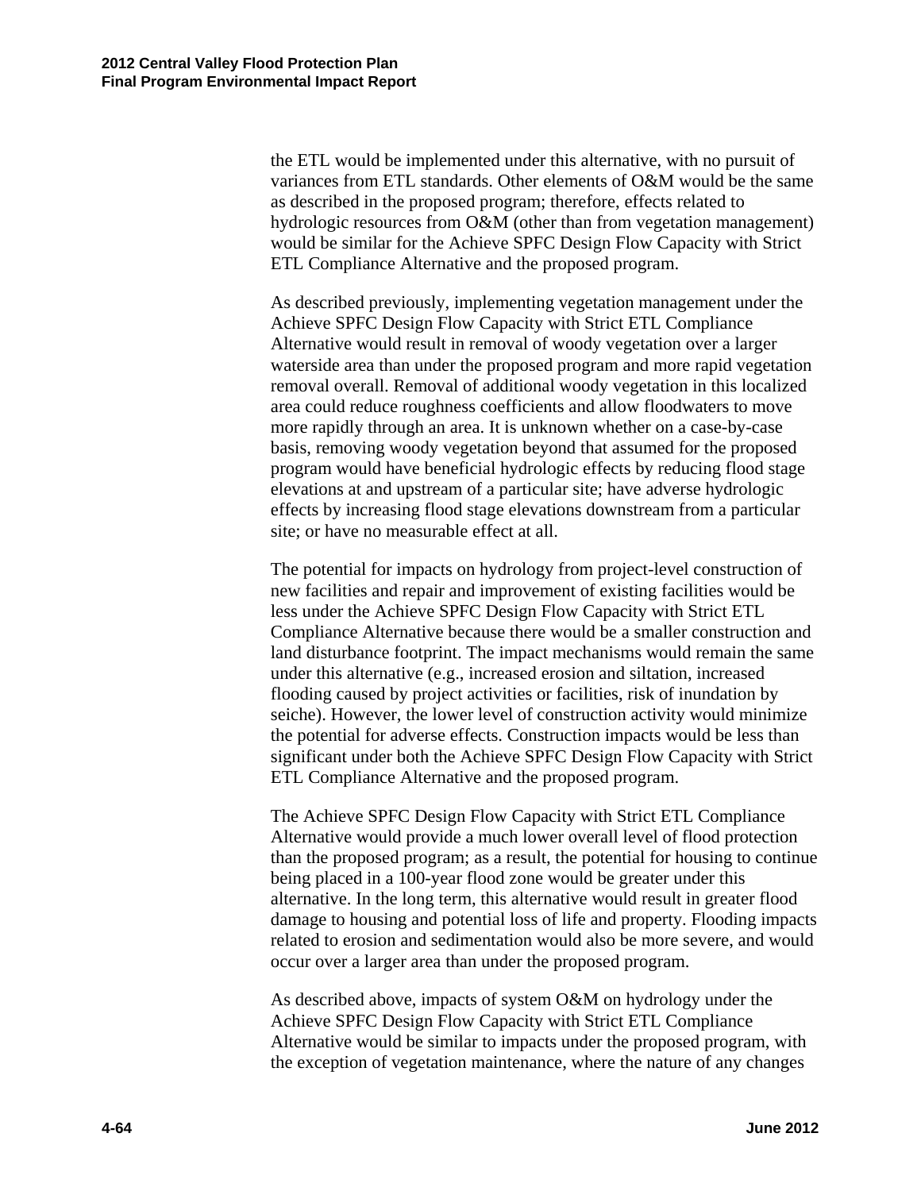the ETL would be implemented under this alternative, with no pursuit of variances from ETL standards. Other elements of O&M would be the same as described in the proposed program; therefore, effects related to hydrologic resources from O&M (other than from vegetation management) would be similar for the Achieve SPFC Design Flow Capacity with Strict ETL Compliance Alternative and the proposed program.

As described previously, implementing vegetation management under the Achieve SPFC Design Flow Capacity with Strict ETL Compliance Alternative would result in removal of woody vegetation over a larger waterside area than under the proposed program and more rapid vegetation removal overall. Removal of additional woody vegetation in this localized area could reduce roughness coefficients and allow floodwaters to move more rapidly through an area. It is unknown whether on a case-by-case basis, removing woody vegetation beyond that assumed for the proposed program would have beneficial hydrologic effects by reducing flood stage elevations at and upstream of a particular site; have adverse hydrologic effects by increasing flood stage elevations downstream from a particular site; or have no measurable effect at all.

The potential for impacts on hydrology from project-level construction of new facilities and repair and improvement of existing facilities would be less under the Achieve SPFC Design Flow Capacity with Strict ETL Compliance Alternative because there would be a smaller construction and land disturbance footprint. The impact mechanisms would remain the same under this alternative (e.g., increased erosion and siltation, increased flooding caused by project activities or facilities, risk of inundation by seiche). However, the lower level of construction activity would minimize the potential for adverse effects. Construction impacts would be less than significant under both the Achieve SPFC Design Flow Capacity with Strict ETL Compliance Alternative and the proposed program.

The Achieve SPFC Design Flow Capacity with Strict ETL Compliance Alternative would provide a much lower overall level of flood protection than the proposed program; as a result, the potential for housing to continue being placed in a 100-year flood zone would be greater under this alternative. In the long term, this alternative would result in greater flood damage to housing and potential loss of life and property. Flooding impacts related to erosion and sedimentation would also be more severe, and would occur over a larger area than under the proposed program.

As described above, impacts of system O&M on hydrology under the Achieve SPFC Design Flow Capacity with Strict ETL Compliance Alternative would be similar to impacts under the proposed program, with the exception of vegetation maintenance, where the nature of any changes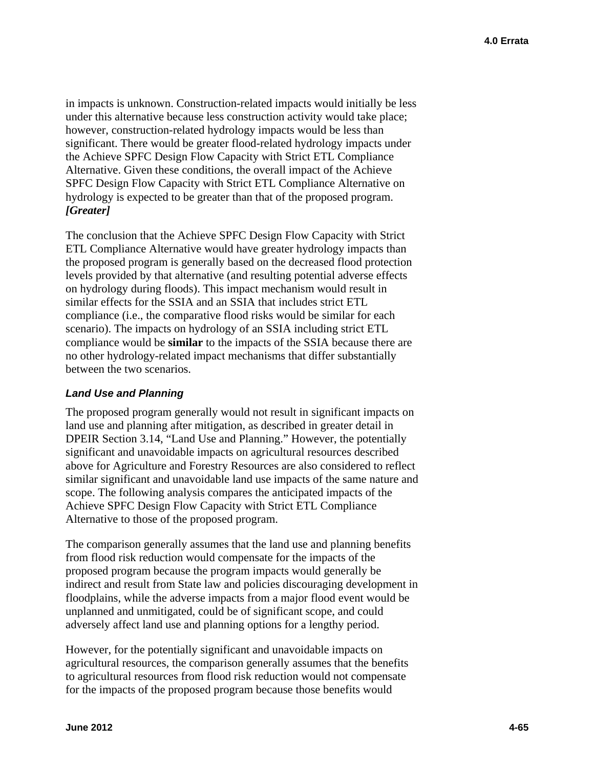in impacts is unknown. Construction-related impacts would initially be less under this alternative because less construction activity would take place; however, construction-related hydrology impacts would be less than significant. There would be greater flood-related hydrology impacts under the Achieve SPFC Design Flow Capacity with Strict ETL Compliance Alternative. Given these conditions, the overall impact of the Achieve SPFC Design Flow Capacity with Strict ETL Compliance Alternative on hydrology is expected to be greater than that of the proposed program. ***[Greater]***

The conclusion that the Achieve SPFC Design Flow Capacity with Strict ETL Compliance Alternative would have greater hydrology impacts than the proposed program is generally based on the decreased flood protection levels provided by that alternative (and resulting potential adverse effects on hydrology during floods). This impact mechanism would result in similar effects for the SSIA and an SSIA that includes strict ETL compliance (i.e., the comparative flood risks would be similar for each scenario). The impacts on hydrology of an SSIA including strict ETL compliance would be **similar** to the impacts of the SSIA because there are no other hydrology-related impact mechanisms that differ substantially between the two scenarios.

#### *Land Use and Planning*

The proposed program generally would not result in significant impacts on land use and planning after mitigation, as described in greater detail in DPEIR Section 3.14, "Land Use and Planning." However, the potentially significant and unavoidable impacts on agricultural resources described above for Agriculture and Forestry Resources are also considered to reflect similar significant and unavoidable land use impacts of the same nature and scope. The following analysis compares the anticipated impacts of the Achieve SPFC Design Flow Capacity with Strict ETL Compliance Alternative to those of the proposed program.

The comparison generally assumes that the land use and planning benefits from flood risk reduction would compensate for the impacts of the proposed program because the program impacts would generally be indirect and result from State law and policies discouraging development in floodplains, while the adverse impacts from a major flood event would be unplanned and unmitigated, could be of significant scope, and could adversely affect land use and planning options for a lengthy period.

However, for the potentially significant and unavoidable impacts on agricultural resources, the comparison generally assumes that the benefits to agricultural resources from flood risk reduction would not compensate for the impacts of the proposed program because those benefits would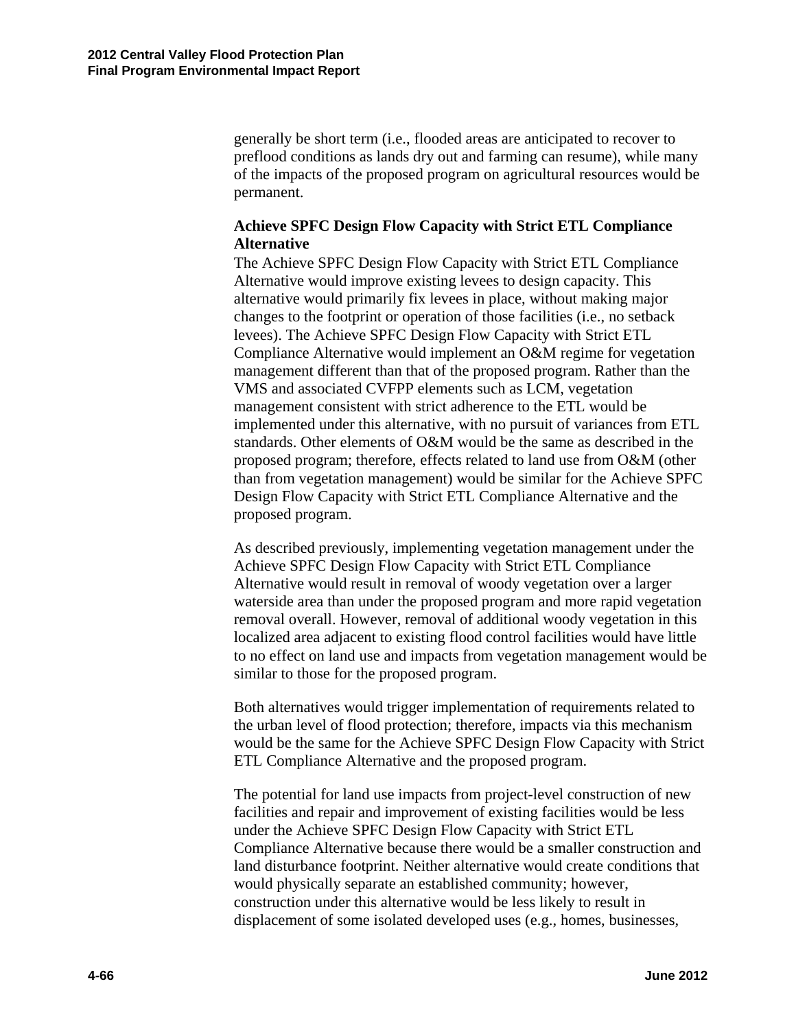generally be short term (i.e., flooded areas are anticipated to recover to preflood conditions as lands dry out and farming can resume), while many of the impacts of the proposed program on agricultural resources would be permanent.

**Achieve SPFC Design Flow Capacity with Strict ETL Compliance Alternative**

The Achieve SPFC Design Flow Capacity with Strict ETL Compliance Alternative would improve existing levees to design capacity. This alternative would primarily fix levees in place, without making major changes to the footprint or operation of those facilities (i.e., no setback levees). The Achieve SPFC Design Flow Capacity with Strict ETL Compliance Alternative would implement an O&M regime for vegetation management different than that of the proposed program. Rather than the VMS and associated CVFPP elements such as LCM, vegetation management consistent with strict adherence to the ETL would be implemented under this alternative, with no pursuit of variances from ETL standards. Other elements of O&M would be the same as described in the proposed program; therefore, effects related to land use from O&M (other than from vegetation management) would be similar for the Achieve SPFC Design Flow Capacity with Strict ETL Compliance Alternative and the proposed program.

As described previously, implementing vegetation management under the Achieve SPFC Design Flow Capacity with Strict ETL Compliance Alternative would result in removal of woody vegetation over a larger waterside area than under the proposed program and more rapid vegetation removal overall. However, removal of additional woody vegetation in this localized area adjacent to existing flood control facilities would have little to no effect on land use and impacts from vegetation management would be similar to those for the proposed program.

Both alternatives would trigger implementation of requirements related to the urban level of flood protection; therefore, impacts via this mechanism would be the same for the Achieve SPFC Design Flow Capacity with Strict ETL Compliance Alternative and the proposed program.

The potential for land use impacts from project-level construction of new facilities and repair and improvement of existing facilities would be less under the Achieve SPFC Design Flow Capacity with Strict ETL Compliance Alternative because there would be a smaller construction and land disturbance footprint. Neither alternative would create conditions that would physically separate an established community; however, construction under this alternative would be less likely to result in displacement of some isolated developed uses (e.g., homes, businesses,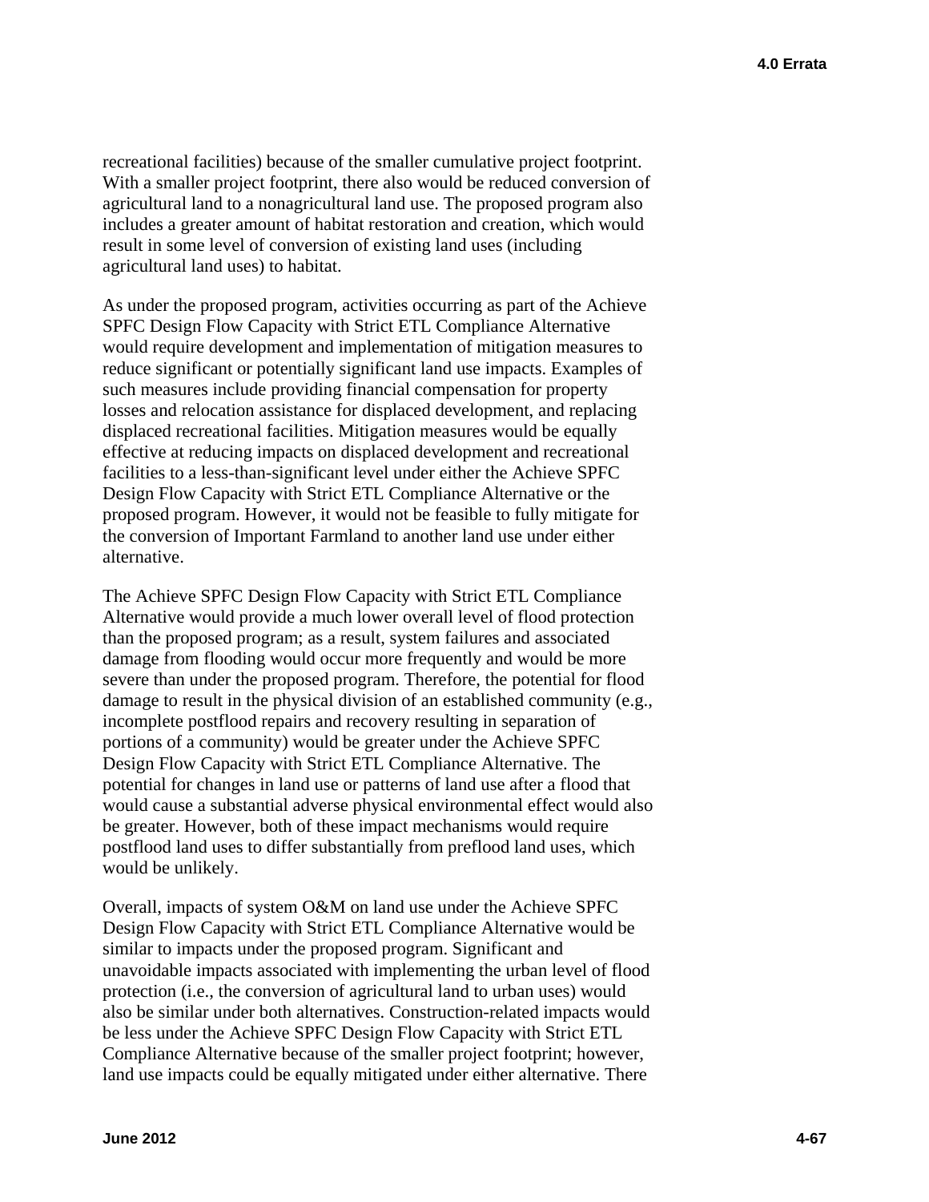recreational facilities) because of the smaller cumulative project footprint. With a smaller project footprint, there also would be reduced conversion of agricultural land to a nonagricultural land use. The proposed program also includes a greater amount of habitat restoration and creation, which would result in some level of conversion of existing land uses (including agricultural land uses) to habitat.

As under the proposed program, activities occurring as part of the Achieve SPFC Design Flow Capacity with Strict ETL Compliance Alternative would require development and implementation of mitigation measures to reduce significant or potentially significant land use impacts. Examples of such measures include providing financial compensation for property losses and relocation assistance for displaced development, and replacing displaced recreational facilities. Mitigation measures would be equally effective at reducing impacts on displaced development and recreational facilities to a less-than-significant level under either the Achieve SPFC Design Flow Capacity with Strict ETL Compliance Alternative or the proposed program. However, it would not be feasible to fully mitigate for the conversion of Important Farmland to another land use under either alternative.

The Achieve SPFC Design Flow Capacity with Strict ETL Compliance Alternative would provide a much lower overall level of flood protection than the proposed program; as a result, system failures and associated damage from flooding would occur more frequently and would be more severe than under the proposed program. Therefore, the potential for flood damage to result in the physical division of an established community (e.g., incomplete postflood repairs and recovery resulting in separation of portions of a community) would be greater under the Achieve SPFC Design Flow Capacity with Strict ETL Compliance Alternative. The potential for changes in land use or patterns of land use after a flood that would cause a substantial adverse physical environmental effect would also be greater. However, both of these impact mechanisms would require postflood land uses to differ substantially from preflood land uses, which would be unlikely.

Overall, impacts of system O&M on land use under the Achieve SPFC Design Flow Capacity with Strict ETL Compliance Alternative would be similar to impacts under the proposed program. Significant and unavoidable impacts associated with implementing the urban level of flood protection (i.e., the conversion of agricultural land to urban uses) would also be similar under both alternatives. Construction-related impacts would be less under the Achieve SPFC Design Flow Capacity with Strict ETL Compliance Alternative because of the smaller project footprint; however, land use impacts could be equally mitigated under either alternative. There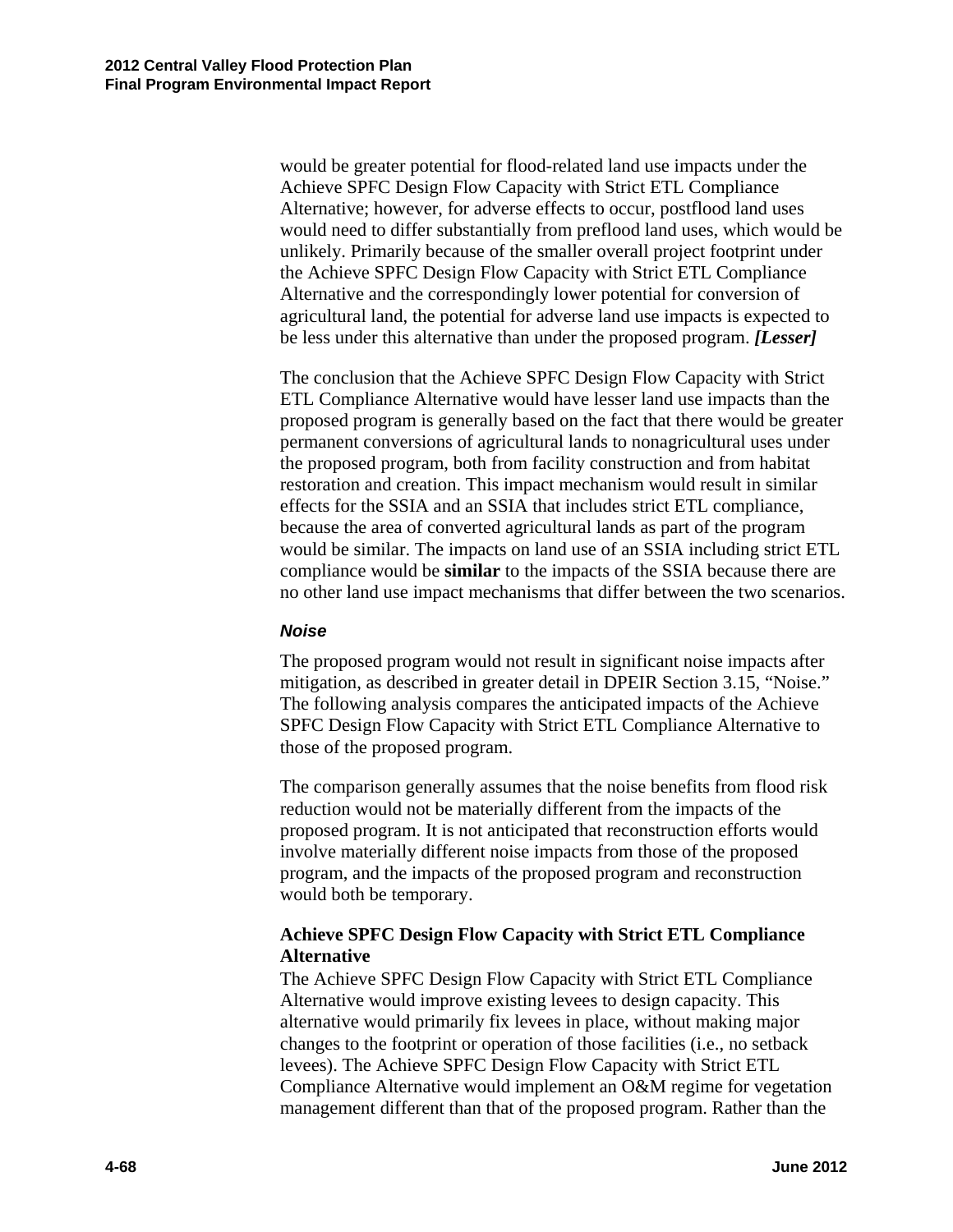would be greater potential for flood-related land use impacts under the Achieve SPFC Design Flow Capacity with Strict ETL Compliance Alternative; however, for adverse effects to occur, postflood land uses would need to differ substantially from preflood land uses, which would be unlikely. Primarily because of the smaller overall project footprint under the Achieve SPFC Design Flow Capacity with Strict ETL Compliance Alternative and the correspondingly lower potential for conversion of agricultural land, the potential for adverse land use impacts is expected to be less under this alternative than under the proposed program. ***[Lesser]***

The conclusion that the Achieve SPFC Design Flow Capacity with Strict ETL Compliance Alternative would have lesser land use impacts than the proposed program is generally based on the fact that there would be greater permanent conversions of agricultural lands to nonagricultural uses under the proposed program, both from facility construction and from habitat restoration and creation. This impact mechanism would result in similar effects for the SSIA and an SSIA that includes strict ETL compliance, because the area of converted agricultural lands as part of the program would be similar. The impacts on land use of an SSIA including strict ETL compliance would be **similar** to the impacts of the SSIA because there are no other land use impact mechanisms that differ between the two scenarios.

### *Noise*

The proposed program would not result in significant noise impacts after mitigation, as described in greater detail in DPEIR Section 3.15, "Noise." The following analysis compares the anticipated impacts of the Achieve SPFC Design Flow Capacity with Strict ETL Compliance Alternative to those of the proposed program.

The comparison generally assumes that the noise benefits from flood risk reduction would not be materially different from the impacts of the proposed program. It is not anticipated that reconstruction efforts would involve materially different noise impacts from those of the proposed program, and the impacts of the proposed program and reconstruction would both be temporary.

#### Achieve SPFC Design Flow Capacity with Strict ETL Compliance Alternative

The Achieve SPFC Design Flow Capacity with Strict ETL Compliance Alternative would improve existing levees to design capacity. This alternative would primarily fix levees in place, without making major changes to the footprint or operation of those facilities (i.e., no setback levees). The Achieve SPFC Design Flow Capacity with Strict ETL Compliance Alternative would implement an O&M regime for vegetation management different than that of the proposed program. Rather than the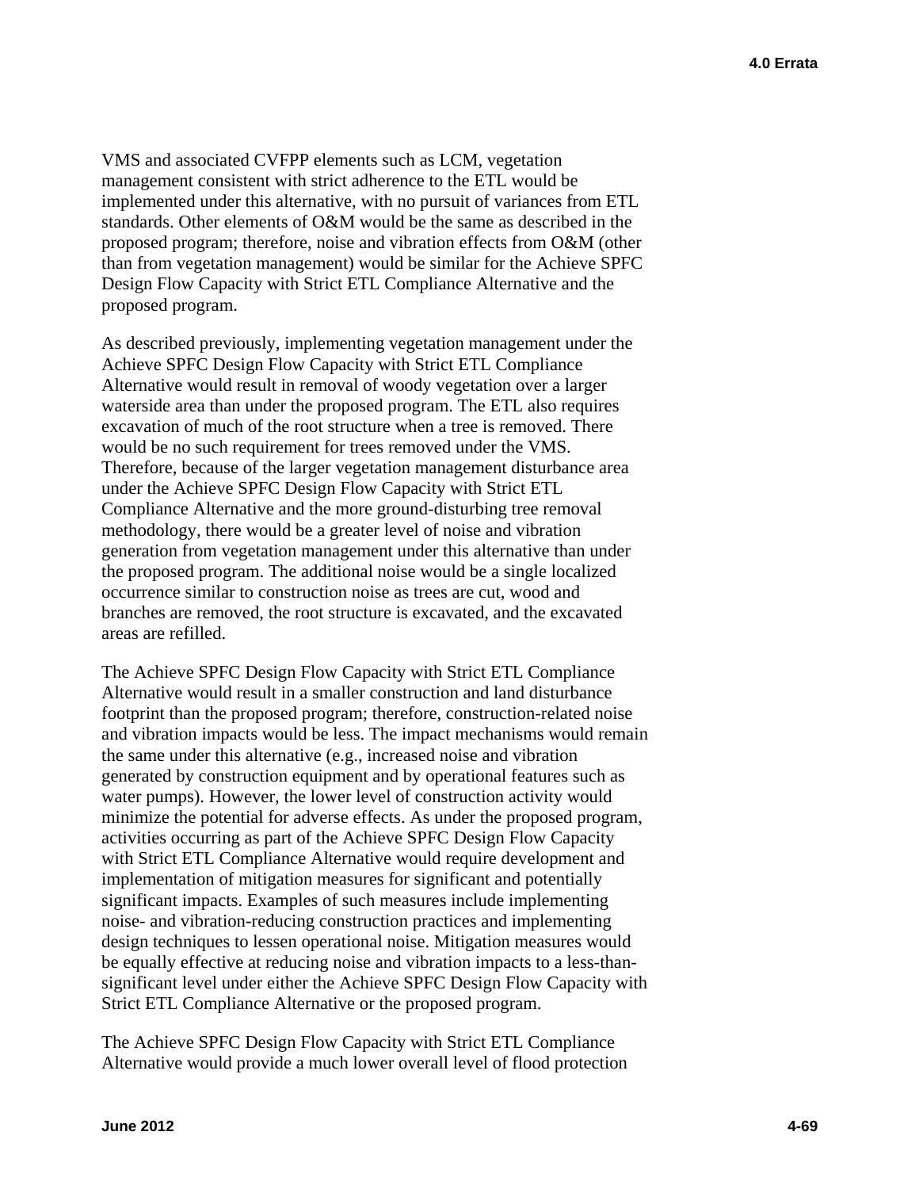VMS and associated CVFPP elements such as LCM, vegetation management consistent with strict adherence to the ETL would be implemented under this alternative, with no pursuit of variances from ETL standards. Other elements of O&M would be the same as described in the proposed program; therefore, noise and vibration effects from O&M (other than from vegetation management) would be similar for the Achieve SPFC Design Flow Capacity with Strict ETL Compliance Alternative and the proposed program.

As described previously, implementing vegetation management under the Achieve SPFC Design Flow Capacity with Strict ETL Compliance Alternative would result in removal of woody vegetation over a larger waterside area than under the proposed program. The ETL also requires excavation of much of the root structure when a tree is removed. There would be no such requirement for trees removed under the VMS. Therefore, because of the larger vegetation management disturbance area under the Achieve SPFC Design Flow Capacity with Strict ETL Compliance Alternative and the more ground-disturbing tree removal methodology, there would be a greater level of noise and vibration generation from vegetation management under this alternative than under the proposed program. The additional noise would be a single localized occurrence similar to construction noise as trees are cut, wood and branches are removed, the root structure is excavated, and the excavated areas are refilled.

The Achieve SPFC Design Flow Capacity with Strict ETL Compliance Alternative would result in a smaller construction and land disturbance footprint than the proposed program; therefore, construction-related noise and vibration impacts would be less. The impact mechanisms would remain the same under this alternative (e.g., increased noise and vibration generated by construction equipment and by operational features such as water pumps). However, the lower level of construction activity would minimize the potential for adverse effects. As under the proposed program, activities occurring as part of the Achieve SPFC Design Flow Capacity with Strict ETL Compliance Alternative would require development and implementation of mitigation measures for significant and potentially significant impacts. Examples of such measures include implementing noise- and vibration-reducing construction practices and implementing design techniques to lessen operational noise. Mitigation measures would be equally effective at reducing noise and vibration impacts to a less-than-significant level under either the Achieve SPFC Design Flow Capacity with Strict ETL Compliance Alternative or the proposed program.

The Achieve SPFC Design Flow Capacity with Strict ETL Compliance Alternative would provide a much lower overall level of flood protection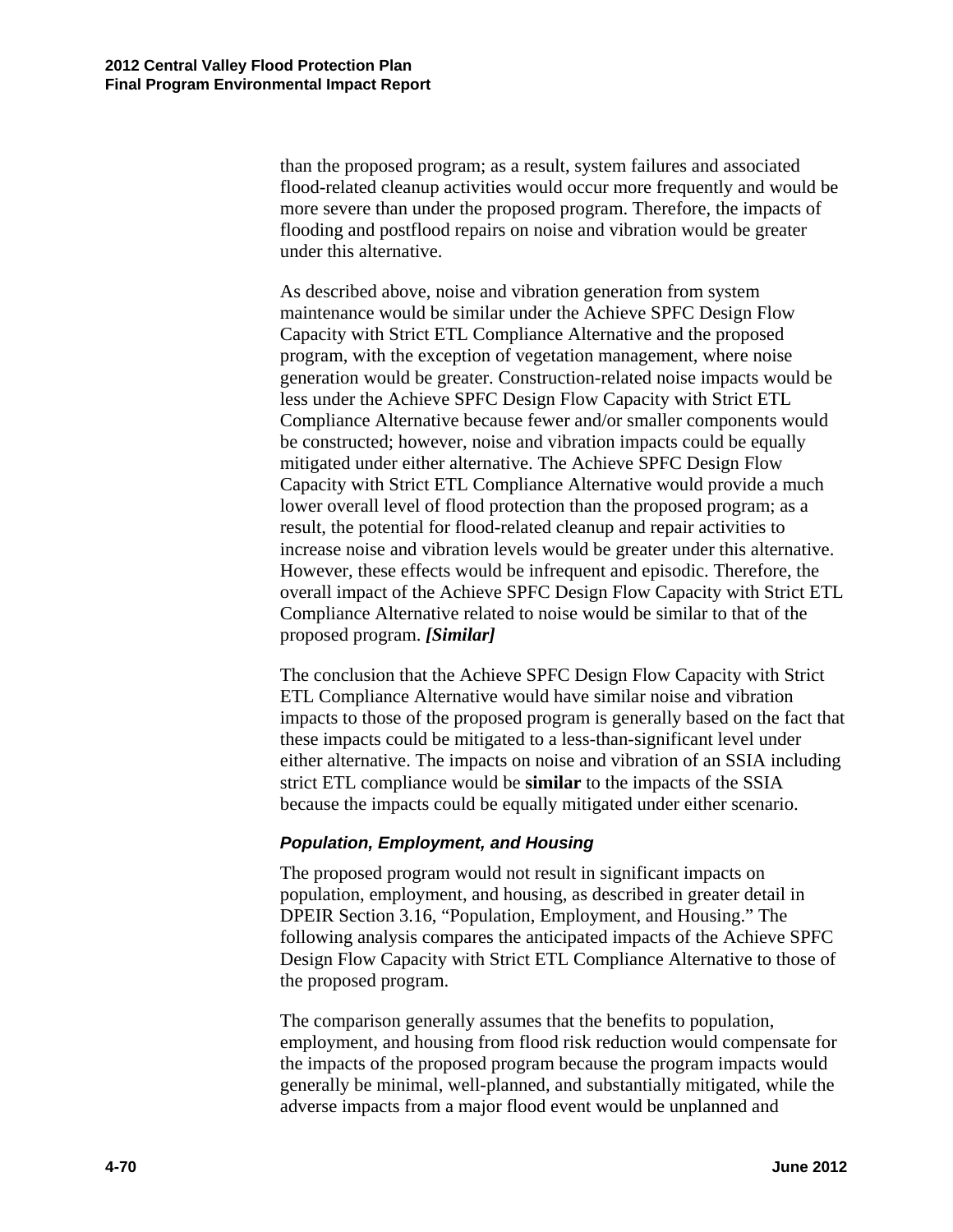than the proposed program; as a result, system failures and associated flood-related cleanup activities would occur more frequently and would be more severe than under the proposed program. Therefore, the impacts of flooding and postflood repairs on noise and vibration would be greater under this alternative.

As described above, noise and vibration generation from system maintenance would be similar under the Achieve SPFC Design Flow Capacity with Strict ETL Compliance Alternative and the proposed program, with the exception of vegetation management, where noise generation would be greater. Construction-related noise impacts would be less under the Achieve SPFC Design Flow Capacity with Strict ETL Compliance Alternative because fewer and/or smaller components would be constructed; however, noise and vibration impacts could be equally mitigated under either alternative. The Achieve SPFC Design Flow Capacity with Strict ETL Compliance Alternative would provide a much lower overall level of flood protection than the proposed program; as a result, the potential for flood-related cleanup and repair activities to increase noise and vibration levels would be greater under this alternative. However, these effects would be infrequent and episodic. Therefore, the overall impact of the Achieve SPFC Design Flow Capacity with Strict ETL Compliance Alternative related to noise would be similar to that of the proposed program. ***[Similar]***

The conclusion that the Achieve SPFC Design Flow Capacity with Strict ETL Compliance Alternative would have similar noise and vibration impacts to those of the proposed program is generally based on the fact that these impacts could be mitigated to a less-than-significant level under either alternative. The impacts on noise and vibration of an SSIA including strict ETL compliance would be **similar** to the impacts of the SSIA because the impacts could be equally mitigated under either scenario.

#### *Population, Employment, and Housing*

The proposed program would not result in significant impacts on population, employment, and housing, as described in greater detail in DPEIR Section 3.16, "Population, Employment, and Housing." The following analysis compares the anticipated impacts of the Achieve SPFC Design Flow Capacity with Strict ETL Compliance Alternative to those of the proposed program.

The comparison generally assumes that the benefits to population, employment, and housing from flood risk reduction would compensate for the impacts of the proposed program because the program impacts would generally be minimal, well-planned, and substantially mitigated, while the adverse impacts from a major flood event would be unplanned and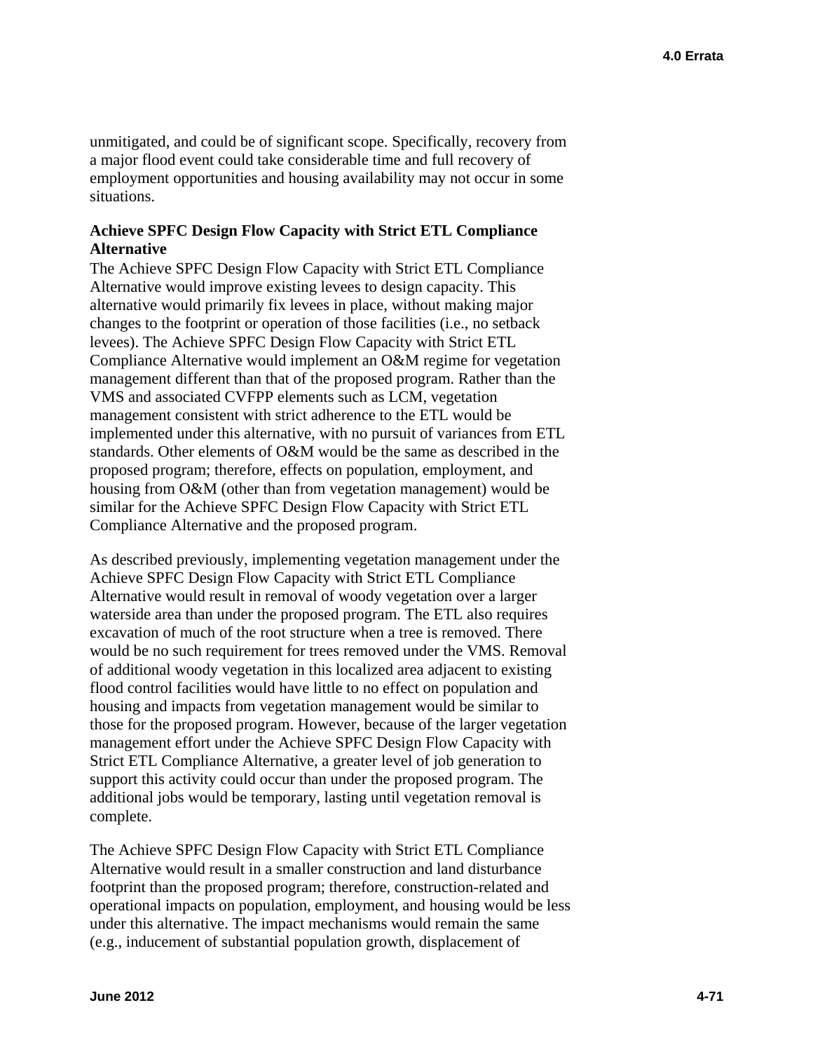unmitigated, and could be of significant scope. Specifically, recovery from a major flood event could take considerable time and full recovery of employment opportunities and housing availability may not occur in some situations.

**Achieve SPFC Design Flow Capacity with Strict ETL Compliance Alternative**

The Achieve SPFC Design Flow Capacity with Strict ETL Compliance Alternative would improve existing levees to design capacity. This alternative would primarily fix levees in place, without making major changes to the footprint or operation of those facilities (i.e., no setback levees). The Achieve SPFC Design Flow Capacity with Strict ETL Compliance Alternative would implement an O&M regime for vegetation management different than that of the proposed program. Rather than the VMS and associated CVFPP elements such as LCM, vegetation management consistent with strict adherence to the ETL would be implemented under this alternative, with no pursuit of variances from ETL standards. Other elements of O&M would be the same as described in the proposed program; therefore, effects on population, employment, and housing from O&M (other than from vegetation management) would be similar for the Achieve SPFC Design Flow Capacity with Strict ETL Compliance Alternative and the proposed program.

As described previously, implementing vegetation management under the Achieve SPFC Design Flow Capacity with Strict ETL Compliance Alternative would result in removal of woody vegetation over a larger waterside area than under the proposed program. The ETL also requires excavation of much of the root structure when a tree is removed. There would be no such requirement for trees removed under the VMS. Removal of additional woody vegetation in this localized area adjacent to existing flood control facilities would have little to no effect on population and housing and impacts from vegetation management would be similar to those for the proposed program. However, because of the larger vegetation management effort under the Achieve SPFC Design Flow Capacity with Strict ETL Compliance Alternative, a greater level of job generation to support this activity could occur than under the proposed program. The additional jobs would be temporary, lasting until vegetation removal is complete.

The Achieve SPFC Design Flow Capacity with Strict ETL Compliance Alternative would result in a smaller construction and land disturbance footprint than the proposed program; therefore, construction-related and operational impacts on population, employment, and housing would be less under this alternative. The impact mechanisms would remain the same (e.g., inducement of substantial population growth, displacement of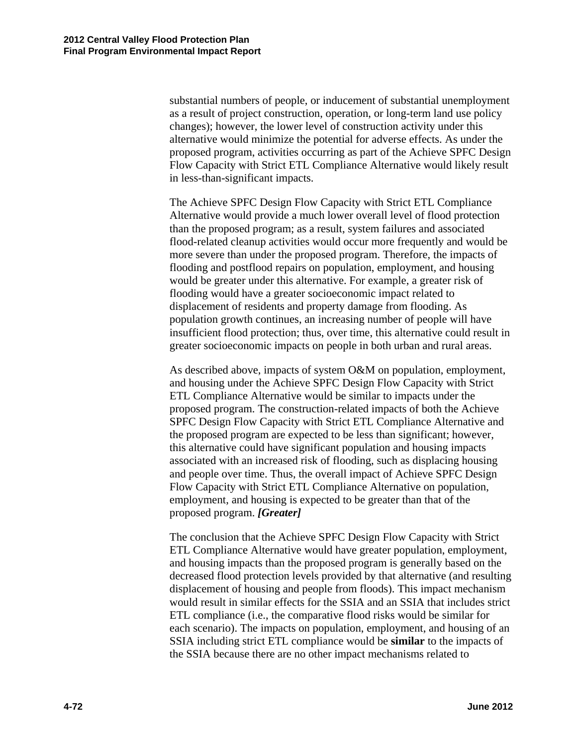substantial numbers of people, or inducement of substantial unemployment as a result of project construction, operation, or long-term land use policy changes); however, the lower level of construction activity under this alternative would minimize the potential for adverse effects. As under the proposed program, activities occurring as part of the Achieve SPFC Design Flow Capacity with Strict ETL Compliance Alternative would likely result in less-than-significant impacts.

The Achieve SPFC Design Flow Capacity with Strict ETL Compliance Alternative would provide a much lower overall level of flood protection than the proposed program; as a result, system failures and associated flood-related cleanup activities would occur more frequently and would be more severe than under the proposed program. Therefore, the impacts of flooding and postflood repairs on population, employment, and housing would be greater under this alternative. For example, a greater risk of flooding would have a greater socioeconomic impact related to displacement of residents and property damage from flooding. As population growth continues, an increasing number of people will have insufficient flood protection; thus, over time, this alternative could result in greater socioeconomic impacts on people in both urban and rural areas.

As described above, impacts of system O&M on population, employment, and housing under the Achieve SPFC Design Flow Capacity with Strict ETL Compliance Alternative would be similar to impacts under the proposed program. The construction-related impacts of both the Achieve SPFC Design Flow Capacity with Strict ETL Compliance Alternative and the proposed program are expected to be less than significant; however, this alternative could have significant population and housing impacts associated with an increased risk of flooding, such as displacing housing and people over time. Thus, the overall impact of Achieve SPFC Design Flow Capacity with Strict ETL Compliance Alternative on population, employment, and housing is expected to be greater than that of the proposed program. ***[Greater]***

The conclusion that the Achieve SPFC Design Flow Capacity with Strict ETL Compliance Alternative would have greater population, employment, and housing impacts than the proposed program is generally based on the decreased flood protection levels provided by that alternative (and resulting displacement of housing and people from floods). This impact mechanism would result in similar effects for the SSIA and an SSIA that includes strict ETL compliance (i.e., the comparative flood risks would be similar for each scenario). The impacts on population, employment, and housing of an SSIA including strict ETL compliance would be **similar** to the impacts of the SSIA because there are no other impact mechanisms related to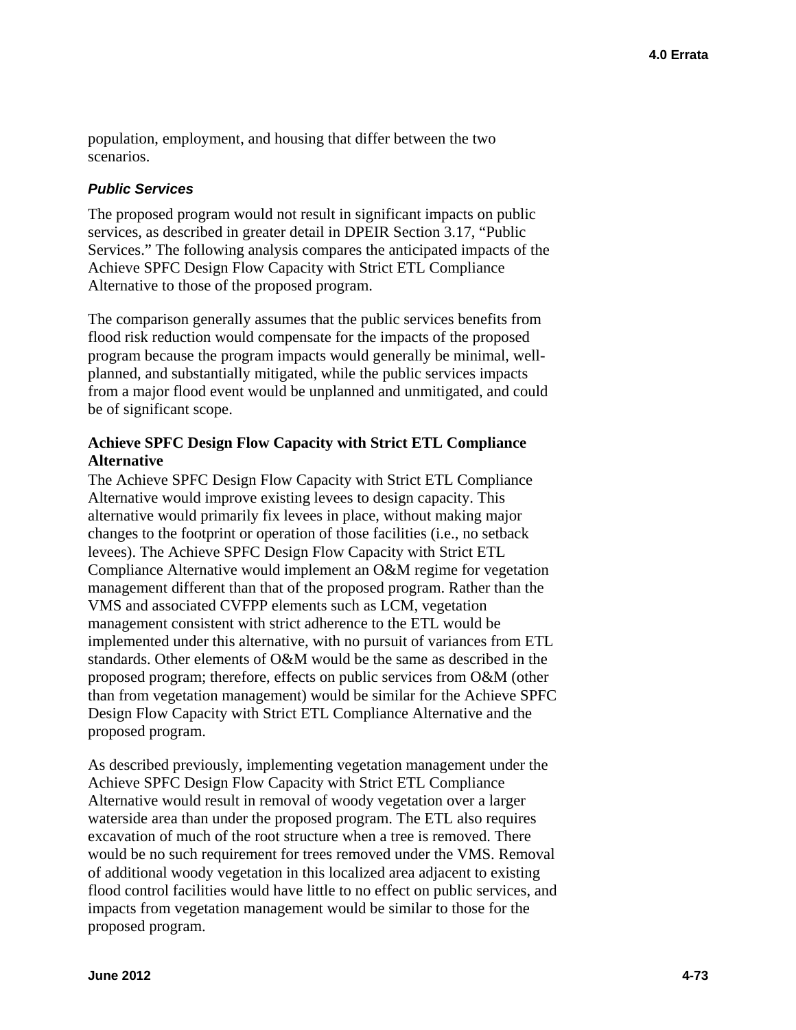population, employment, and housing that differ between the two scenarios.

### *Public Services*

The proposed program would not result in significant impacts on public services, as described in greater detail in DPEIR Section 3.17, "Public Services." The following analysis compares the anticipated impacts of the Achieve SPFC Design Flow Capacity with Strict ETL Compliance Alternative to those of the proposed program.

The comparison generally assumes that the public services benefits from flood risk reduction would compensate for the impacts of the proposed program because the program impacts would generally be minimal, well-planned, and substantially mitigated, while the public services impacts from a major flood event would be unplanned and unmitigated, and could be of significant scope.

#### Achieve SPFC Design Flow Capacity with Strict ETL Compliance Alternative

The Achieve SPFC Design Flow Capacity with Strict ETL Compliance Alternative would improve existing levees to design capacity. This alternative would primarily fix levees in place, without making major changes to the footprint or operation of those facilities (i.e., no setback levees). The Achieve SPFC Design Flow Capacity with Strict ETL Compliance Alternative would implement an O&M regime for vegetation management different than that of the proposed program. Rather than the VMS and associated CVFPP elements such as LCM, vegetation management consistent with strict adherence to the ETL would be implemented under this alternative, with no pursuit of variances from ETL standards. Other elements of O&M would be the same as described in the proposed program; therefore, effects on public services from O&M (other than from vegetation management) would be similar for the Achieve SPFC Design Flow Capacity with Strict ETL Compliance Alternative and the proposed program.

As described previously, implementing vegetation management under the Achieve SPFC Design Flow Capacity with Strict ETL Compliance Alternative would result in removal of woody vegetation over a larger waterside area than under the proposed program. The ETL also requires excavation of much of the root structure when a tree is removed. There would be no such requirement for trees removed under the VMS. Removal of additional woody vegetation in this localized area adjacent to existing flood control facilities would have little to no effect on public services, and impacts from vegetation management would be similar to those for the proposed program.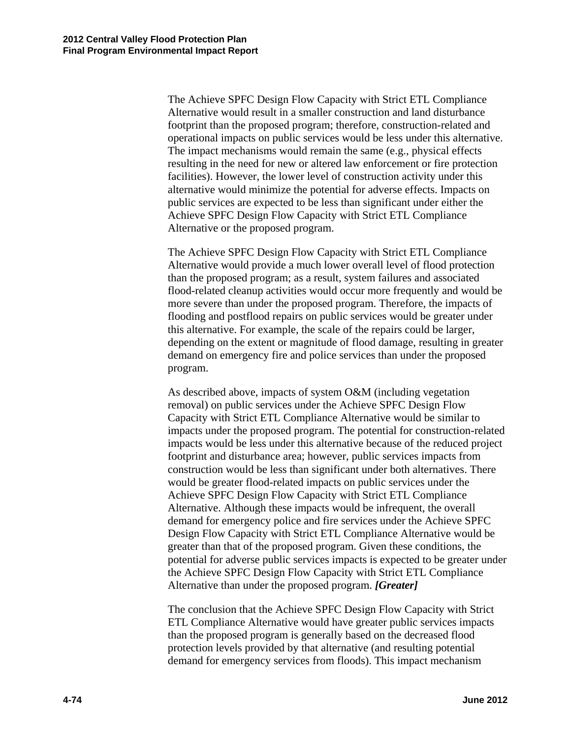The Achieve SPFC Design Flow Capacity with Strict ETL Compliance Alternative would result in a smaller construction and land disturbance footprint than the proposed program; therefore, construction-related and operational impacts on public services would be less under this alternative. The impact mechanisms would remain the same (e.g., physical effects resulting in the need for new or altered law enforcement or fire protection facilities). However, the lower level of construction activity under this alternative would minimize the potential for adverse effects. Impacts on public services are expected to be less than significant under either the Achieve SPFC Design Flow Capacity with Strict ETL Compliance Alternative or the proposed program.

The Achieve SPFC Design Flow Capacity with Strict ETL Compliance Alternative would provide a much lower overall level of flood protection than the proposed program; as a result, system failures and associated flood-related cleanup activities would occur more frequently and would be more severe than under the proposed program. Therefore, the impacts of flooding and postflood repairs on public services would be greater under this alternative. For example, the scale of the repairs could be larger, depending on the extent or magnitude of flood damage, resulting in greater demand on emergency fire and police services than under the proposed program.

As described above, impacts of system O&M (including vegetation removal) on public services under the Achieve SPFC Design Flow Capacity with Strict ETL Compliance Alternative would be similar to impacts under the proposed program. The potential for construction-related impacts would be less under this alternative because of the reduced project footprint and disturbance area; however, public services impacts from construction would be less than significant under both alternatives. There would be greater flood-related impacts on public services under the Achieve SPFC Design Flow Capacity with Strict ETL Compliance Alternative. Although these impacts would be infrequent, the overall demand for emergency police and fire services under the Achieve SPFC Design Flow Capacity with Strict ETL Compliance Alternative would be greater than that of the proposed program. Given these conditions, the potential for adverse public services impacts is expected to be greater under the Achieve SPFC Design Flow Capacity with Strict ETL Compliance Alternative than under the proposed program. ***[Greater]***

The conclusion that the Achieve SPFC Design Flow Capacity with Strict ETL Compliance Alternative would have greater public services impacts than the proposed program is generally based on the decreased flood protection levels provided by that alternative (and resulting potential demand for emergency services from floods). This impact mechanism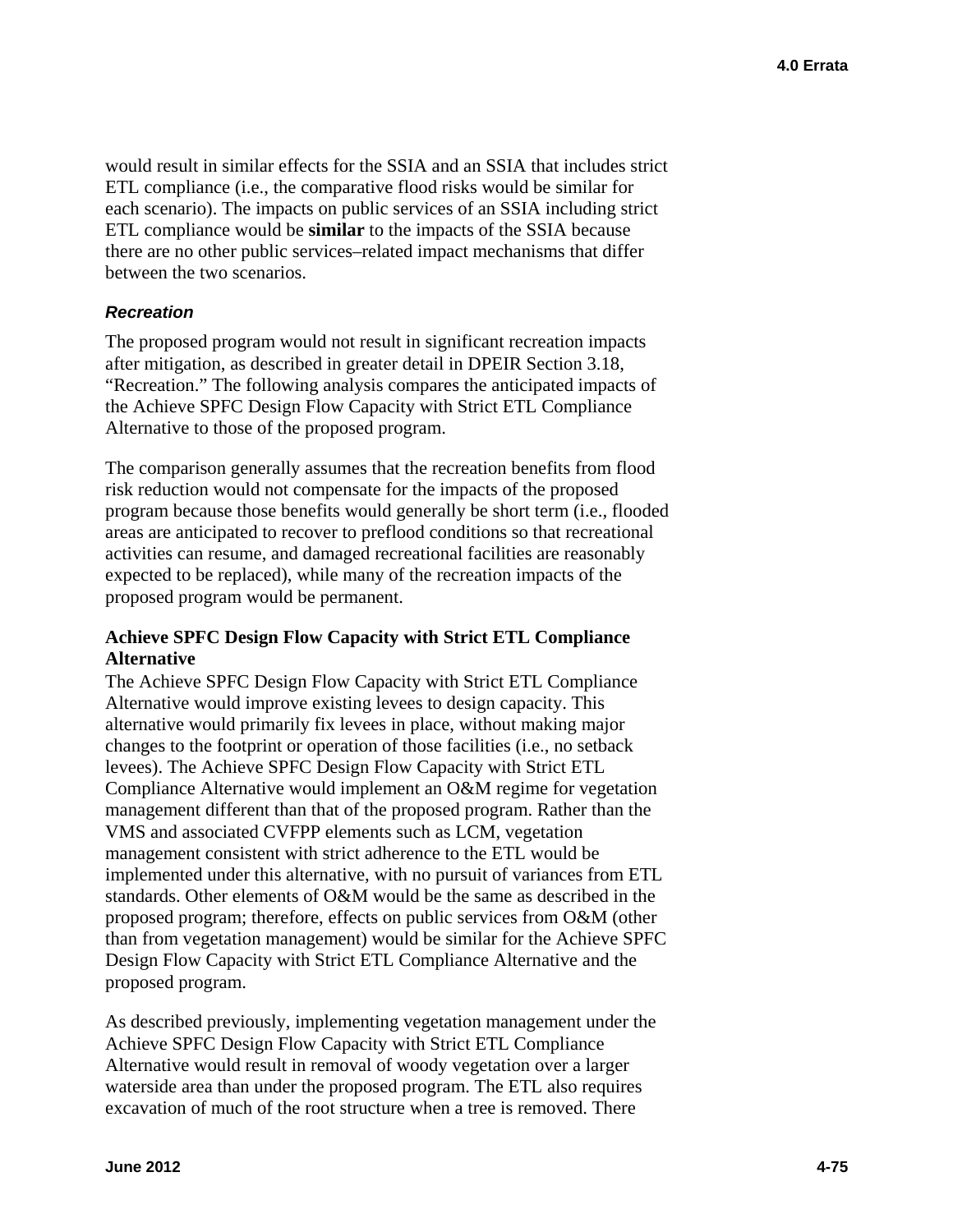would result in similar effects for the SSIA and an SSIA that includes strict ETL compliance (i.e., the comparative flood risks would be similar for each scenario). The impacts on public services of an SSIA including strict ETL compliance would be **similar** to the impacts of the SSIA because there are no other public services–related impact mechanisms that differ between the two scenarios.

### *Recreation*

The proposed program would not result in significant recreation impacts after mitigation, as described in greater detail in DPEIR Section 3.18, "Recreation." The following analysis compares the anticipated impacts of the Achieve SPFC Design Flow Capacity with Strict ETL Compliance Alternative to those of the proposed program.

The comparison generally assumes that the recreation benefits from flood risk reduction would not compensate for the impacts of the proposed program because those benefits would generally be short term (i.e., flooded areas are anticipated to recover to preflood conditions so that recreational activities can resume, and damaged recreational facilities are reasonably expected to be replaced), while many of the recreation impacts of the proposed program would be permanent.

#### Achieve SPFC Design Flow Capacity with Strict ETL Compliance Alternative

The Achieve SPFC Design Flow Capacity with Strict ETL Compliance Alternative would improve existing levees to design capacity. This alternative would primarily fix levees in place, without making major changes to the footprint or operation of those facilities (i.e., no setback levees). The Achieve SPFC Design Flow Capacity with Strict ETL Compliance Alternative would implement an O&M regime for vegetation management different than that of the proposed program. Rather than the VMS and associated CVFPP elements such as LCM, vegetation management consistent with strict adherence to the ETL would be implemented under this alternative, with no pursuit of variances from ETL standards. Other elements of O&M would be the same as described in the proposed program; therefore, effects on public services from O&M (other than from vegetation management) would be similar for the Achieve SPFC Design Flow Capacity with Strict ETL Compliance Alternative and the proposed program.

As described previously, implementing vegetation management under the Achieve SPFC Design Flow Capacity with Strict ETL Compliance Alternative would result in removal of woody vegetation over a larger waterside area than under the proposed program. The ETL also requires excavation of much of the root structure when a tree is removed. There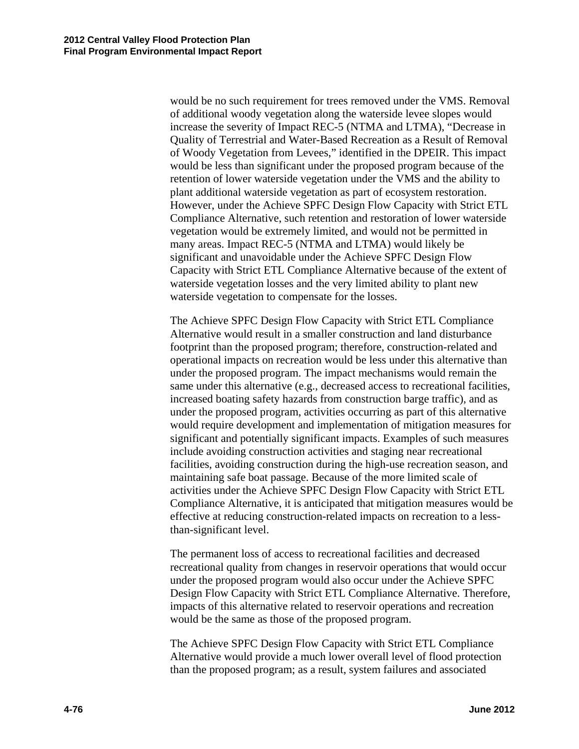would be no such requirement for trees removed under the VMS. Removal of additional woody vegetation along the waterside levee slopes would increase the severity of Impact REC-5 (NTMA and LTMA), "Decrease in Quality of Terrestrial and Water-Based Recreation as a Result of Removal of Woody Vegetation from Levees," identified in the DPEIR. This impact would be less than significant under the proposed program because of the retention of lower waterside vegetation under the VMS and the ability to plant additional waterside vegetation as part of ecosystem restoration. However, under the Achieve SPFC Design Flow Capacity with Strict ETL Compliance Alternative, such retention and restoration of lower waterside vegetation would be extremely limited, and would not be permitted in many areas. Impact REC-5 (NTMA and LTMA) would likely be significant and unavoidable under the Achieve SPFC Design Flow Capacity with Strict ETL Compliance Alternative because of the extent of waterside vegetation losses and the very limited ability to plant new waterside vegetation to compensate for the losses.

The Achieve SPFC Design Flow Capacity with Strict ETL Compliance Alternative would result in a smaller construction and land disturbance footprint than the proposed program; therefore, construction-related and operational impacts on recreation would be less under this alternative than under the proposed program. The impact mechanisms would remain the same under this alternative (e.g., decreased access to recreational facilities, increased boating safety hazards from construction barge traffic), and as under the proposed program, activities occurring as part of this alternative would require development and implementation of mitigation measures for significant and potentially significant impacts. Examples of such measures include avoiding construction activities and staging near recreational facilities, avoiding construction during the high-use recreation season, and maintaining safe boat passage. Because of the more limited scale of activities under the Achieve SPFC Design Flow Capacity with Strict ETL Compliance Alternative, it is anticipated that mitigation measures would be effective at reducing construction-related impacts on recreation to a less-than-significant level.

The permanent loss of access to recreational facilities and decreased recreational quality from changes in reservoir operations that would occur under the proposed program would also occur under the Achieve SPFC Design Flow Capacity with Strict ETL Compliance Alternative. Therefore, impacts of this alternative related to reservoir operations and recreation would be the same as those of the proposed program.

The Achieve SPFC Design Flow Capacity with Strict ETL Compliance Alternative would provide a much lower overall level of flood protection than the proposed program; as a result, system failures and associated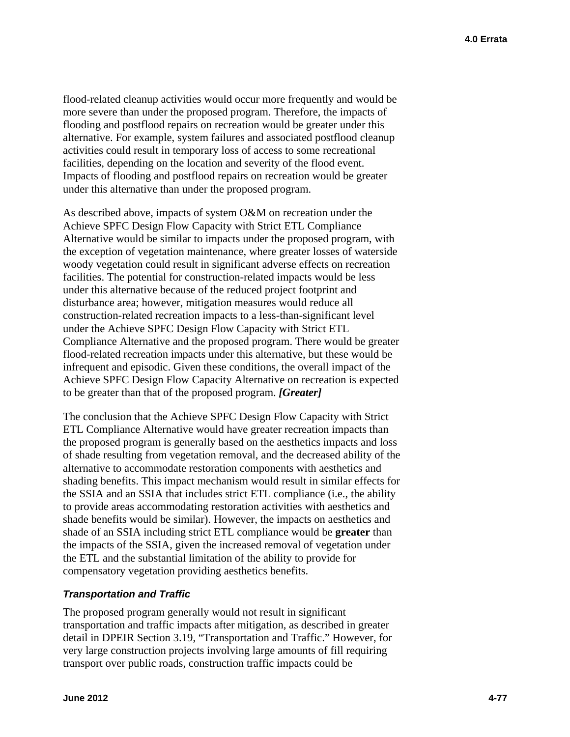flood-related cleanup activities would occur more frequently and would be more severe than under the proposed program. Therefore, the impacts of flooding and postflood repairs on recreation would be greater under this alternative. For example, system failures and associated postflood cleanup activities could result in temporary loss of access to some recreational facilities, depending on the location and severity of the flood event. Impacts of flooding and postflood repairs on recreation would be greater under this alternative than under the proposed program.

As described above, impacts of system O&M on recreation under the Achieve SPFC Design Flow Capacity with Strict ETL Compliance Alternative would be similar to impacts under the proposed program, with the exception of vegetation maintenance, where greater losses of waterside woody vegetation could result in significant adverse effects on recreation facilities. The potential for construction-related impacts would be less under this alternative because of the reduced project footprint and disturbance area; however, mitigation measures would reduce all construction-related recreation impacts to a less-than-significant level under the Achieve SPFC Design Flow Capacity with Strict ETL Compliance Alternative and the proposed program. There would be greater flood-related recreation impacts under this alternative, but these would be infrequent and episodic. Given these conditions, the overall impact of the Achieve SPFC Design Flow Capacity Alternative on recreation is expected to be greater than that of the proposed program. ***[Greater]***

The conclusion that the Achieve SPFC Design Flow Capacity with Strict ETL Compliance Alternative would have greater recreation impacts than the proposed program is generally based on the aesthetics impacts and loss of shade resulting from vegetation removal, and the decreased ability of the alternative to accommodate restoration components with aesthetics and shading benefits. This impact mechanism would result in similar effects for the SSIA and an SSIA that includes strict ETL compliance (i.e., the ability to provide areas accommodating restoration activities with aesthetics and shade benefits would be similar). However, the impacts on aesthetics and shade of an SSIA including strict ETL compliance would be **greater** than the impacts of the SSIA, given the increased removal of vegetation under the ETL and the substantial limitation of the ability to provide for compensatory vegetation providing aesthetics benefits.

#### *Transportation and Traffic*

The proposed program generally would not result in significant transportation and traffic impacts after mitigation, as described in greater detail in DPEIR Section 3.19, "Transportation and Traffic." However, for very large construction projects involving large amounts of fill requiring transport over public roads, construction traffic impacts could be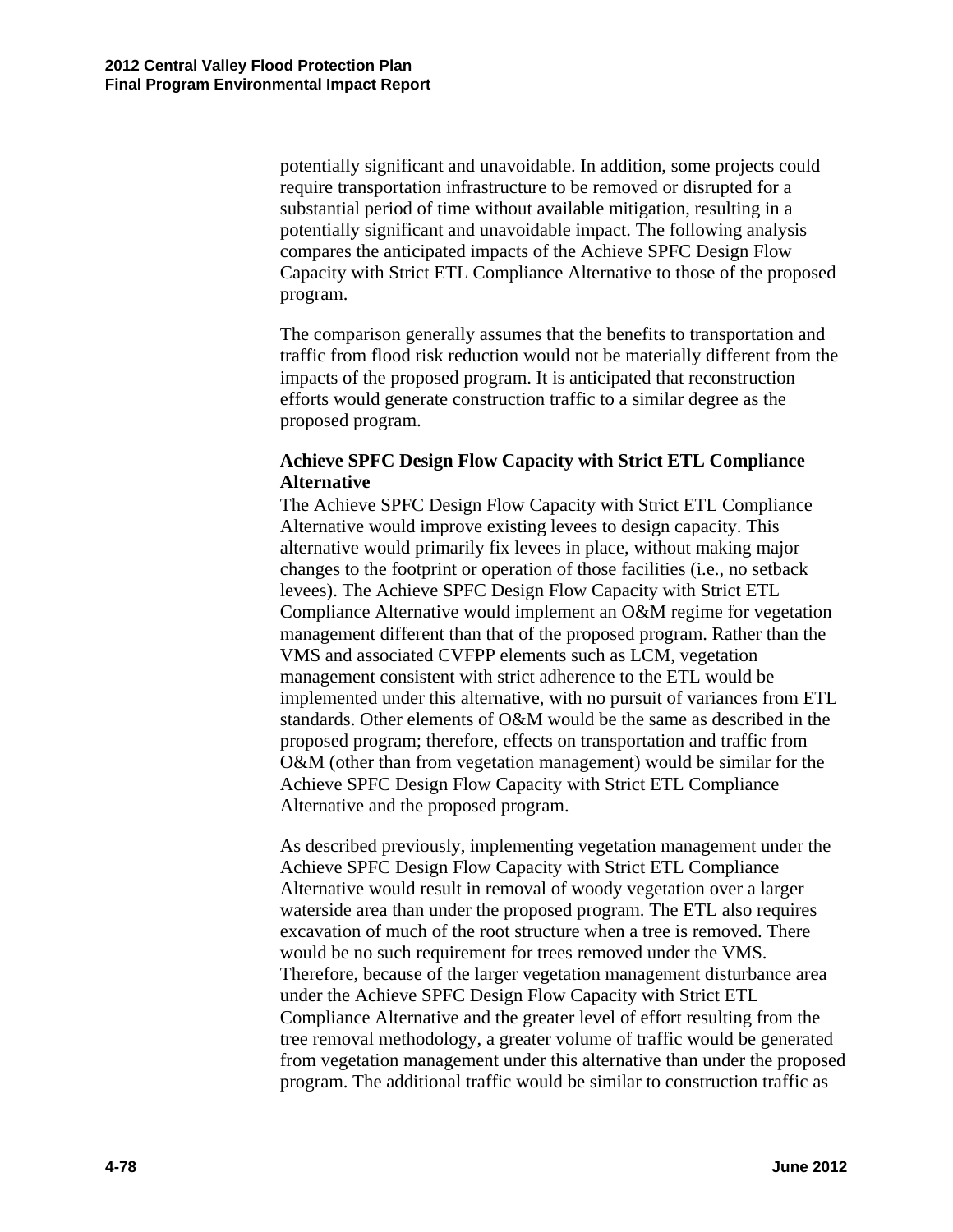potentially significant and unavoidable. In addition, some projects could require transportation infrastructure to be removed or disrupted for a substantial period of time without available mitigation, resulting in a potentially significant and unavoidable impact. The following analysis compares the anticipated impacts of the Achieve SPFC Design Flow Capacity with Strict ETL Compliance Alternative to those of the proposed program.

The comparison generally assumes that the benefits to transportation and traffic from flood risk reduction would not be materially different from the impacts of the proposed program. It is anticipated that reconstruction efforts would generate construction traffic to a similar degree as the proposed program.

**Achieve SPFC Design Flow Capacity with Strict ETL Compliance Alternative**

The Achieve SPFC Design Flow Capacity with Strict ETL Compliance Alternative would improve existing levees to design capacity. This alternative would primarily fix levees in place, without making major changes to the footprint or operation of those facilities (i.e., no setback levees). The Achieve SPFC Design Flow Capacity with Strict ETL Compliance Alternative would implement an O&M regime for vegetation management different than that of the proposed program. Rather than the VMS and associated CVFPP elements such as LCM, vegetation management consistent with strict adherence to the ETL would be implemented under this alternative, with no pursuit of variances from ETL standards. Other elements of O&M would be the same as described in the proposed program; therefore, effects on transportation and traffic from O&M (other than from vegetation management) would be similar for the Achieve SPFC Design Flow Capacity with Strict ETL Compliance Alternative and the proposed program.

As described previously, implementing vegetation management under the Achieve SPFC Design Flow Capacity with Strict ETL Compliance Alternative would result in removal of woody vegetation over a larger waterside area than under the proposed program. The ETL also requires excavation of much of the root structure when a tree is removed. There would be no such requirement for trees removed under the VMS. Therefore, because of the larger vegetation management disturbance area under the Achieve SPFC Design Flow Capacity with Strict ETL Compliance Alternative and the greater level of effort resulting from the tree removal methodology, a greater volume of traffic would be generated from vegetation management under this alternative than under the proposed program. The additional traffic would be similar to construction traffic as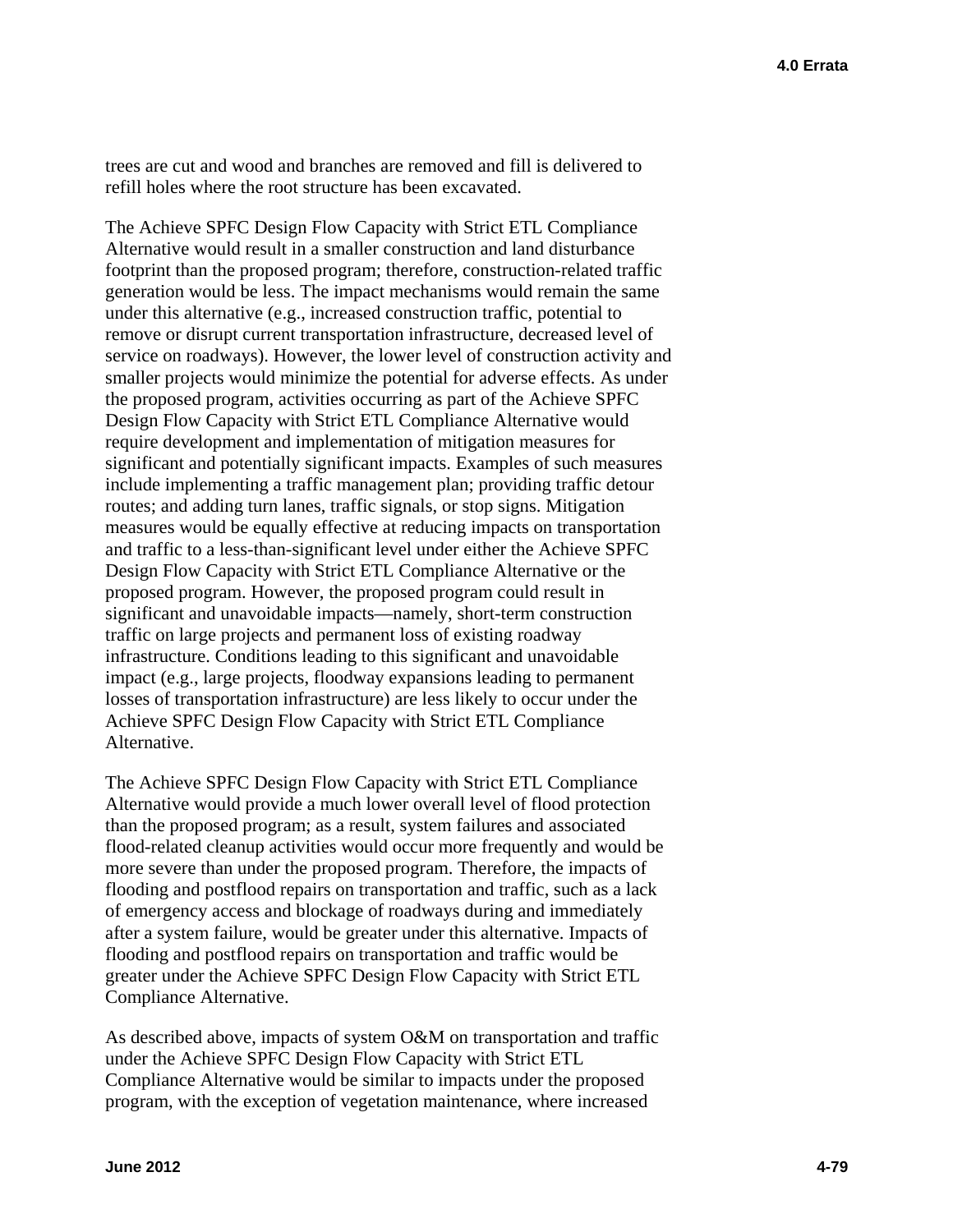trees are cut and wood and branches are removed and fill is delivered to refill holes where the root structure has been excavated.

The Achieve SPFC Design Flow Capacity with Strict ETL Compliance Alternative would result in a smaller construction and land disturbance footprint than the proposed program; therefore, construction-related traffic generation would be less. The impact mechanisms would remain the same under this alternative (e.g., increased construction traffic, potential to remove or disrupt current transportation infrastructure, decreased level of service on roadways). However, the lower level of construction activity and smaller projects would minimize the potential for adverse effects. As under the proposed program, activities occurring as part of the Achieve SPFC Design Flow Capacity with Strict ETL Compliance Alternative would require development and implementation of mitigation measures for significant and potentially significant impacts. Examples of such measures include implementing a traffic management plan; providing traffic detour routes; and adding turn lanes, traffic signals, or stop signs. Mitigation measures would be equally effective at reducing impacts on transportation and traffic to a less-than-significant level under either the Achieve SPFC Design Flow Capacity with Strict ETL Compliance Alternative or the proposed program. However, the proposed program could result in significant and unavoidable impacts—namely, short-term construction traffic on large projects and permanent loss of existing roadway infrastructure. Conditions leading to this significant and unavoidable impact (e.g., large projects, floodway expansions leading to permanent losses of transportation infrastructure) are less likely to occur under the Achieve SPFC Design Flow Capacity with Strict ETL Compliance Alternative.

The Achieve SPFC Design Flow Capacity with Strict ETL Compliance Alternative would provide a much lower overall level of flood protection than the proposed program; as a result, system failures and associated flood-related cleanup activities would occur more frequently and would be more severe than under the proposed program. Therefore, the impacts of flooding and postflood repairs on transportation and traffic, such as a lack of emergency access and blockage of roadways during and immediately after a system failure, would be greater under this alternative. Impacts of flooding and postflood repairs on transportation and traffic would be greater under the Achieve SPFC Design Flow Capacity with Strict ETL Compliance Alternative.

As described above, impacts of system O&M on transportation and traffic under the Achieve SPFC Design Flow Capacity with Strict ETL Compliance Alternative would be similar to impacts under the proposed program, with the exception of vegetation maintenance, where increased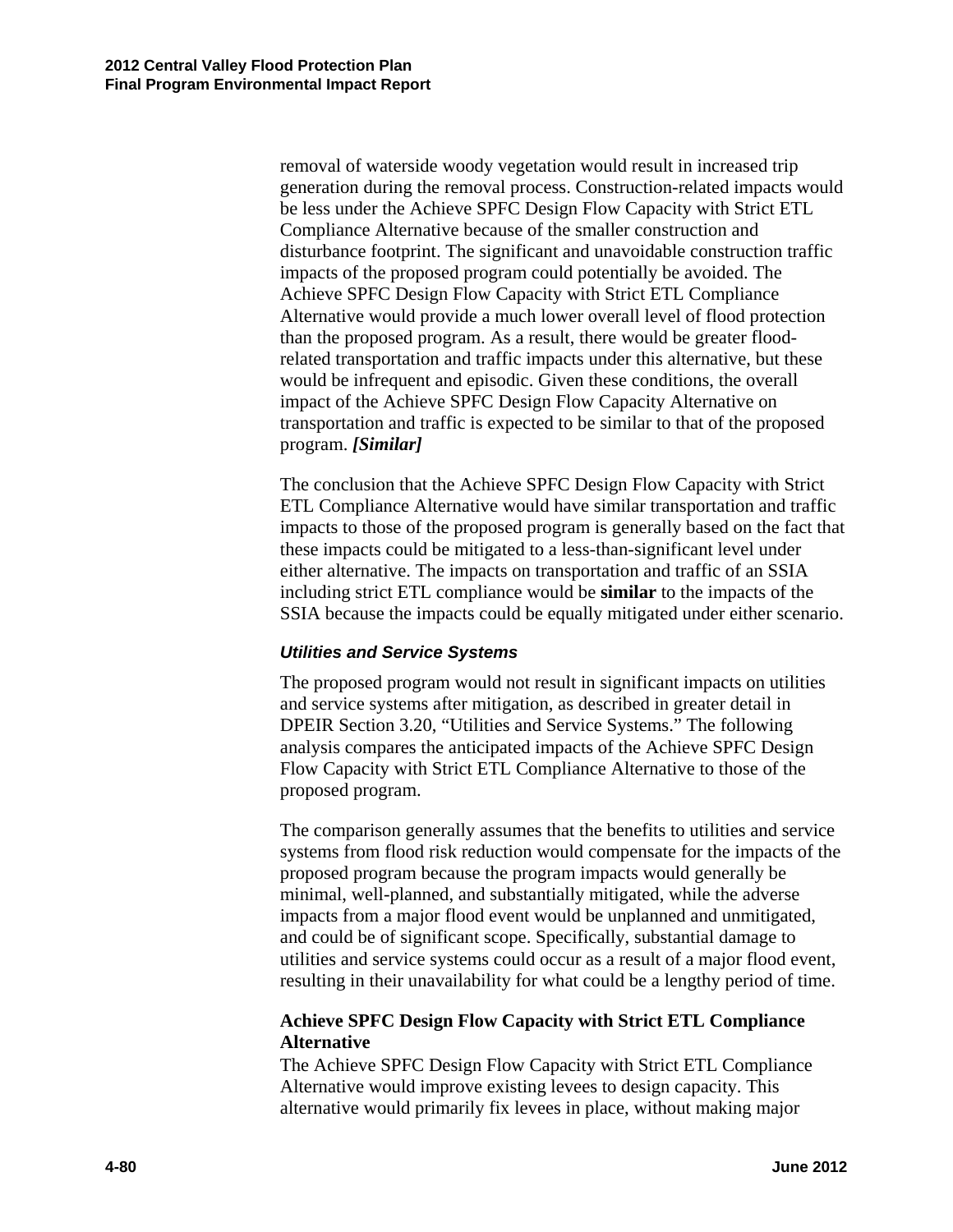removal of waterside woody vegetation would result in increased trip generation during the removal process. Construction-related impacts would be less under the Achieve SPFC Design Flow Capacity with Strict ETL Compliance Alternative because of the smaller construction and disturbance footprint. The significant and unavoidable construction traffic impacts of the proposed program could potentially be avoided. The Achieve SPFC Design Flow Capacity with Strict ETL Compliance Alternative would provide a much lower overall level of flood protection than the proposed program. As a result, there would be greater flood-related transportation and traffic impacts under this alternative, but these would be infrequent and episodic. Given these conditions, the overall impact of the Achieve SPFC Design Flow Capacity Alternative on transportation and traffic is expected to be similar to that of the proposed program. ***[Similar]***

The conclusion that the Achieve SPFC Design Flow Capacity with Strict ETL Compliance Alternative would have similar transportation and traffic impacts to those of the proposed program is generally based on the fact that these impacts could be mitigated to a less-than-significant level under either alternative. The impacts on transportation and traffic of an SSIA including strict ETL compliance would be **similar** to the impacts of the SSIA because the impacts could be equally mitigated under either scenario.

### *Utilities and Service Systems*

The proposed program would not result in significant impacts on utilities and service systems after mitigation, as described in greater detail in DPEIR Section 3.20, "Utilities and Service Systems." The following analysis compares the anticipated impacts of the Achieve SPFC Design Flow Capacity with Strict ETL Compliance Alternative to those of the proposed program.

The comparison generally assumes that the benefits to utilities and service systems from flood risk reduction would compensate for the impacts of the proposed program because the program impacts would generally be minimal, well-planned, and substantially mitigated, while the adverse impacts from a major flood event would be unplanned and unmitigated, and could be of significant scope. Specifically, substantial damage to utilities and service systems could occur as a result of a major flood event, resulting in their unavailability for what could be a lengthy period of time.

#### Achieve SPFC Design Flow Capacity with Strict ETL Compliance Alternative

The Achieve SPFC Design Flow Capacity with Strict ETL Compliance Alternative would improve existing levees to design capacity. This alternative would primarily fix levees in place, without making major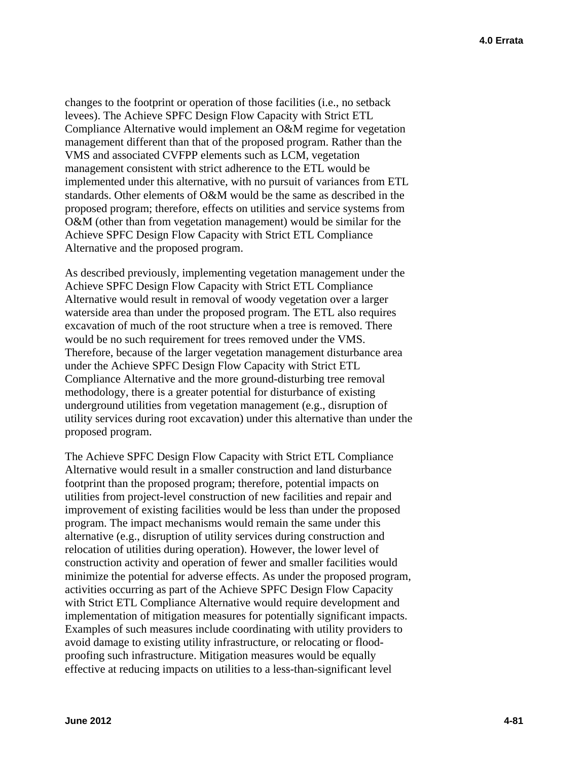changes to the footprint or operation of those facilities (i.e., no setback levees). The Achieve SPFC Design Flow Capacity with Strict ETL Compliance Alternative would implement an O&M regime for vegetation management different than that of the proposed program. Rather than the VMS and associated CVFPP elements such as LCM, vegetation management consistent with strict adherence to the ETL would be implemented under this alternative, with no pursuit of variances from ETL standards. Other elements of O&M would be the same as described in the proposed program; therefore, effects on utilities and service systems from O&M (other than from vegetation management) would be similar for the Achieve SPFC Design Flow Capacity with Strict ETL Compliance Alternative and the proposed program.

As described previously, implementing vegetation management under the Achieve SPFC Design Flow Capacity with Strict ETL Compliance Alternative would result in removal of woody vegetation over a larger waterside area than under the proposed program. The ETL also requires excavation of much of the root structure when a tree is removed. There would be no such requirement for trees removed under the VMS. Therefore, because of the larger vegetation management disturbance area under the Achieve SPFC Design Flow Capacity with Strict ETL Compliance Alternative and the more ground-disturbing tree removal methodology, there is a greater potential for disturbance of existing underground utilities from vegetation management (e.g., disruption of utility services during root excavation) under this alternative than under the proposed program.

The Achieve SPFC Design Flow Capacity with Strict ETL Compliance Alternative would result in a smaller construction and land disturbance footprint than the proposed program; therefore, potential impacts on utilities from project-level construction of new facilities and repair and improvement of existing facilities would be less than under the proposed program. The impact mechanisms would remain the same under this alternative (e.g., disruption of utility services during construction and relocation of utilities during operation). However, the lower level of construction activity and operation of fewer and smaller facilities would minimize the potential for adverse effects. As under the proposed program, activities occurring as part of the Achieve SPFC Design Flow Capacity with Strict ETL Compliance Alternative would require development and implementation of mitigation measures for potentially significant impacts. Examples of such measures include coordinating with utility providers to avoid damage to existing utility infrastructure, or relocating or flood-proofing such infrastructure. Mitigation measures would be equally effective at reducing impacts on utilities to a less-than-significant level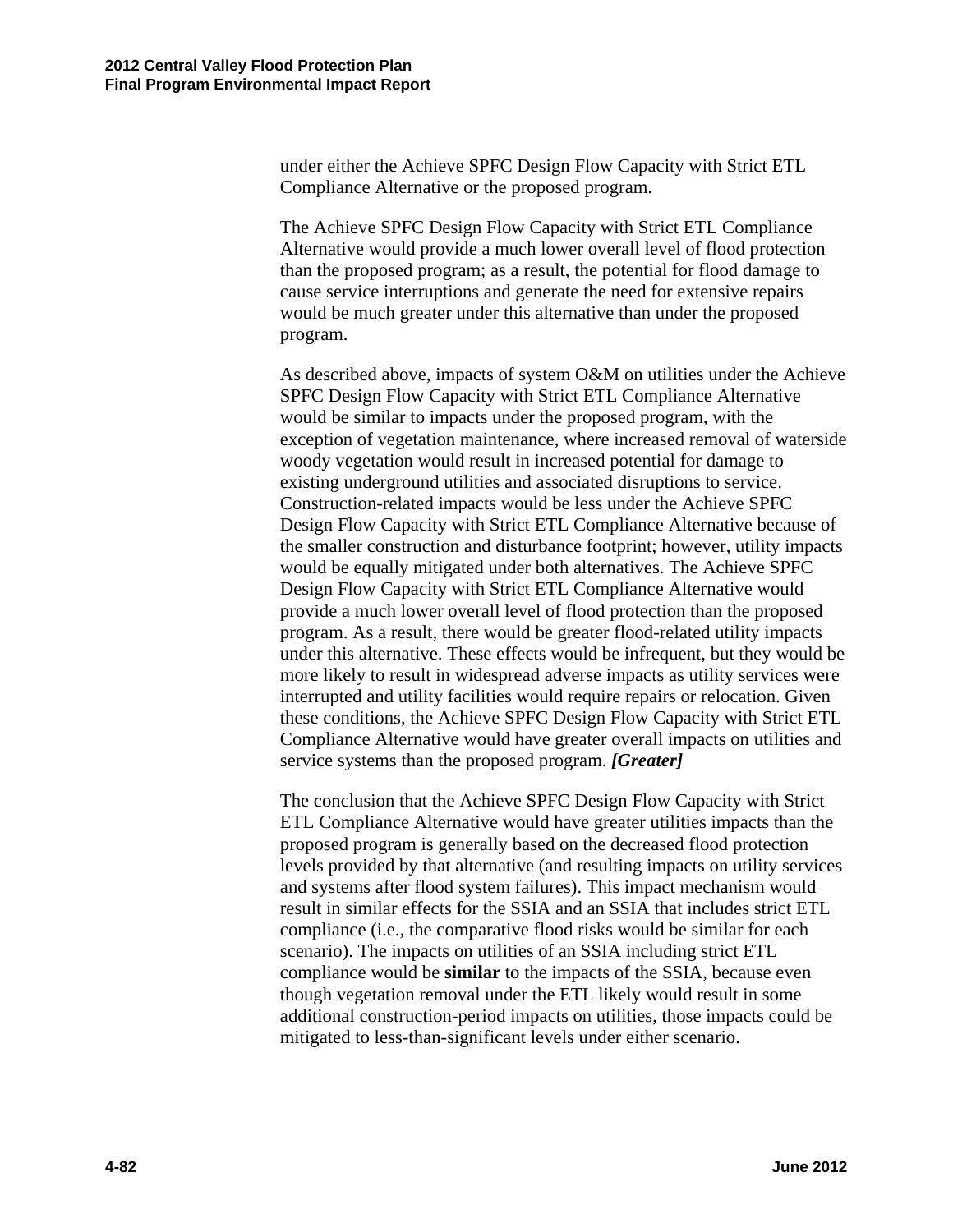under either the Achieve SPFC Design Flow Capacity with Strict ETL Compliance Alternative or the proposed program.

The Achieve SPFC Design Flow Capacity with Strict ETL Compliance Alternative would provide a much lower overall level of flood protection than the proposed program; as a result, the potential for flood damage to cause service interruptions and generate the need for extensive repairs would be much greater under this alternative than under the proposed program.

As described above, impacts of system O&M on utilities under the Achieve SPFC Design Flow Capacity with Strict ETL Compliance Alternative would be similar to impacts under the proposed program, with the exception of vegetation maintenance, where increased removal of waterside woody vegetation would result in increased potential for damage to existing underground utilities and associated disruptions to service. Construction-related impacts would be less under the Achieve SPFC Design Flow Capacity with Strict ETL Compliance Alternative because of the smaller construction and disturbance footprint; however, utility impacts would be equally mitigated under both alternatives. The Achieve SPFC Design Flow Capacity with Strict ETL Compliance Alternative would provide a much lower overall level of flood protection than the proposed program. As a result, there would be greater flood-related utility impacts under this alternative. These effects would be infrequent, but they would be more likely to result in widespread adverse impacts as utility services were interrupted and utility facilities would require repairs or relocation. Given these conditions, the Achieve SPFC Design Flow Capacity with Strict ETL Compliance Alternative would have greater overall impacts on utilities and service systems than the proposed program. ***[Greater]***

The conclusion that the Achieve SPFC Design Flow Capacity with Strict ETL Compliance Alternative would have greater utilities impacts than the proposed program is generally based on the decreased flood protection levels provided by that alternative (and resulting impacts on utility services and systems after flood system failures). This impact mechanism would result in similar effects for the SSIA and an SSIA that includes strict ETL compliance (i.e., the comparative flood risks would be similar for each scenario). The impacts on utilities of an SSIA including strict ETL compliance would be **similar** to the impacts of the SSIA, because even though vegetation removal under the ETL likely would result in some additional construction-period impacts on utilities, those impacts could be mitigated to less-than-significant levels under either scenario.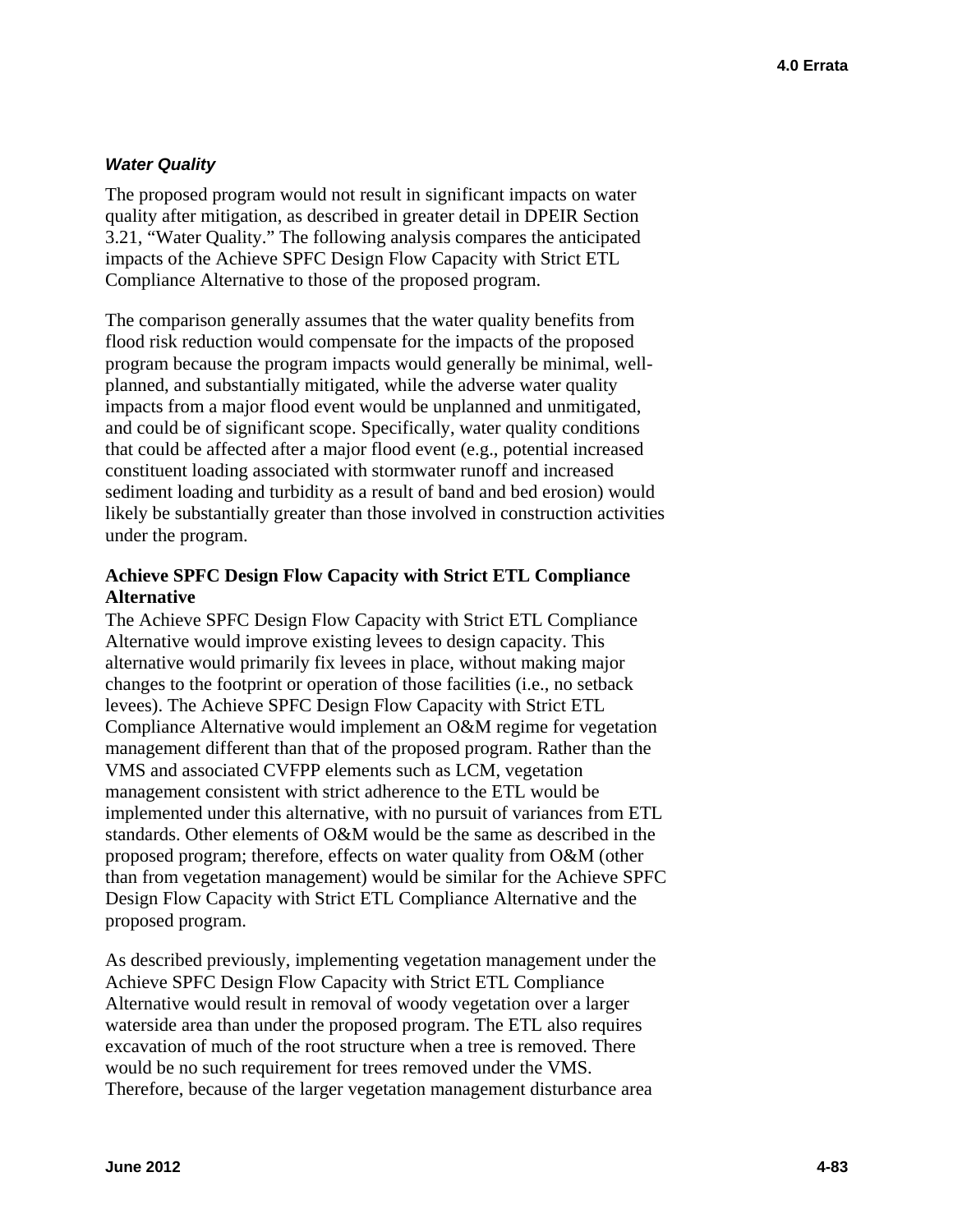### *Water Quality*

The proposed program would not result in significant impacts on water quality after mitigation, as described in greater detail in DPEIR Section 3.21, "Water Quality." The following analysis compares the anticipated impacts of the Achieve SPFC Design Flow Capacity with Strict ETL Compliance Alternative to those of the proposed program.

The comparison generally assumes that the water quality benefits from flood risk reduction would compensate for the impacts of the proposed program because the program impacts would generally be minimal, well-planned, and substantially mitigated, while the adverse water quality impacts from a major flood event would be unplanned and unmitigated, and could be of significant scope. Specifically, water quality conditions that could be affected after a major flood event (e.g., potential increased constituent loading associated with stormwater runoff and increased sediment loading and turbidity as a result of band and bed erosion) would likely be substantially greater than those involved in construction activities under the program.

**Achieve SPFC Design Flow Capacity with Strict ETL Compliance Alternative**

The Achieve SPFC Design Flow Capacity with Strict ETL Compliance Alternative would improve existing levees to design capacity. This alternative would primarily fix levees in place, without making major changes to the footprint or operation of those facilities (i.e., no setback levees). The Achieve SPFC Design Flow Capacity with Strict ETL Compliance Alternative would implement an O&M regime for vegetation management different than that of the proposed program. Rather than the VMS and associated CVFPP elements such as LCM, vegetation management consistent with strict adherence to the ETL would be implemented under this alternative, with no pursuit of variances from ETL standards. Other elements of O&M would be the same as described in the proposed program; therefore, effects on water quality from O&M (other than from vegetation management) would be similar for the Achieve SPFC Design Flow Capacity with Strict ETL Compliance Alternative and the proposed program.

As described previously, implementing vegetation management under the Achieve SPFC Design Flow Capacity with Strict ETL Compliance Alternative would result in removal of woody vegetation over a larger waterside area than under the proposed program. The ETL also requires excavation of much of the root structure when a tree is removed. There would be no such requirement for trees removed under the VMS. Therefore, because of the larger vegetation management disturbance area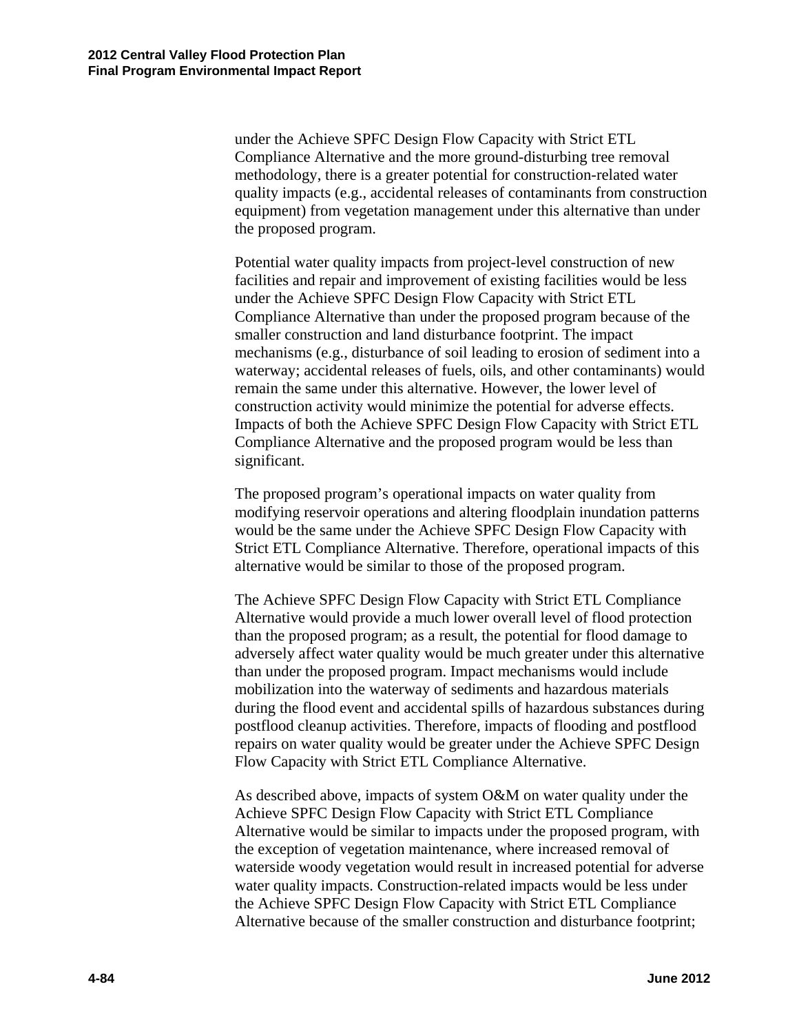under the Achieve SPFC Design Flow Capacity with Strict ETL Compliance Alternative and the more ground-disturbing tree removal methodology, there is a greater potential for construction-related water quality impacts (e.g., accidental releases of contaminants from construction equipment) from vegetation management under this alternative than under the proposed program.

Potential water quality impacts from project-level construction of new facilities and repair and improvement of existing facilities would be less under the Achieve SPFC Design Flow Capacity with Strict ETL Compliance Alternative than under the proposed program because of the smaller construction and land disturbance footprint. The impact mechanisms (e.g., disturbance of soil leading to erosion of sediment into a waterway; accidental releases of fuels, oils, and other contaminants) would remain the same under this alternative. However, the lower level of construction activity would minimize the potential for adverse effects. Impacts of both the Achieve SPFC Design Flow Capacity with Strict ETL Compliance Alternative and the proposed program would be less than significant.

The proposed program's operational impacts on water quality from modifying reservoir operations and altering floodplain inundation patterns would be the same under the Achieve SPFC Design Flow Capacity with Strict ETL Compliance Alternative. Therefore, operational impacts of this alternative would be similar to those of the proposed program.

The Achieve SPFC Design Flow Capacity with Strict ETL Compliance Alternative would provide a much lower overall level of flood protection than the proposed program; as a result, the potential for flood damage to adversely affect water quality would be much greater under this alternative than under the proposed program. Impact mechanisms would include mobilization into the waterway of sediments and hazardous materials during the flood event and accidental spills of hazardous substances during postflood cleanup activities. Therefore, impacts of flooding and postflood repairs on water quality would be greater under the Achieve SPFC Design Flow Capacity with Strict ETL Compliance Alternative.

As described above, impacts of system O&M on water quality under the Achieve SPFC Design Flow Capacity with Strict ETL Compliance Alternative would be similar to impacts under the proposed program, with the exception of vegetation maintenance, where increased removal of waterside woody vegetation would result in increased potential for adverse water quality impacts. Construction-related impacts would be less under the Achieve SPFC Design Flow Capacity with Strict ETL Compliance Alternative because of the smaller construction and disturbance footprint;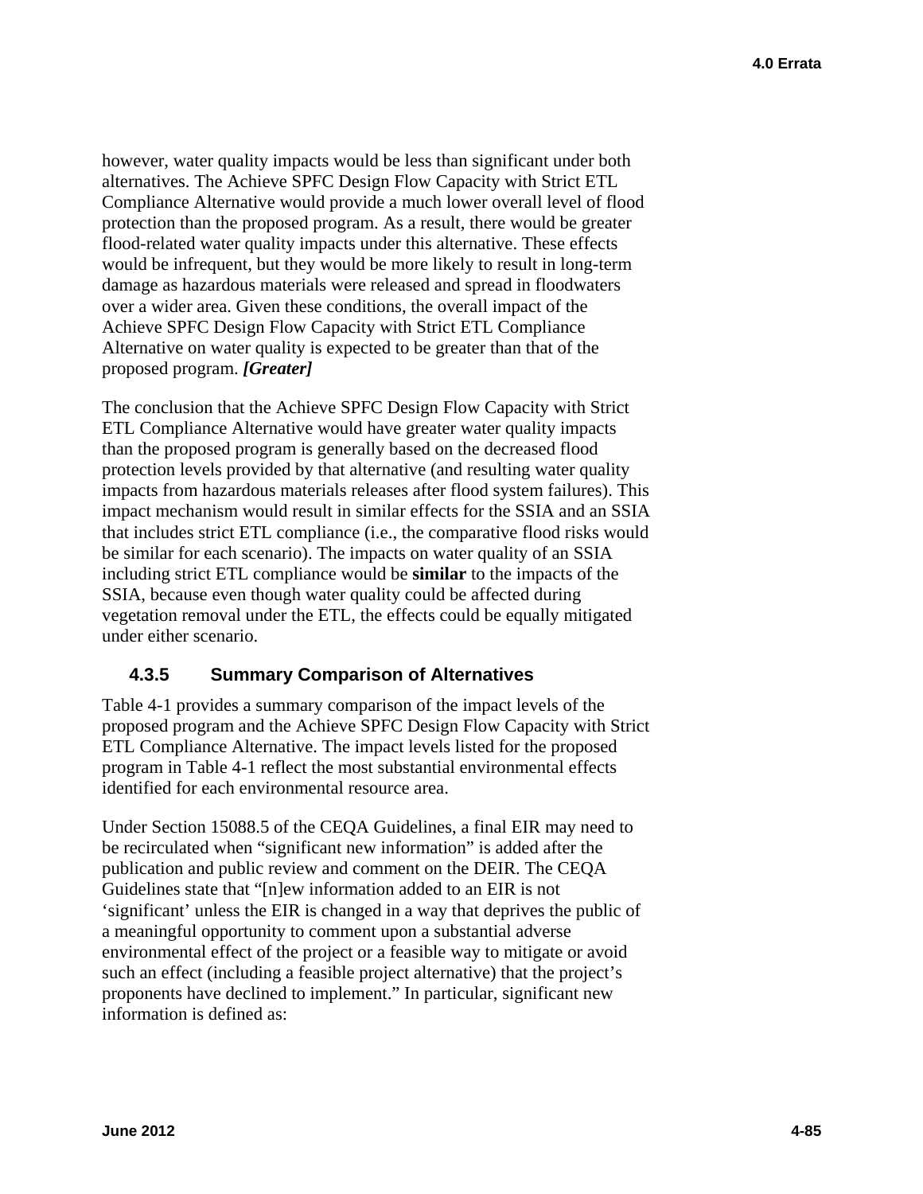however, water quality impacts would be less than significant under both alternatives. The Achieve SPFC Design Flow Capacity with Strict ETL Compliance Alternative would provide a much lower overall level of flood protection than the proposed program. As a result, there would be greater flood-related water quality impacts under this alternative. These effects would be infrequent, but they would be more likely to result in long-term damage as hazardous materials were released and spread in floodwaters over a wider area. Given these conditions, the overall impact of the Achieve SPFC Design Flow Capacity with Strict ETL Compliance Alternative on water quality is expected to be greater than that of the proposed program. ***[Greater]***

The conclusion that the Achieve SPFC Design Flow Capacity with Strict ETL Compliance Alternative would have greater water quality impacts than the proposed program is generally based on the decreased flood protection levels provided by that alternative (and resulting water quality impacts from hazardous materials releases after flood system failures). This impact mechanism would result in similar effects for the SSIA and an SSIA that includes strict ETL compliance (i.e., the comparative flood risks would be similar for each scenario). The impacts on water quality of an SSIA including strict ETL compliance would be **similar** to the impacts of the SSIA, because even though water quality could be affected during vegetation removal under the ETL, the effects could be equally mitigated under either scenario.

### 4.3.5 Summary Comparison of Alternatives

Table 4-1 provides a summary comparison of the impact levels of the proposed program and the Achieve SPFC Design Flow Capacity with Strict ETL Compliance Alternative. The impact levels listed for the proposed program in Table 4-1 reflect the most substantial environmental effects identified for each environmental resource area.

Under Section 15088.5 of the CEQA Guidelines, a final EIR may need to be recirculated when "significant new information" is added after the publication and public review and comment on the DEIR. The CEQA Guidelines state that "[n]ew information added to an EIR is not 'significant' unless the EIR is changed in a way that deprives the public of a meaningful opportunity to comment upon a substantial adverse environmental effect of the project or a feasible way to mitigate or avoid such an effect (including a feasible project alternative) that the project's proponents have declined to implement." In particular, significant new information is defined as: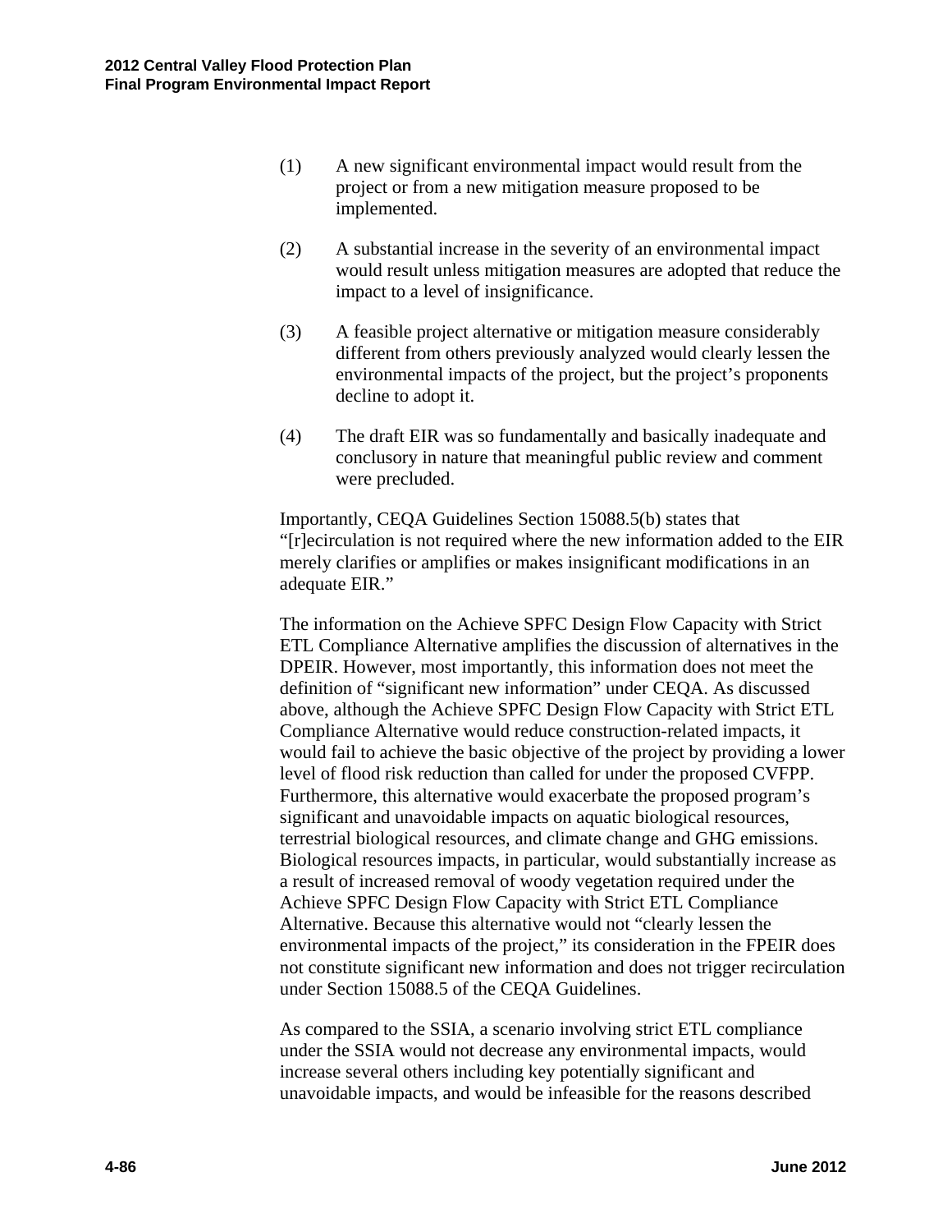(1) A new significant environmental impact would result from the project or from a new mitigation measure proposed to be implemented.

(2) A substantial increase in the severity of an environmental impact would result unless mitigation measures are adopted that reduce the impact to a level of insignificance.

(3) A feasible project alternative or mitigation measure considerably different from others previously analyzed would clearly lessen the environmental impacts of the project, but the project's proponents decline to adopt it.

(4) The draft EIR was so fundamentally and basically inadequate and conclusory in nature that meaningful public review and comment were precluded.

Importantly, CEQA Guidelines Section 15088.5(b) states that "[r]ecirculation is not required where the new information added to the EIR merely clarifies or amplifies or makes insignificant modifications in an adequate EIR."

The information on the Achieve SPFC Design Flow Capacity with Strict ETL Compliance Alternative amplifies the discussion of alternatives in the DPEIR. However, most importantly, this information does not meet the definition of "significant new information" under CEQA. As discussed above, although the Achieve SPFC Design Flow Capacity with Strict ETL Compliance Alternative would reduce construction-related impacts, it would fail to achieve the basic objective of the project by providing a lower level of flood risk reduction than called for under the proposed CVFPP. Furthermore, this alternative would exacerbate the proposed program's significant and unavoidable impacts on aquatic biological resources, terrestrial biological resources, and climate change and GHG emissions. Biological resources impacts, in particular, would substantially increase as a result of increased removal of woody vegetation required under the Achieve SPFC Design Flow Capacity with Strict ETL Compliance Alternative. Because this alternative would not "clearly lessen the environmental impacts of the project," its consideration in the FPEIR does not constitute significant new information and does not trigger recirculation under Section 15088.5 of the CEQA Guidelines.

As compared to the SSIA, a scenario involving strict ETL compliance under the SSIA would not decrease any environmental impacts, would increase several others including key potentially significant and unavoidable impacts, and would be infeasible for the reasons described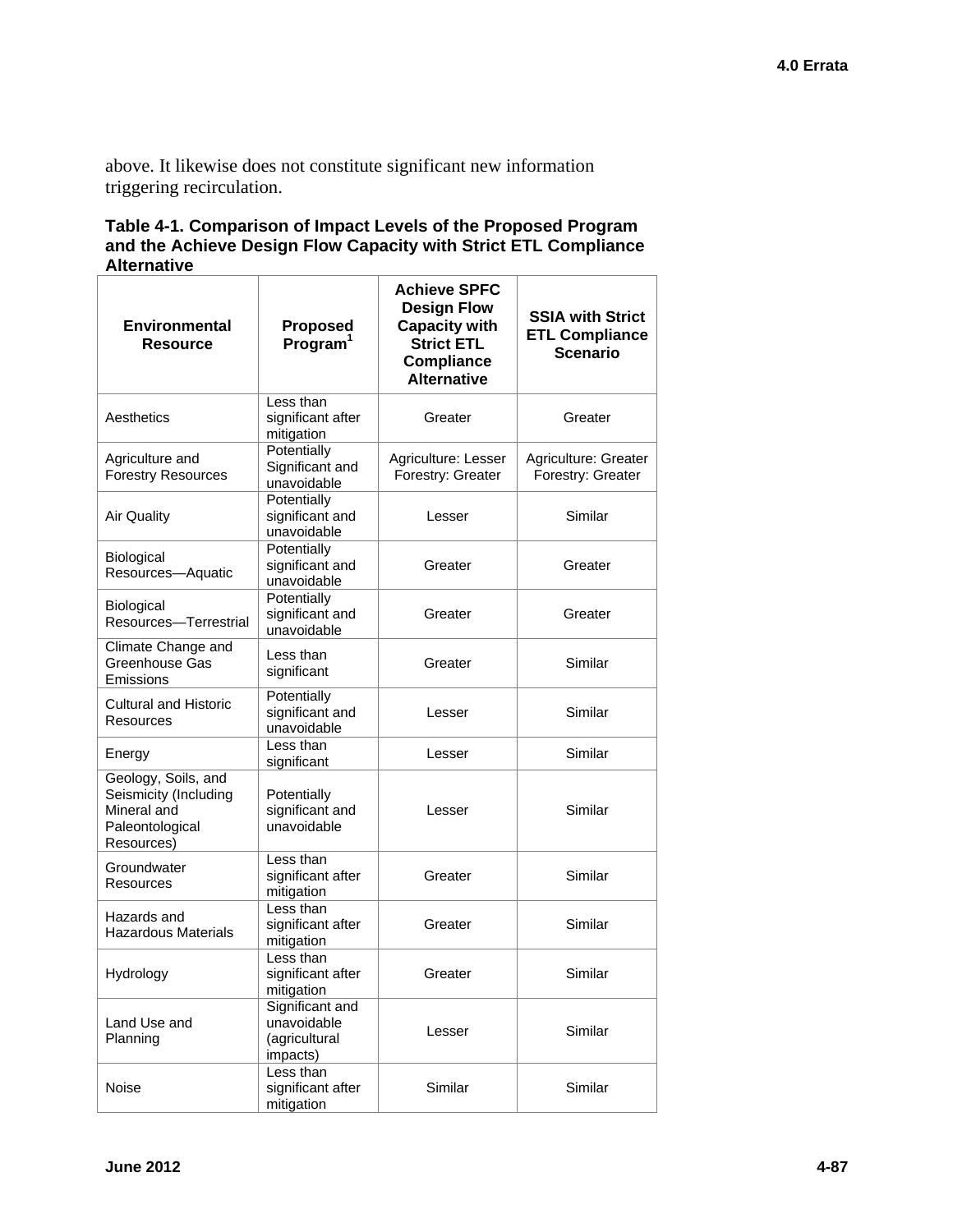above. It likewise does not constitute significant new information triggering recirculation.

**Table 4-1. Comparison of Impact Levels of the Proposed Program and the Achieve Design Flow Capacity with Strict ETL Compliance Alternative**

| Environmental Resource | Proposed Program[1] | Achieve SPFC Design Flow Capacity with Strict ETL Compliance Alternative | SSIA with Strict ETL Compliance Scenario |
|---|---|---|---|
| Aesthetics | Less than significant after mitigation | Greater | Greater |
| Agriculture and Forestry Resources | Potentially Significant and unavoidable | Agriculture: Lesser Forestry: Greater | Agriculture: Greater Forestry: Greater |
| Air Quality | Potentially significant and unavoidable | Lesser | Similar |
| Biological Resources—Aquatic | Potentially significant and unavoidable | Greater | Greater |
| Biological Resources—Terrestrial | Potentially significant and unavoidable | Greater | Greater |
| Climate Change and Greenhouse Gas Emissions | Less than significant | Greater | Similar |
| Cultural and Historic Resources | Potentially significant and unavoidable | Lesser | Similar |
| Energy | Less than significant | Lesser | Similar |
| Geology, Soils, and Seismicity (Including Mineral and Paleontological Resources) | Potentially significant and unavoidable | Lesser | Similar |
| Groundwater Resources | Less than significant after mitigation | Greater | Similar |
| Hazards and Hazardous Materials | Less than significant after mitigation | Greater | Similar |
| Hydrology | Less than significant after mitigation | Greater | Similar |
| Land Use and Planning | Significant and unavoidable (agricultural impacts) | Lesser | Similar |
| Noise | Less than significant after mitigation | Similar | Similar |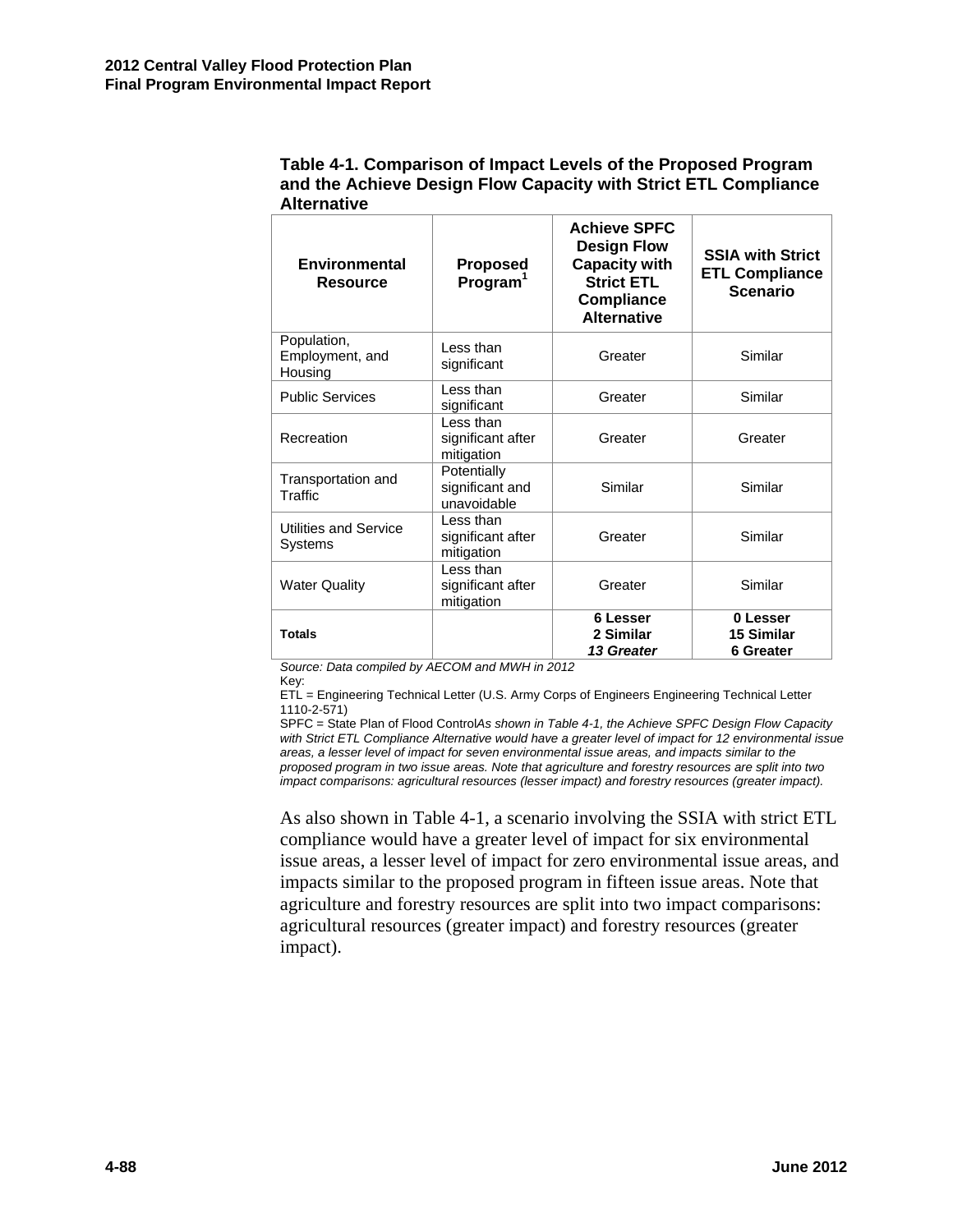**Table 4-1. Comparison of Impact Levels of the Proposed Program and the Achieve Design Flow Capacity with Strict ETL Compliance Alternative**

| Environmental Resource | Proposed Program[1] | Achieve SPFC Design Flow Capacity with Strict ETL Compliance Alternative | SSIA with Strict ETL Compliance Scenario |
|---|---|---|---|
| Population, Employment, and Housing | Less than significant | Greater | Similar |
| Public Services | Less than significant | Greater | Similar |
| Recreation | Less than significant after mitigation | Greater | Greater |
| Transportation and Traffic | Potentially significant and unavoidable | Similar | Similar |
| Utilities and Service Systems | Less than significant after mitigation | Greater | Similar |
| Water Quality | Less than significant after mitigation | Greater | Similar |
| **Totals** | | **6 Lesser**<br>**2 Similar**<br>***13 Greater*** | **0 Lesser**<br>**15 Similar**<br>**6 Greater** |

*Source: Data compiled by AECOM and MWH in 2012*

Key:

ETL = Engineering Technical Letter (U.S. Army Corps of Engineers Engineering Technical Letter 1110-2-571)

SPFC = State Plan of Flood Control*As shown in Table 4-1, the Achieve SPFC Design Flow Capacity with Strict ETL Compliance Alternative would have a greater level of impact for 12 environmental issue areas, a lesser level of impact for seven environmental issue areas, and impacts similar to the proposed program in two issue areas. Note that agriculture and forestry resources are split into two impact comparisons: agricultural resources (lesser impact) and forestry resources (greater impact).*

As also shown in Table 4-1, a scenario involving the SSIA with strict ETL compliance would have a greater level of impact for six environmental issue areas, a lesser level of impact for zero environmental issue areas, and impacts similar to the proposed program in fifteen issue areas. Note that agriculture and forestry resources are split into two impact comparisons: agricultural resources (greater impact) and forestry resources (greater impact).